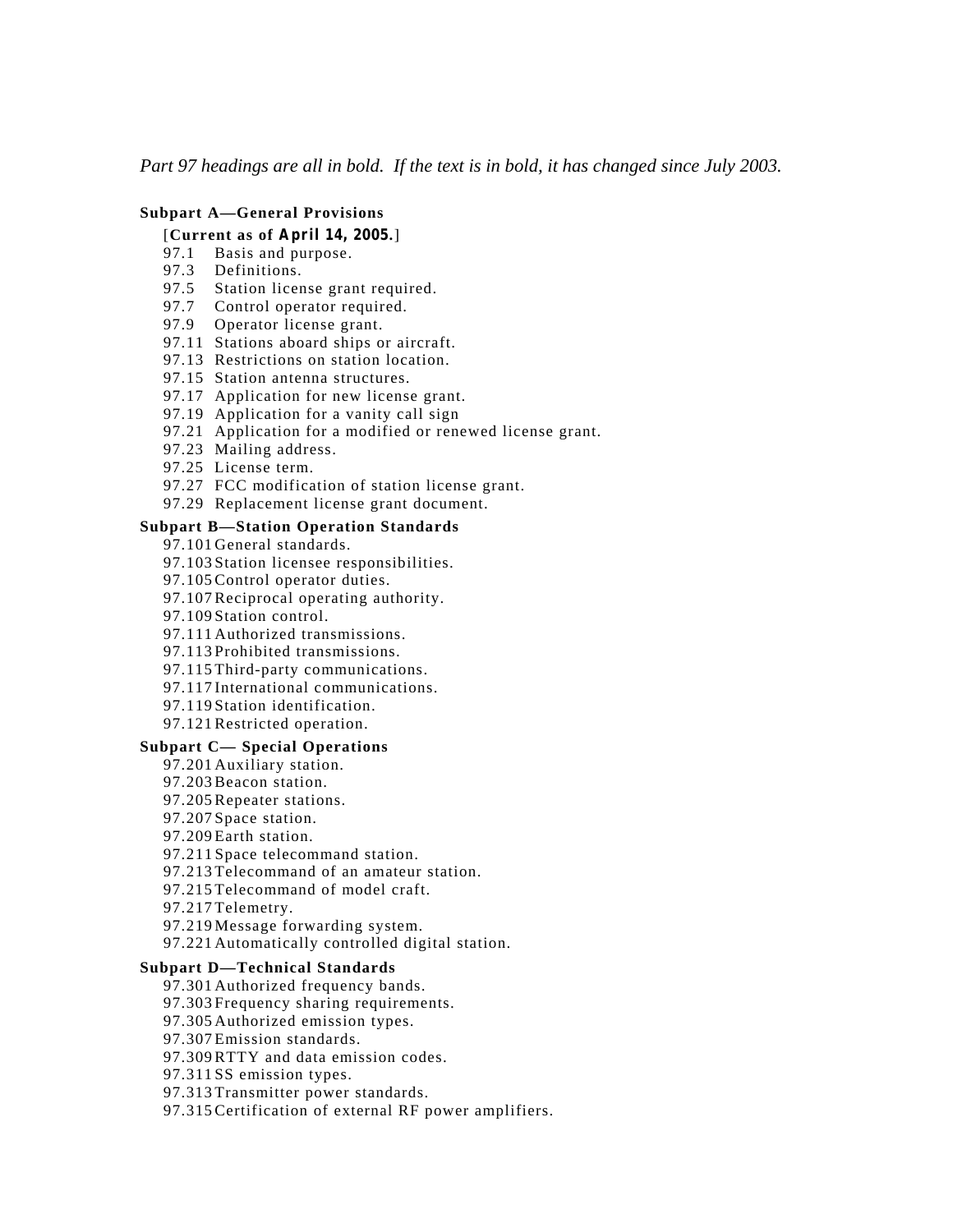*Part 97 headings are all in bold. If the text is in bold, it has changed since July 2003.*

**Subpart A—General Provisions**

[**Current as of April 14, 2005.**]

97.1 Basis and purpose.
97.3 Definitions.
97.5 Station license grant required.
97.7 Control operator required.
97.9 Operator license grant.
97.11 Stations aboard ships or aircraft.
97.13 Restrictions on station location.
97.15 Station antenna structures.
97.17 Application for new license grant.
97.19 Application for a vanity call sign
97.21 Application for a modified or renewed license grant.
97.23 Mailing address.
97.25 License term.
97.27 FCC modification of station license grant.
97.29 Replacement license grant document.

**Subpart B—Station Operation Standards**

97.101 General standards.
97.103 Station licensee responsibilities.
97.105 Control operator duties.
97.107 Reciprocal operating authority.
97.109 Station control.
97.111 Authorized transmissions.
97.113 Prohibited transmissions.
97.115 Third-party communications.
97.117 International communications.
97.119 Station identification.
97.121 Restricted operation.

**Subpart C— Special Operations**

97.201 Auxiliary station.
97.203 Beacon station.
97.205 Repeater stations.
97.207 Space station.
97.209 Earth station.
97.211 Space telecommand station.
97.213 Telecommand of an amateur station.
97.215 Telecommand of model craft.
97.217 Telemetry.
97.219 Message forwarding system.
97.221 Automatically controlled digital station.

**Subpart D—Technical Standards**

97.301 Authorized frequency bands.
97.303 Frequency sharing requirements.
97.305 Authorized emission types.
97.307 Emission standards.
97.309 RTTY and data emission codes.
97.311 SS emission types.
97.313 Transmitter power standards.
97.315 Certification of external RF power amplifiers.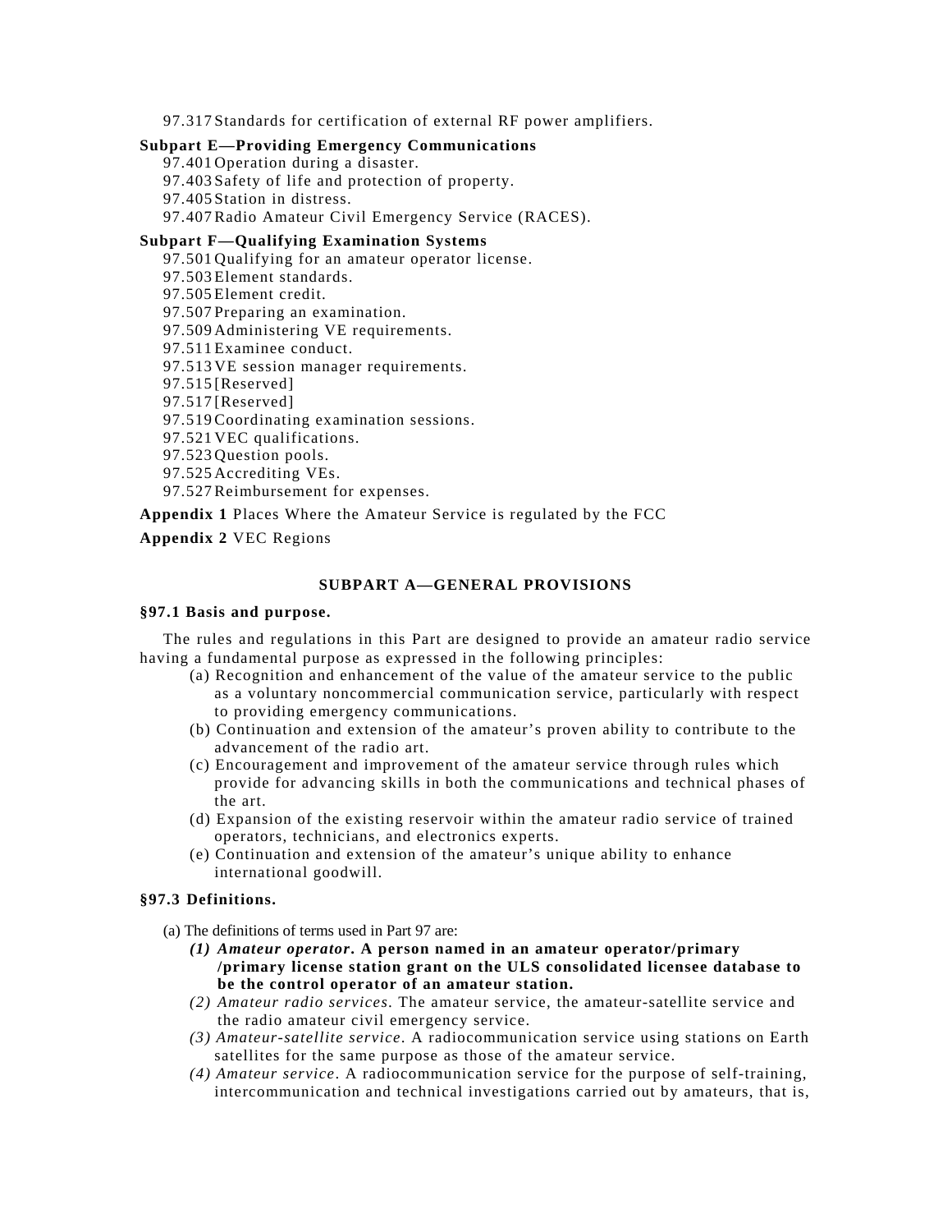97.317 Standards for certification of external RF power amplifiers.

**Subpart E—Providing Emergency Communications**

97.401 Operation during a disaster.
97.403 Safety of life and protection of property.
97.405 Station in distress.
97.407 Radio Amateur Civil Emergency Service (RACES).

**Subpart F—Qualifying Examination Systems**

97.501 Qualifying for an amateur operator license.
97.503 Element standards.
97.505 Element credit.
97.507 Preparing an examination.
97.509 Administering VE requirements.
97.511 Examinee conduct.
97.513 VE session manager requirements.
97.515 [Reserved]
97.517 [Reserved]
97.519 Coordinating examination sessions.
97.521 VEC qualifications.
97.523 Question pools.
97.525 Accrediting VEs.
97.527 Reimbursement for expenses.

**Appendix 1** Places Where the Amateur Service is regulated by the FCC

**Appendix 2** VEC Regions

## SUBPART A—GENERAL PROVISIONS

### §97.1 Basis and purpose.

The rules and regulations in this Part are designed to provide an amateur radio service having a fundamental purpose as expressed in the following principles:

(a) Recognition and enhancement of the value of the amateur service to the public as a voluntary noncommercial communication service, particularly with respect to providing emergency communications.
(b) Continuation and extension of the amateur's proven ability to contribute to the advancement of the radio art.
(c) Encouragement and improvement of the amateur service through rules which provide for advancing skills in both the communications and technical phases of the art.
(d) Expansion of the existing reservoir within the amateur radio service of trained operators, technicians, and electronics experts.
(e) Continuation and extension of the amateur's unique ability to enhance international goodwill.

### §97.3 Definitions.

(a) The definitions of terms used in Part 97 are:

***(1) Amateur operator*. A person named in an amateur operator/primary /primary license station grant on the ULS consolidated licensee database to be the control operator of an amateur station.**
*(2) Amateur radio services*. The amateur service, the amateur-satellite service and the radio amateur civil emergency service.
*(3) Amateur-satellite service*. A radiocommunication service using stations on Earth satellites for the same purpose as those of the amateur service.
*(4) Amateur service*. A radiocommunication service for the purpose of self-training, intercommunication and technical investigations carried out by amateurs, that is,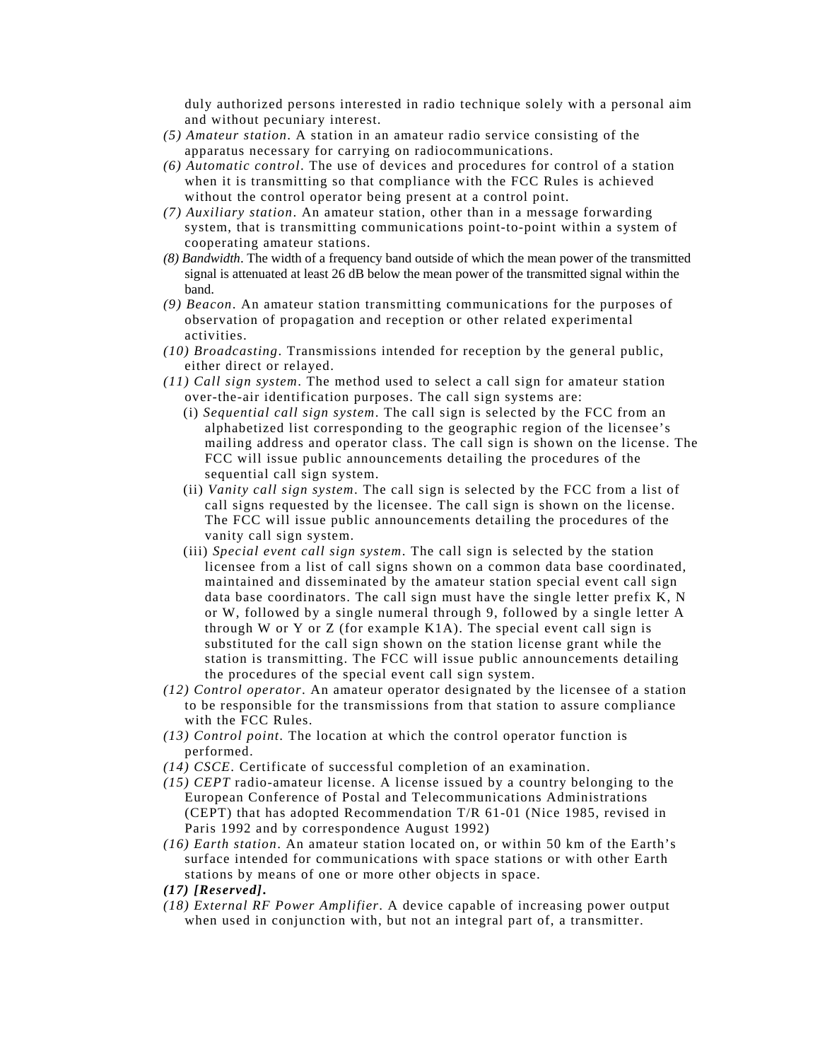duly authorized persons interested in radio technique solely with a personal aim and without pecuniary interest.

*(5) Amateur station*. A station in an amateur radio service consisting of the apparatus necessary for carrying on radiocommunications.

*(6) Automatic control*. The use of devices and procedures for control of a station when it is transmitting so that compliance with the FCC Rules is achieved without the control operator being present at a control point.

*(7) Auxiliary station*. An amateur station, other than in a message forwarding system, that is transmitting communications point-to-point within a system of cooperating amateur stations.

*(8) Bandwidth*. The width of a frequency band outside of which the mean power of the transmitted signal is attenuated at least 26 dB below the mean power of the transmitted signal within the band.

*(9) Beacon*. An amateur station transmitting communications for the purposes of observation of propagation and reception or other related experimental activities.

*(10) Broadcasting*. Transmissions intended for reception by the general public, either direct or relayed.

*(11) Call sign system*. The method used to select a call sign for amateur station over-the-air identification purposes. The call sign systems are:

- (i) *Sequential call sign system*. The call sign is selected by the FCC from an alphabetized list corresponding to the geographic region of the licensee's mailing address and operator class. The call sign is shown on the license. The FCC will issue public announcements detailing the procedures of the sequential call sign system.
- (ii) *Vanity call sign system*. The call sign is selected by the FCC from a list of call signs requested by the licensee. The call sign is shown on the license. The FCC will issue public announcements detailing the procedures of the vanity call sign system.
- (iii) *Special event call sign system*. The call sign is selected by the station licensee from a list of call signs shown on a common data base coordinated, maintained and disseminated by the amateur station special event call sign data base coordinators. The call sign must have the single letter prefix K, N or W, followed by a single numeral through 9, followed by a single letter A through W or Y or Z (for example K1A). The special event call sign is substituted for the call sign shown on the station license grant while the station is transmitting. The FCC will issue public announcements detailing the procedures of the special event call sign system.

*(12) Control operator*. An amateur operator designated by the licensee of a station to be responsible for the transmissions from that station to assure compliance with the FCC Rules.

*(13) Control point*. The location at which the control operator function is performed.

*(14) CSCE*. Certificate of successful completion of an examination.

*(15) CEPT* radio-amateur license. A license issued by a country belonging to the European Conference of Postal and Telecommunications Administrations (CEPT) that has adopted Recommendation T/R 61-01 (Nice 1985, revised in Paris 1992 and by correspondence August 1992)

*(16) Earth station*. An amateur station located on, or within 50 km of the Earth's surface intended for communications with space stations or with other Earth stations by means of one or more other objects in space.

***(17) [Reserved].***

*(18) External RF Power Amplifier*. A device capable of increasing power output when used in conjunction with, but not an integral part of, a transmitter.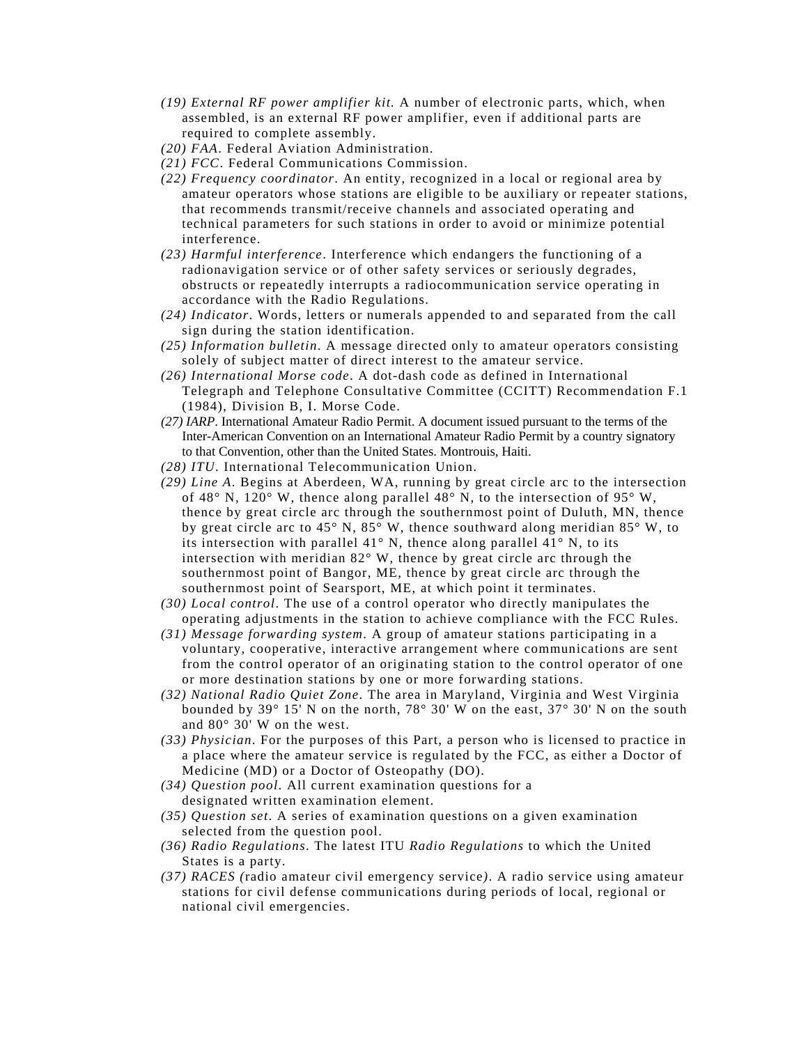*(19) External RF power amplifier kit.* A number of electronic parts, which, when assembled, is an external RF power amplifier, even if additional parts are required to complete assembly.

*(20) FAA*. Federal Aviation Administration.

*(21) FCC*. Federal Communications Commission.

*(22) Frequency coordinator*. An entity, recognized in a local or regional area by amateur operators whose stations are eligible to be auxiliary or repeater stations, that recommends transmit/receive channels and associated operating and technical parameters for such stations in order to avoid or minimize potential interference.

*(23) Harmful interference*. Interference which endangers the functioning of a radionavigation service or of other safety services or seriously degrades, obstructs or repeatedly interrupts a radiocommunication service operating in accordance with the Radio Regulations.

*(24) Indicator*. Words, letters or numerals appended to and separated from the call sign during the station identification.

*(25) Information bulletin*. A message directed only to amateur operators consisting solely of subject matter of direct interest to the amateur service.

*(26) International Morse code*. A dot-dash code as defined in International Telegraph and Telephone Consultative Committee (CCITT) Recommendation F.1 (1984), Division B, I. Morse Code.

*(27) IARP*. International Amateur Radio Permit. A document issued pursuant to the terms of the Inter-American Convention on an International Amateur Radio Permit by a country signatory to that Convention, other than the United States. Montrouis, Haiti.

*(28) ITU*. International Telecommunication Union.

*(29) Line A*. Begins at Aberdeen, WA, running by great circle arc to the intersection of 48° N, 120° W, thence along parallel 48° N, to the intersection of 95° W, thence by great circle arc through the southernmost point of Duluth, MN, thence by great circle arc to 45° N, 85° W, thence southward along meridian 85° W, to its intersection with parallel 41° N, thence along parallel 41° N, to its intersection with meridian 82° W, thence by great circle arc through the southernmost point of Bangor, ME, thence by great circle arc through the southernmost point of Searsport, ME, at which point it terminates.

*(30) Local control*. The use of a control operator who directly manipulates the operating adjustments in the station to achieve compliance with the FCC Rules.

*(31) Message forwarding system*. A group of amateur stations participating in a voluntary, cooperative, interactive arrangement where communications are sent from the control operator of an originating station to the control operator of one or more destination stations by one or more forwarding stations.

*(32) National Radio Quiet Zone*. The area in Maryland, Virginia and West Virginia bounded by 39° 15' N on the north, 78° 30' W on the east, 37° 30' N on the south and 80° 30' W on the west.

*(33) Physician*. For the purposes of this Part, a person who is licensed to practice in a place where the amateur service is regulated by the FCC, as either a Doctor of Medicine (MD) or a Doctor of Osteopathy (DO).

*(34) Question pool*. All current examination questions for a designated written examination element.

*(35) Question set*. A series of examination questions on a given examination selected from the question pool.

*(36) Radio Regulations*. The latest ITU *Radio Regulations* to which the United States is a party.

*(37) RACES (*radio amateur civil emergency service*)*. A radio service using amateur stations for civil defense communications during periods of local, regional or national civil emergencies.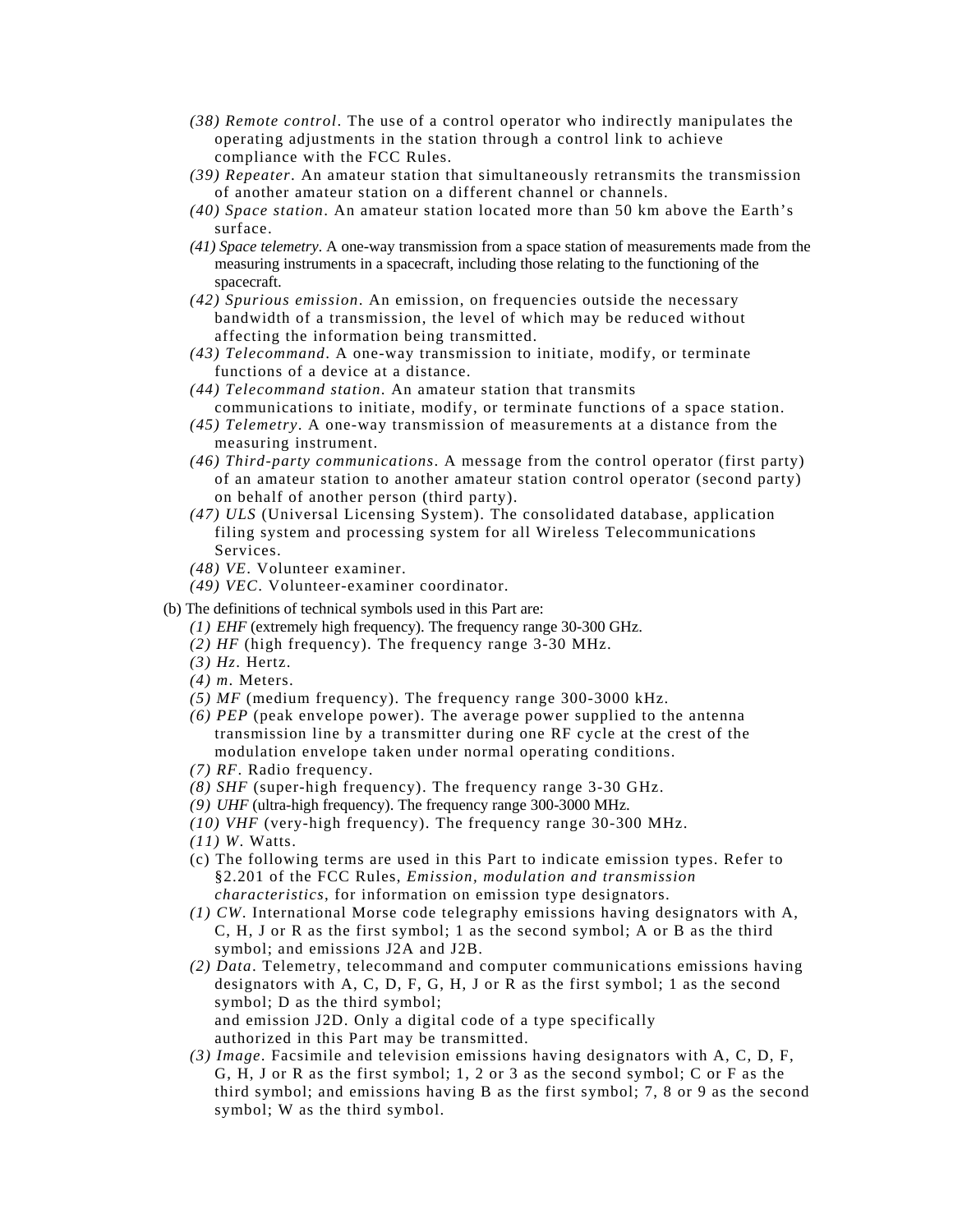*(38) Remote control*. The use of a control operator who indirectly manipulates the operating adjustments in the station through a control link to achieve compliance with the FCC Rules.

*(39) Repeater*. An amateur station that simultaneously retransmits the transmission of another amateur station on a different channel or channels.

*(40) Space station*. An amateur station located more than 50 km above the Earth's surface.

*(41) Space telemetry*. A one-way transmission from a space station of measurements made from the measuring instruments in a spacecraft, including those relating to the functioning of the spacecraft.

*(42) Spurious emission*. An emission, on frequencies outside the necessary bandwidth of a transmission, the level of which may be reduced without affecting the information being transmitted.

*(43) Telecommand*. A one-way transmission to initiate, modify, or terminate functions of a device at a distance.

*(44) Telecommand station*. An amateur station that transmits communications to initiate, modify, or terminate functions of a space station.

*(45) Telemetry*. A one-way transmission of measurements at a distance from the measuring instrument.

*(46) Third-party communications*. A message from the control operator (first party) of an amateur station to another amateur station control operator (second party) on behalf of another person (third party).

*(47) ULS* (Universal Licensing System). The consolidated database, application filing system and processing system for all Wireless Telecommunications Services.

*(48) VE*. Volunteer examiner.

*(49) VEC*. Volunteer-examiner coordinator.

(b) The definitions of technical symbols used in this Part are:

*(1) EHF* (extremely high frequency). The frequency range 30-300 GHz.

*(2) HF* (high frequency). The frequency range 3-30 MHz.

*(3) Hz*. Hertz.

*(4) m*. Meters.

*(5) MF* (medium frequency). The frequency range 300-3000 kHz.

*(6) PEP* (peak envelope power). The average power supplied to the antenna transmission line by a transmitter during one RF cycle at the crest of the modulation envelope taken under normal operating conditions.

*(7) RF*. Radio frequency.

*(8) SHF* (super-high frequency). The frequency range 3-30 GHz.

*(9) UHF* (ultra-high frequency). The frequency range 300-3000 MHz.

*(10) VHF* (very-high frequency). The frequency range 30-300 MHz.

*(11) W*. Watts.

(c) The following terms are used in this Part to indicate emission types. Refer to §2.201 of the FCC Rules, *Emission, modulation and transmission characteristics*, for information on emission type designators.

*(1) CW*. International Morse code telegraphy emissions having designators with A, C, H, J or R as the first symbol; 1 as the second symbol; A or B as the third symbol; and emissions J2A and J2B.

*(2) Data*. Telemetry, telecommand and computer communications emissions having designators with A, C, D, F, G, H, J or R as the first symbol; 1 as the second symbol; D as the third symbol;
and emission J2D. Only a digital code of a type specifically authorized in this Part may be transmitted.

*(3) Image*. Facsimile and television emissions having designators with A, C, D, F, G, H, J or R as the first symbol; 1, 2 or 3 as the second symbol; C or F as the third symbol; and emissions having B as the first symbol; 7, 8 or 9 as the second symbol; W as the third symbol.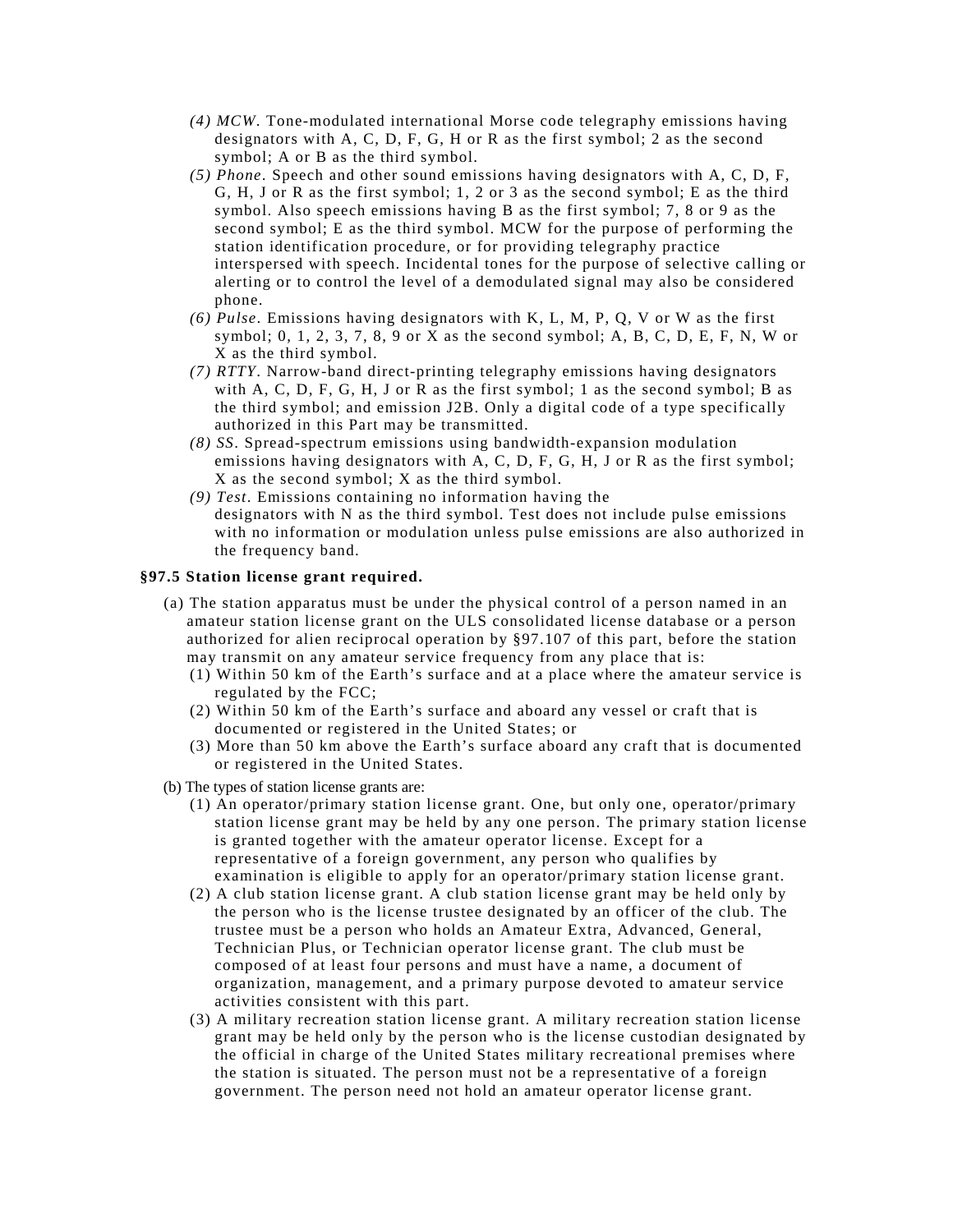- *(4) MCW*. Tone-modulated international Morse code telegraphy emissions having designators with A, C, D, F, G, H or R as the first symbol; 2 as the second symbol; A or B as the third symbol.
- *(5) Phone*. Speech and other sound emissions having designators with A, C, D, F, G, H, J or R as the first symbol; 1, 2 or 3 as the second symbol; E as the third symbol. Also speech emissions having B as the first symbol; 7, 8 or 9 as the second symbol; E as the third symbol. MCW for the purpose of performing the station identification procedure, or for providing telegraphy practice interspersed with speech. Incidental tones for the purpose of selective calling or alerting or to control the level of a demodulated signal may also be considered phone.
- *(6) Pulse*. Emissions having designators with K, L, M, P, Q, V or W as the first symbol; 0, 1, 2, 3, 7, 8, 9 or X as the second symbol; A, B, C, D, E, F, N, W or X as the third symbol.
- *(7) RTTY*. Narrow-band direct-printing telegraphy emissions having designators with A, C, D, F, G, H, J or R as the first symbol; 1 as the second symbol; B as the third symbol; and emission J2B. Only a digital code of a type specifically authorized in this Part may be transmitted.
- *(8) SS*. Spread-spectrum emissions using bandwidth-expansion modulation emissions having designators with A, C, D, F, G, H, J or R as the first symbol; X as the second symbol; X as the third symbol.
- *(9) Test*. Emissions containing no information having the designators with N as the third symbol. Test does not include pulse emissions with no information or modulation unless pulse emissions are also authorized in the frequency band.

**§97.5 Station license grant required.**

(a) The station apparatus must be under the physical control of a person named in an amateur station license grant on the ULS consolidated license database or a person authorized for alien reciprocal operation by §97.107 of this part, before the station may transmit on any amateur service frequency from any place that is:

- (1) Within 50 km of the Earth's surface and at a place where the amateur service is regulated by the FCC;
- (2) Within 50 km of the Earth's surface and aboard any vessel or craft that is documented or registered in the United States; or
- (3) More than 50 km above the Earth's surface aboard any craft that is documented or registered in the United States.

(b) The types of station license grants are:

- (1) An operator/primary station license grant. One, but only one, operator/primary station license grant may be held by any one person. The primary station license is granted together with the amateur operator license. Except for a representative of a foreign government, any person who qualifies by examination is eligible to apply for an operator/primary station license grant.
- (2) A club station license grant. A club station license grant may be held only by the person who is the license trustee designated by an officer of the club. The trustee must be a person who holds an Amateur Extra, Advanced, General, Technician Plus, or Technician operator license grant. The club must be composed of at least four persons and must have a name, a document of organization, management, and a primary purpose devoted to amateur service activities consistent with this part.
- (3) A military recreation station license grant. A military recreation station license grant may be held only by the person who is the license custodian designated by the official in charge of the United States military recreational premises where the station is situated. The person must not be a representative of a foreign government. The person need not hold an amateur operator license grant.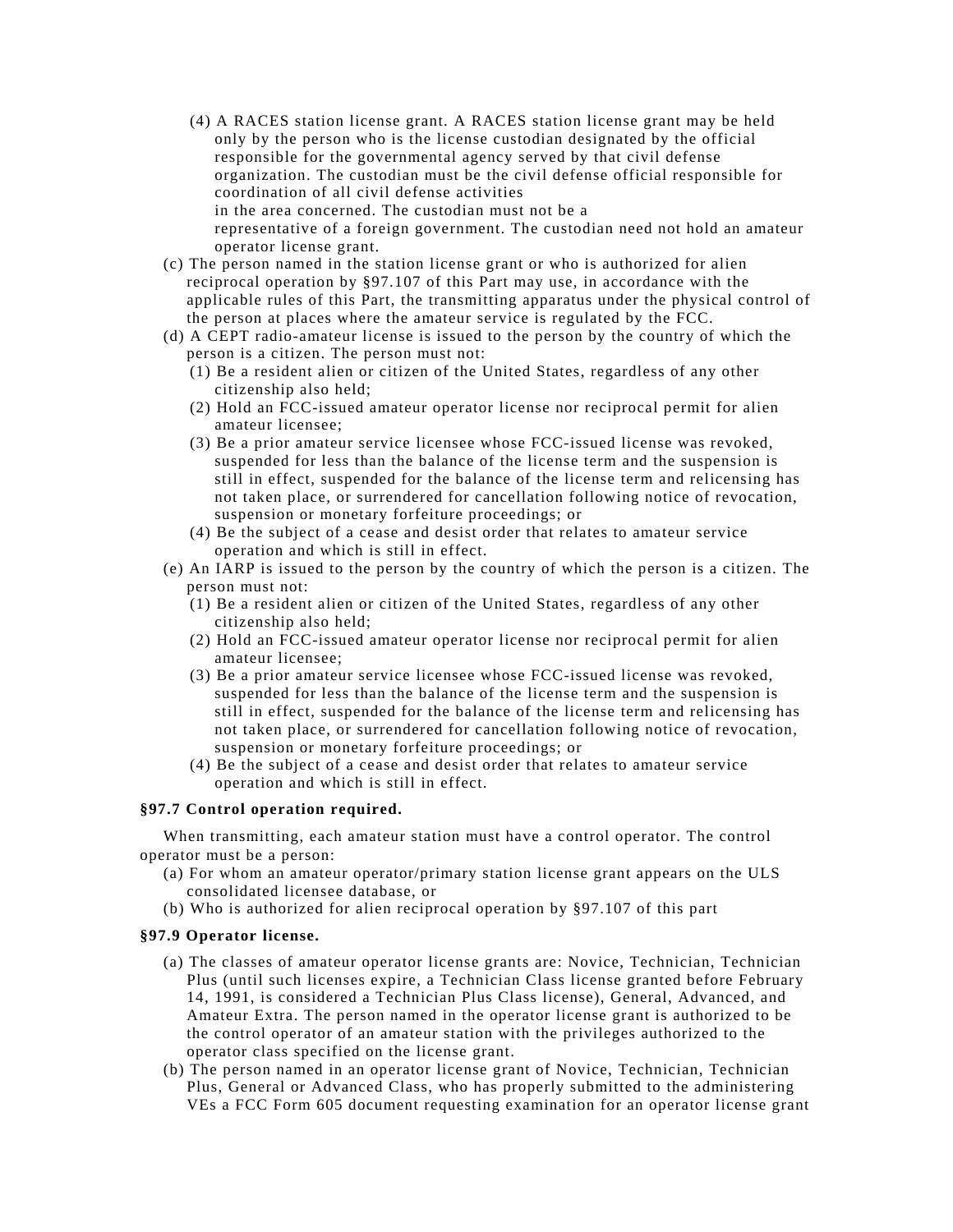(4) A RACES station license grant. A RACES station license grant may be held only by the person who is the license custodian designated by the official responsible for the governmental agency served by that civil defense organization. The custodian must be the civil defense official responsible for coordination of all civil defense activities in the area concerned. The custodian must not be a representative of a foreign government. The custodian need not hold an amateur operator license grant.

(c) The person named in the station license grant or who is authorized for alien reciprocal operation by §97.107 of this Part may use, in accordance with the applicable rules of this Part, the transmitting apparatus under the physical control of the person at places where the amateur service is regulated by the FCC.

(d) A CEPT radio-amateur license is issued to the person by the country of which the person is a citizen. The person must not:

(1) Be a resident alien or citizen of the United States, regardless of any other citizenship also held;

(2) Hold an FCC-issued amateur operator license nor reciprocal permit for alien amateur licensee;

(3) Be a prior amateur service licensee whose FCC-issued license was revoked, suspended for less than the balance of the license term and the suspension is still in effect, suspended for the balance of the license term and relicensing has not taken place, or surrendered for cancellation following notice of revocation, suspension or monetary forfeiture proceedings; or

(4) Be the subject of a cease and desist order that relates to amateur service operation and which is still in effect.

(e) An IARP is issued to the person by the country of which the person is a citizen. The person must not:

(1) Be a resident alien or citizen of the United States, regardless of any other citizenship also held;

(2) Hold an FCC-issued amateur operator license nor reciprocal permit for alien amateur licensee;

(3) Be a prior amateur service licensee whose FCC-issued license was revoked, suspended for less than the balance of the license term and the suspension is still in effect, suspended for the balance of the license term and relicensing has not taken place, or surrendered for cancellation following notice of revocation, suspension or monetary forfeiture proceedings; or

(4) Be the subject of a cease and desist order that relates to amateur service operation and which is still in effect.

### §97.7 Control operation required.

When transmitting, each amateur station must have a control operator. The control operator must be a person:

(a) For whom an amateur operator/primary station license grant appears on the ULS consolidated licensee database, or

(b) Who is authorized for alien reciprocal operation by §97.107 of this part

### §97.9 Operator license.

(a) The classes of amateur operator license grants are: Novice, Technician, Technician Plus (until such licenses expire, a Technician Class license granted before February 14, 1991, is considered a Technician Plus Class license), General, Advanced, and Amateur Extra. The person named in the operator license grant is authorized to be the control operator of an amateur station with the privileges authorized to the operator class specified on the license grant.

(b) The person named in an operator license grant of Novice, Technician, Technician Plus, General or Advanced Class, who has properly submitted to the administering VEs a FCC Form 605 document requesting examination for an operator license grant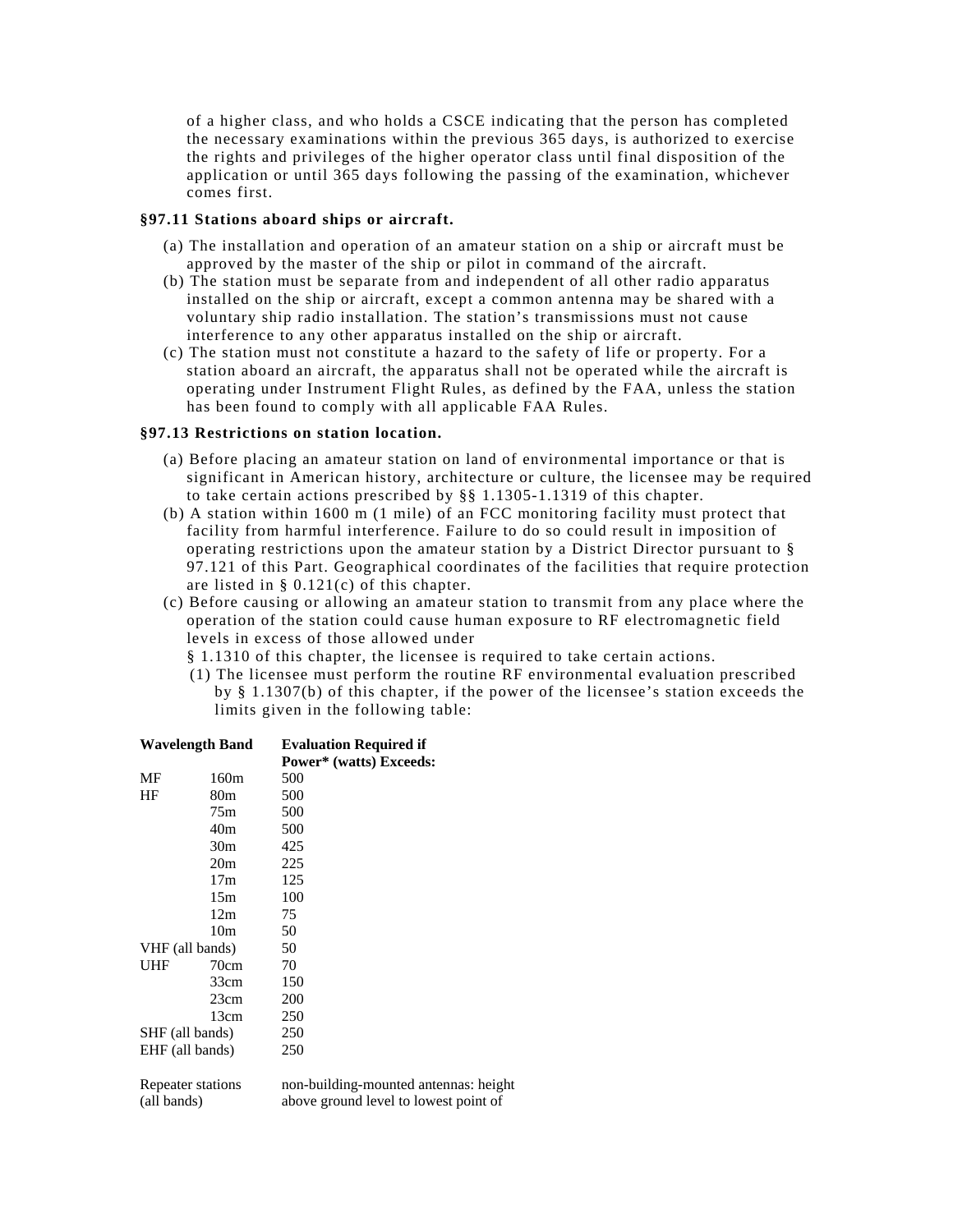of a higher class, and who holds a CSCE indicating that the person has completed the necessary examinations within the previous 365 days, is authorized to exercise the rights and privileges of the higher operator class until final disposition of the application or until 365 days following the passing of the examination, whichever comes first.

### §97.11 Stations aboard ships or aircraft.

(a) The installation and operation of an amateur station on a ship or aircraft must be approved by the master of the ship or pilot in command of the aircraft.

(b) The station must be separate from and independent of all other radio apparatus installed on the ship or aircraft, except a common antenna may be shared with a voluntary ship radio installation. The station's transmissions must not cause interference to any other apparatus installed on the ship or aircraft.

(c) The station must not constitute a hazard to the safety of life or property. For a station aboard an aircraft, the apparatus shall not be operated while the aircraft is operating under Instrument Flight Rules, as defined by the FAA, unless the station has been found to comply with all applicable FAA Rules.

### §97.13 Restrictions on station location.

(a) Before placing an amateur station on land of environmental importance or that is significant in American history, architecture or culture, the licensee may be required to take certain actions prescribed by §§ 1.1305-1.1319 of this chapter.

(b) A station within 1600 m (1 mile) of an FCC monitoring facility must protect that facility from harmful interference. Failure to do so could result in imposition of operating restrictions upon the amateur station by a District Director pursuant to § 97.121 of this Part. Geographical coordinates of the facilities that require protection are listed in § 0.121(c) of this chapter.

(c) Before causing or allowing an amateur station to transmit from any place where the operation of the station could cause human exposure to RF electromagnetic field levels in excess of those allowed under § 1.1310 of this chapter, the licensee is required to take certain actions.

(1) The licensee must perform the routine RF environmental evaluation prescribed by § 1.1307(b) of this chapter, if the power of the licensee's station exceeds the limits given in the following table:

| Wavelength Band | | Evaluation Required if Power* (watts) Exceeds: |
|---|---|---|
| MF | 160m | 500 |
| HF | 80m | 500 |
| | 75m | 500 |
| | 40m | 500 |
| | 30m | 425 |
| | 20m | 225 |
| | 17m | 125 |
| | 15m | 100 |
| | 12m | 75 |
| | 10m | 50 |
| VHF (all bands) | | 50 |
| UHF | 70cm | 70 |
| | 33cm | 150 |
| | 23cm | 200 |
| | 13cm | 250 |
| SHF (all bands) | | 250 |
| EHF (all bands) | | 250 |
| Repeater stations (all bands) | | non-building-mounted antennas: height above ground level to lowest point of |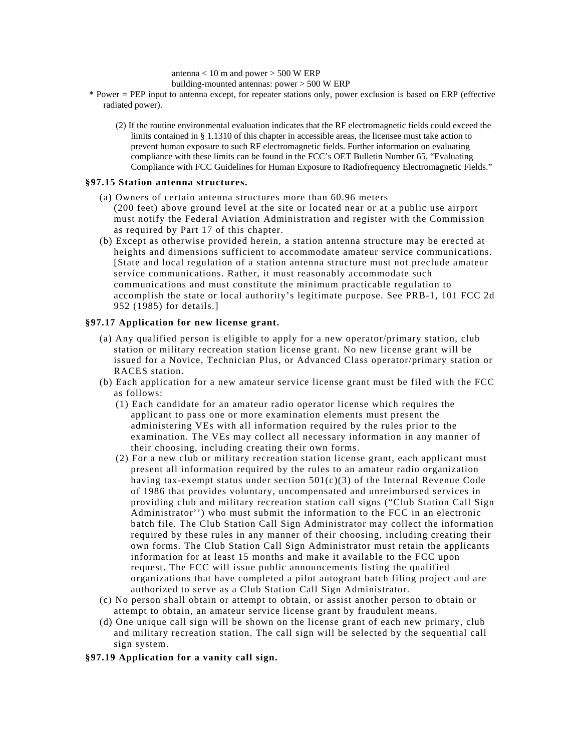antenna < 10 m and power > 500 W ERP

building-mounted antennas: power > 500 W ERP

\* Power = PEP input to antenna except, for repeater stations only, power exclusion is based on ERP (effective radiated power).

(2) If the routine environmental evaluation indicates that the RF electromagnetic fields could exceed the limits contained in § 1.1310 of this chapter in accessible areas, the licensee must take action to prevent human exposure to such RF electromagnetic fields. Further information on evaluating compliance with these limits can be found in the FCC's OET Bulletin Number 65, "Evaluating Compliance with FCC Guidelines for Human Exposure to Radiofrequency Electromagnetic Fields."

**§97.15 Station antenna structures.**

(a) Owners of certain antenna structures more than 60.96 meters (200 feet) above ground level at the site or located near or at a public use airport must notify the Federal Aviation Administration and register with the Commission as required by Part 17 of this chapter.

(b) Except as otherwise provided herein, a station antenna structure may be erected at heights and dimensions sufficient to accommodate amateur service communications. [State and local regulation of a station antenna structure must not preclude amateur service communications. Rather, it must reasonably accommodate such communications and must constitute the minimum practicable regulation to accomplish the state or local authority's legitimate purpose. See PRB-1, 101 FCC 2d 952 (1985) for details.]

**§97.17 Application for new license grant.**

(a) Any qualified person is eligible to apply for a new operator/primary station, club station or military recreation station license grant. No new license grant will be issued for a Novice, Technician Plus, or Advanced Class operator/primary station or RACES station.

(b) Each application for a new amateur service license grant must be filed with the FCC as follows:

(1) Each candidate for an amateur radio operator license which requires the applicant to pass one or more examination elements must present the administering VEs with all information required by the rules prior to the examination. The VEs may collect all necessary information in any manner of their choosing, including creating their own forms.

(2) For a new club or military recreation station license grant, each applicant must present all information required by the rules to an amateur radio organization having tax-exempt status under section 501(c)(3) of the Internal Revenue Code of 1986 that provides voluntary, uncompensated and unreimbursed services in providing club and military recreation station call signs ("Club Station Call Sign Administrator'') who must submit the information to the FCC in an electronic batch file. The Club Station Call Sign Administrator may collect the information required by these rules in any manner of their choosing, including creating their own forms. The Club Station Call Sign Administrator must retain the applicants information for at least 15 months and make it available to the FCC upon request. The FCC will issue public announcements listing the qualified organizations that have completed a pilot autogrant batch filing project and are authorized to serve as a Club Station Call Sign Administrator.

(c) No person shall obtain or attempt to obtain, or assist another person to obtain or attempt to obtain, an amateur service license grant by fraudulent means.

(d) One unique call sign will be shown on the license grant of each new primary, club and military recreation station. The call sign will be selected by the sequential call sign system.

**§97.19 Application for a vanity call sign.**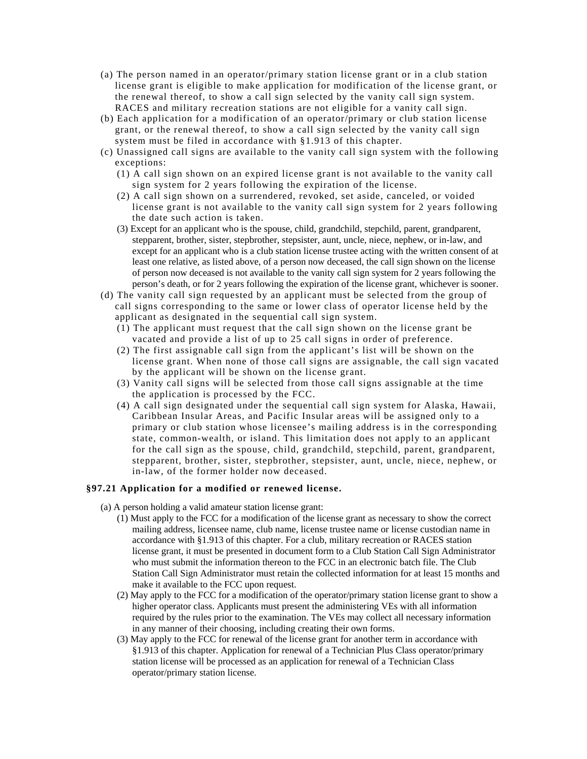(a) The person named in an operator/primary station license grant or in a club station license grant is eligible to make application for modification of the license grant, or the renewal thereof, to show a call sign selected by the vanity call sign system. RACES and military recreation stations are not eligible for a vanity call sign.

(b) Each application for a modification of an operator/primary or club station license grant, or the renewal thereof, to show a call sign selected by the vanity call sign system must be filed in accordance with §1.913 of this chapter.

(c) Unassigned call signs are available to the vanity call sign system with the following exceptions:

(1) A call sign shown on an expired license grant is not available to the vanity call sign system for 2 years following the expiration of the license.

(2) A call sign shown on a surrendered, revoked, set aside, canceled, or voided license grant is not available to the vanity call sign system for 2 years following the date such action is taken.

(3) Except for an applicant who is the spouse, child, grandchild, stepchild, parent, grandparent, stepparent, brother, sister, stepbrother, stepsister, aunt, uncle, niece, nephew, or in-law, and except for an applicant who is a club station license trustee acting with the written consent of at least one relative, as listed above, of a person now deceased, the call sign shown on the license of person now deceased is not available to the vanity call sign system for 2 years following the person's death, or for 2 years following the expiration of the license grant, whichever is sooner.

(d) The vanity call sign requested by an applicant must be selected from the group of call signs corresponding to the same or lower class of operator license held by the applicant as designated in the sequential call sign system.

(1) The applicant must request that the call sign shown on the license grant be vacated and provide a list of up to 25 call signs in order of preference.

(2) The first assignable call sign from the applicant's list will be shown on the license grant. When none of those call signs are assignable, the call sign vacated by the applicant will be shown on the license grant.

(3) Vanity call signs will be selected from those call signs assignable at the time the application is processed by the FCC.

(4) A call sign designated under the sequential call sign system for Alaska, Hawaii, Caribbean Insular Areas, and Pacific Insular areas will be assigned only to a primary or club station whose licensee's mailing address is in the corresponding state, common-wealth, or island. This limitation does not apply to an applicant for the call sign as the spouse, child, grandchild, stepchild, parent, grandparent, stepparent, brother, sister, stepbrother, stepsister, aunt, uncle, niece, nephew, or in-law, of the former holder now deceased.

### §97.21 Application for a modified or renewed license.

(a) A person holding a valid amateur station license grant:

(1) Must apply to the FCC for a modification of the license grant as necessary to show the correct mailing address, licensee name, club name, license trustee name or license custodian name in accordance with §1.913 of this chapter. For a club, military recreation or RACES station license grant, it must be presented in document form to a Club Station Call Sign Administrator who must submit the information thereon to the FCC in an electronic batch file. The Club Station Call Sign Administrator must retain the collected information for at least 15 months and make it available to the FCC upon request.

(2) May apply to the FCC for a modification of the operator/primary station license grant to show a higher operator class. Applicants must present the administering VEs with all information required by the rules prior to the examination. The VEs may collect all necessary information in any manner of their choosing, including creating their own forms.

(3) May apply to the FCC for renewal of the license grant for another term in accordance with §1.913 of this chapter. Application for renewal of a Technician Plus Class operator/primary station license will be processed as an application for renewal of a Technician Class operator/primary station license.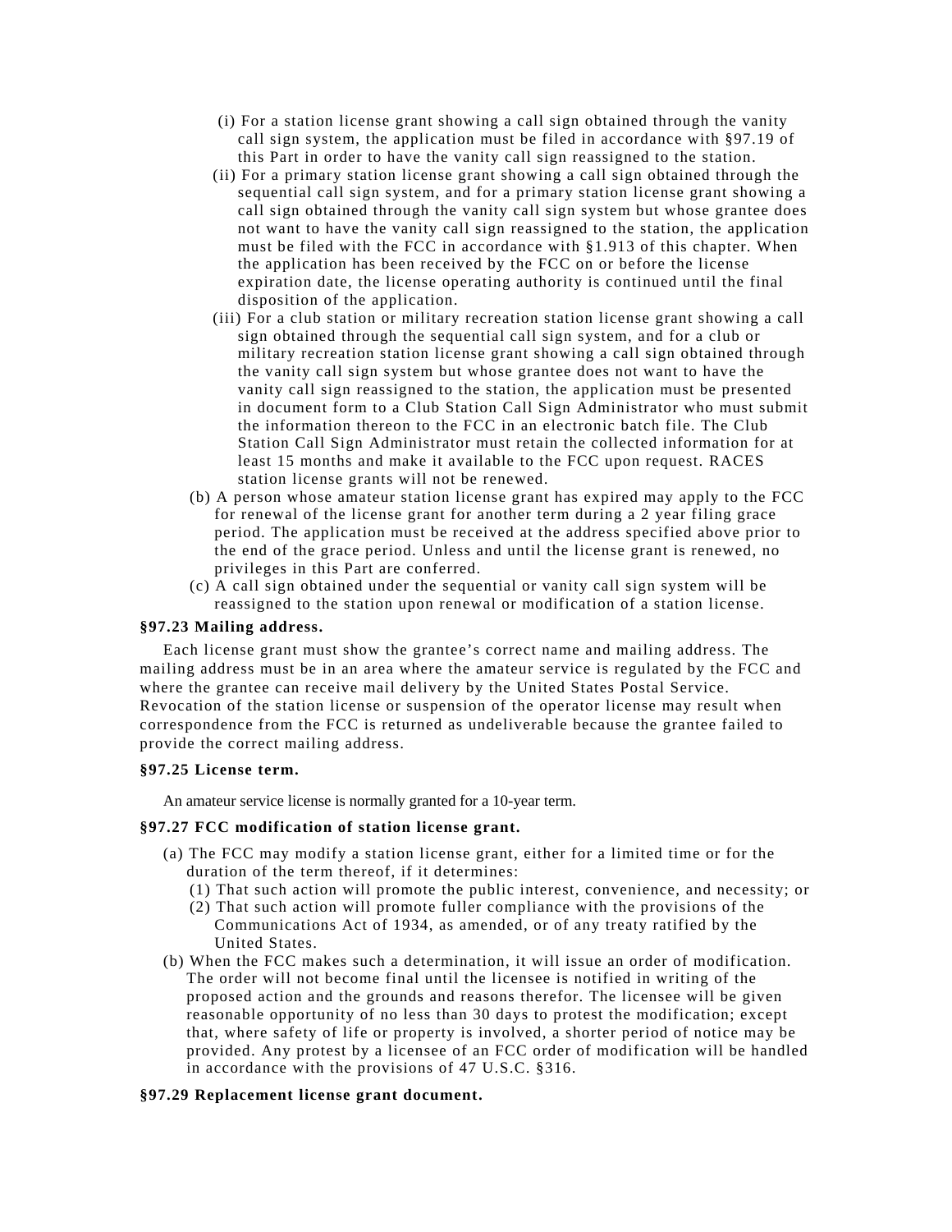(i) For a station license grant showing a call sign obtained through the vanity call sign system, the application must be filed in accordance with §97.19 of this Part in order to have the vanity call sign reassigned to the station.

(ii) For a primary station license grant showing a call sign obtained through the sequential call sign system, and for a primary station license grant showing a call sign obtained through the vanity call sign system but whose grantee does not want to have the vanity call sign reassigned to the station, the application must be filed with the FCC in accordance with §1.913 of this chapter. When the application has been received by the FCC on or before the license expiration date, the license operating authority is continued until the final disposition of the application.

(iii) For a club station or military recreation station license grant showing a call sign obtained through the sequential call sign system, and for a club or military recreation station license grant showing a call sign obtained through the vanity call sign system but whose grantee does not want to have the vanity call sign reassigned to the station, the application must be presented in document form to a Club Station Call Sign Administrator who must submit the information thereon to the FCC in an electronic batch file. The Club Station Call Sign Administrator must retain the collected information for at least 15 months and make it available to the FCC upon request. RACES station license grants will not be renewed.

(b) A person whose amateur station license grant has expired may apply to the FCC for renewal of the license grant for another term during a 2 year filing grace period. The application must be received at the address specified above prior to the end of the grace period. Unless and until the license grant is renewed, no privileges in this Part are conferred.

(c) A call sign obtained under the sequential or vanity call sign system will be reassigned to the station upon renewal or modification of a station license.

**§97.23 Mailing address.**

Each license grant must show the grantee's correct name and mailing address. The mailing address must be in an area where the amateur service is regulated by the FCC and where the grantee can receive mail delivery by the United States Postal Service. Revocation of the station license or suspension of the operator license may result when correspondence from the FCC is returned as undeliverable because the grantee failed to provide the correct mailing address.

**§97.25 License term.**

An amateur service license is normally granted for a 10-year term.

**§97.27 FCC modification of station license grant.**

(a) The FCC may modify a station license grant, either for a limited time or for the duration of the term thereof, if it determines:

(1) That such action will promote the public interest, convenience, and necessity; or

(2) That such action will promote fuller compliance with the provisions of the Communications Act of 1934, as amended, or of any treaty ratified by the United States.

(b) When the FCC makes such a determination, it will issue an order of modification. The order will not become final until the licensee is notified in writing of the proposed action and the grounds and reasons therefor. The licensee will be given reasonable opportunity of no less than 30 days to protest the modification; except that, where safety of life or property is involved, a shorter period of notice may be provided. Any protest by a licensee of an FCC order of modification will be handled in accordance with the provisions of 47 U.S.C. §316.

**§97.29 Replacement license grant document.**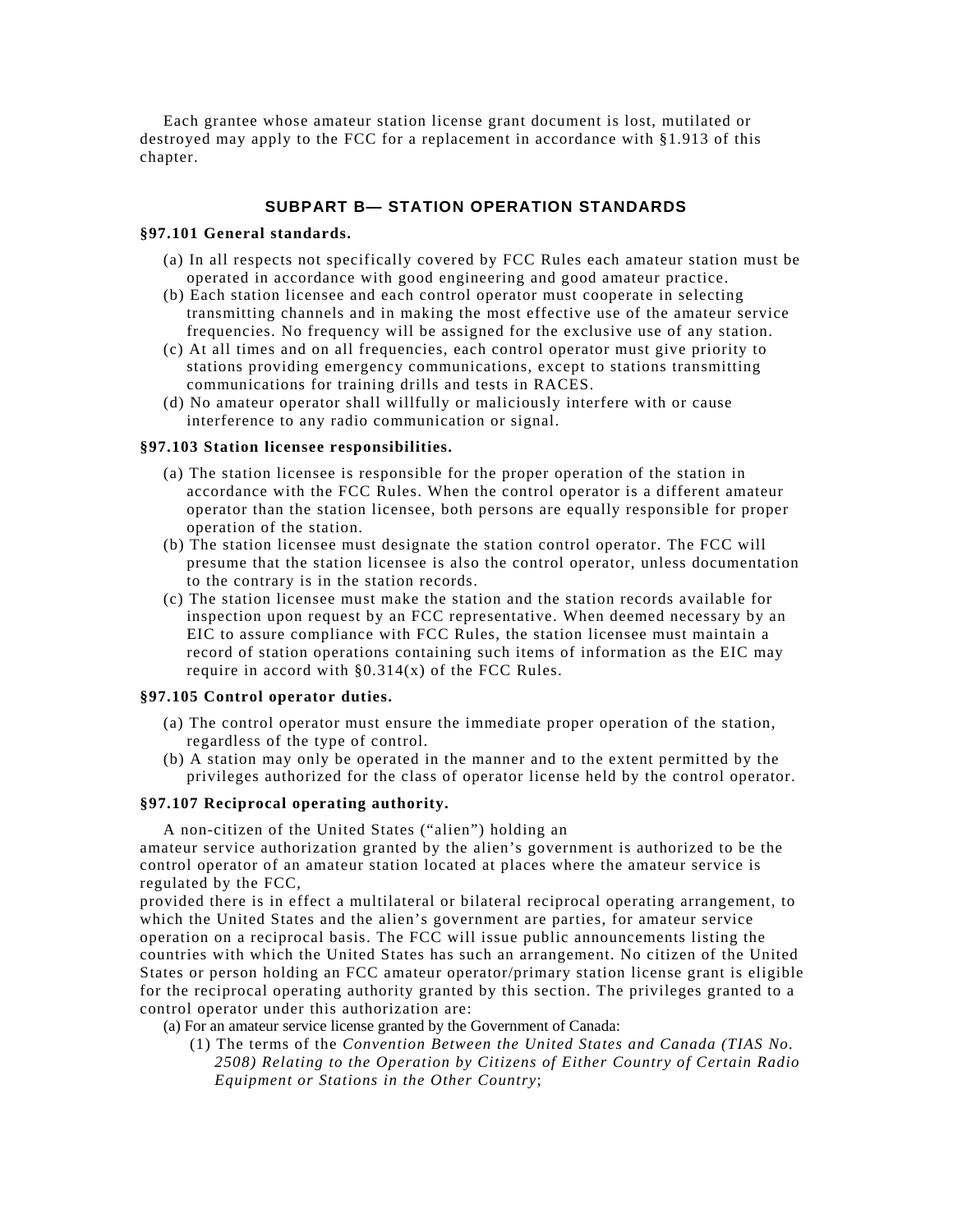Each grantee whose amateur station license grant document is lost, mutilated or destroyed may apply to the FCC for a replacement in accordance with §1.913 of this chapter.

## SUBPART B— STATION OPERATION STANDARDS

### §97.101 General standards.

(a) In all respects not specifically covered by FCC Rules each amateur station must be operated in accordance with good engineering and good amateur practice.

(b) Each station licensee and each control operator must cooperate in selecting transmitting channels and in making the most effective use of the amateur service frequencies. No frequency will be assigned for the exclusive use of any station.

(c) At all times and on all frequencies, each control operator must give priority to stations providing emergency communications, except to stations transmitting communications for training drills and tests in RACES.

(d) No amateur operator shall willfully or maliciously interfere with or cause interference to any radio communication or signal.

### §97.103 Station licensee responsibilities.

(a) The station licensee is responsible for the proper operation of the station in accordance with the FCC Rules. When the control operator is a different amateur operator than the station licensee, both persons are equally responsible for proper operation of the station.

(b) The station licensee must designate the station control operator. The FCC will presume that the station licensee is also the control operator, unless documentation to the contrary is in the station records.

(c) The station licensee must make the station and the station records available for inspection upon request by an FCC representative. When deemed necessary by an EIC to assure compliance with FCC Rules, the station licensee must maintain a record of station operations containing such items of information as the EIC may require in accord with §0.314(x) of the FCC Rules.

### §97.105 Control operator duties.

(a) The control operator must ensure the immediate proper operation of the station, regardless of the type of control.

(b) A station may only be operated in the manner and to the extent permitted by the privileges authorized for the class of operator license held by the control operator.

### §97.107 Reciprocal operating authority.

A non-citizen of the United States (“alien”) holding an amateur service authorization granted by the alien’s government is authorized to be the control operator of an amateur station located at places where the amateur service is regulated by the FCC, provided there is in effect a multilateral or bilateral reciprocal operating arrangement, to which the United States and the alien’s government are parties, for amateur service operation on a reciprocal basis. The FCC will issue public announcements listing the countries with which the United States has such an arrangement. No citizen of the United States or person holding an FCC amateur operator/primary station license grant is eligible for the reciprocal operating authority granted by this section. The privileges granted to a control operator under this authorization are:

(a) For an amateur service license granted by the Government of Canada:

(1) The terms of the *Convention Between the United States and Canada (TIAS No. 2508) Relating to the Operation by Citizens of Either Country of Certain Radio Equipment or Stations in the Other Country*;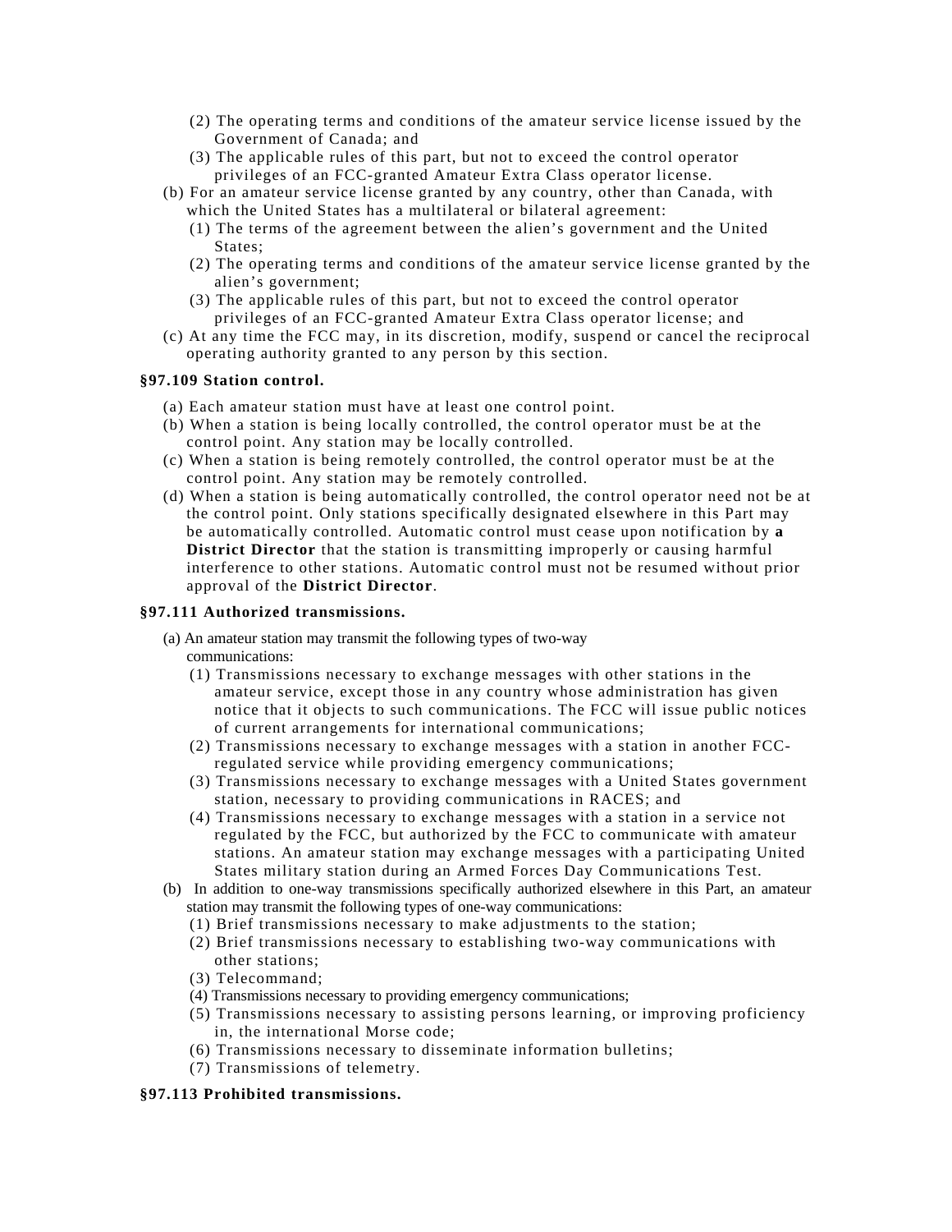(2) The operating terms and conditions of the amateur service license issued by the Government of Canada; and
(3) The applicable rules of this part, but not to exceed the control operator privileges of an FCC-granted Amateur Extra Class operator license.

(b) For an amateur service license granted by any country, other than Canada, with which the United States has a multilateral or bilateral agreement:
(1) The terms of the agreement between the alien's government and the United States;
(2) The operating terms and conditions of the amateur service license granted by the alien's government;
(3) The applicable rules of this part, but not to exceed the control operator privileges of an FCC-granted Amateur Extra Class operator license; and

(c) At any time the FCC may, in its discretion, modify, suspend or cancel the reciprocal operating authority granted to any person by this section.

### §97.109 Station control.

(a) Each amateur station must have at least one control point.

(b) When a station is being locally controlled, the control operator must be at the control point. Any station may be locally controlled.

(c) When a station is being remotely controlled, the control operator must be at the control point. Any station may be remotely controlled.

(d) When a station is being automatically controlled, the control operator need not be at the control point. Only stations specifically designated elsewhere in this Part may be automatically controlled. Automatic control must cease upon notification by **a District Director** that the station is transmitting improperly or causing harmful interference to other stations. Automatic control must not be resumed without prior approval of the **District Director**.

### §97.111 Authorized transmissions.

(a) An amateur station may transmit the following types of two-way communications:
(1) Transmissions necessary to exchange messages with other stations in the amateur service, except those in any country whose administration has given notice that it objects to such communications. The FCC will issue public notices of current arrangements for international communications;
(2) Transmissions necessary to exchange messages with a station in another FCC-regulated service while providing emergency communications;
(3) Transmissions necessary to exchange messages with a United States government station, necessary to providing communications in RACES; and
(4) Transmissions necessary to exchange messages with a station in a service not regulated by the FCC, but authorized by the FCC to communicate with amateur stations. An amateur station may exchange messages with a participating United States military station during an Armed Forces Day Communications Test.

(b) In addition to one-way transmissions specifically authorized elsewhere in this Part, an amateur station may transmit the following types of one-way communications:
(1) Brief transmissions necessary to make adjustments to the station;
(2) Brief transmissions necessary to establishing two-way communications with other stations;
(3) Telecommand;
(4) Transmissions necessary to providing emergency communications;
(5) Transmissions necessary to assisting persons learning, or improving proficiency in, the international Morse code;
(6) Transmissions necessary to disseminate information bulletins;
(7) Transmissions of telemetry.

### §97.113 Prohibited transmissions.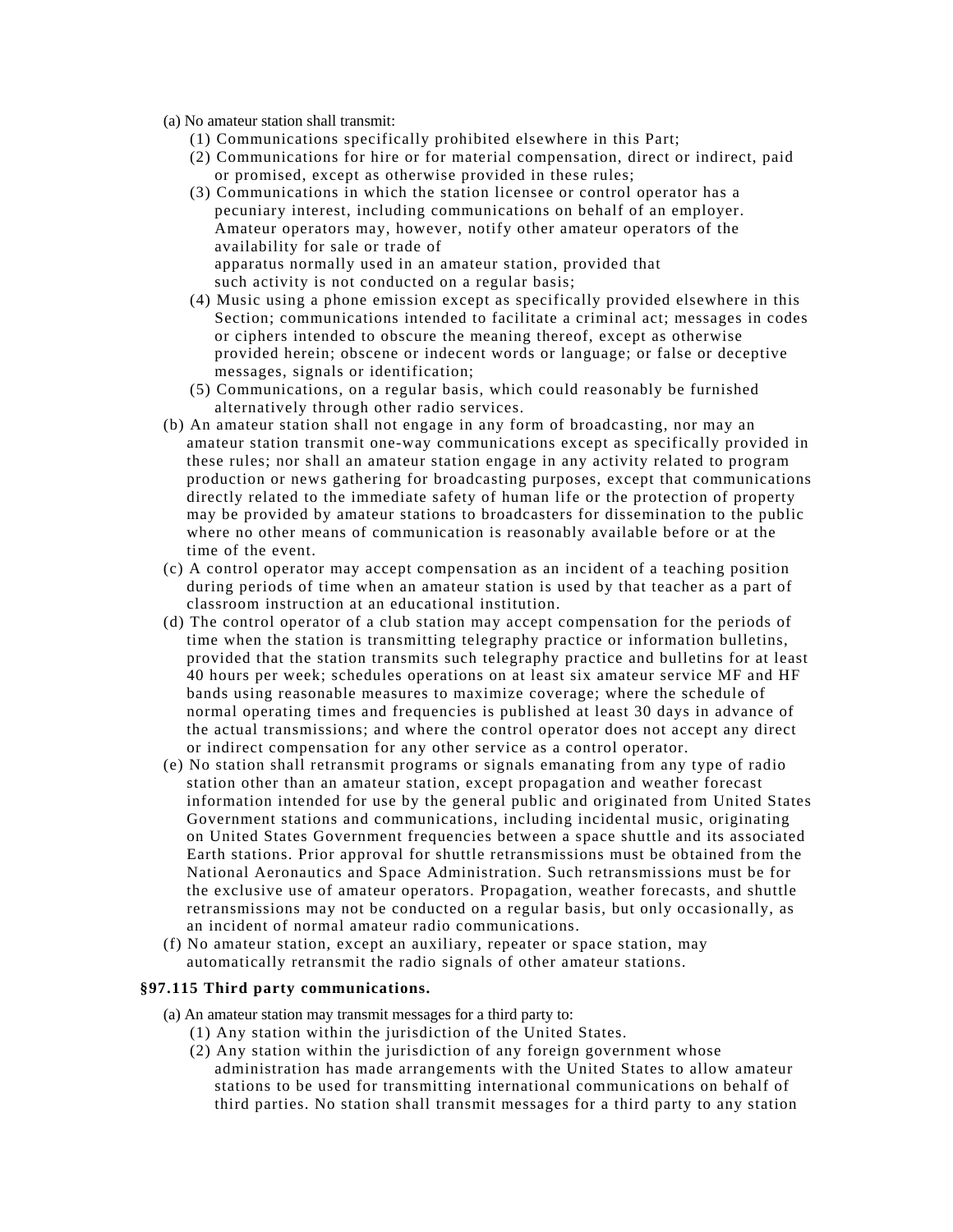(a) No amateur station shall transmit:

(1) Communications specifically prohibited elsewhere in this Part;

(2) Communications for hire or for material compensation, direct or indirect, paid or promised, except as otherwise provided in these rules;

(3) Communications in which the station licensee or control operator has a pecuniary interest, including communications on behalf of an employer. Amateur operators may, however, notify other amateur operators of the availability for sale or trade of apparatus normally used in an amateur station, provided that such activity is not conducted on a regular basis;

(4) Music using a phone emission except as specifically provided elsewhere in this Section; communications intended to facilitate a criminal act; messages in codes or ciphers intended to obscure the meaning thereof, except as otherwise provided herein; obscene or indecent words or language; or false or deceptive messages, signals or identification;

(5) Communications, on a regular basis, which could reasonably be furnished alternatively through other radio services.

(b) An amateur station shall not engage in any form of broadcasting, nor may an amateur station transmit one-way communications except as specifically provided in these rules; nor shall an amateur station engage in any activity related to program production or news gathering for broadcasting purposes, except that communications directly related to the immediate safety of human life or the protection of property may be provided by amateur stations to broadcasters for dissemination to the public where no other means of communication is reasonably available before or at the time of the event.

(c) A control operator may accept compensation as an incident of a teaching position during periods of time when an amateur station is used by that teacher as a part of classroom instruction at an educational institution.

(d) The control operator of a club station may accept compensation for the periods of time when the station is transmitting telegraphy practice or information bulletins, provided that the station transmits such telegraphy practice and bulletins for at least 40 hours per week; schedules operations on at least six amateur service MF and HF bands using reasonable measures to maximize coverage; where the schedule of normal operating times and frequencies is published at least 30 days in advance of the actual transmissions; and where the control operator does not accept any direct or indirect compensation for any other service as a control operator.

(e) No station shall retransmit programs or signals emanating from any type of radio station other than an amateur station, except propagation and weather forecast information intended for use by the general public and originated from United States Government stations and communications, including incidental music, originating on United States Government frequencies between a space shuttle and its associated Earth stations. Prior approval for shuttle retransmissions must be obtained from the National Aeronautics and Space Administration. Such retransmissions must be for the exclusive use of amateur operators. Propagation, weather forecasts, and shuttle retransmissions may not be conducted on a regular basis, but only occasionally, as an incident of normal amateur radio communications.

(f) No amateur station, except an auxiliary, repeater or space station, may automatically retransmit the radio signals of other amateur stations.

### §97.115 Third party communications.

(a) An amateur station may transmit messages for a third party to:

(1) Any station within the jurisdiction of the United States.

(2) Any station within the jurisdiction of any foreign government whose administration has made arrangements with the United States to allow amateur stations to be used for transmitting international communications on behalf of third parties. No station shall transmit messages for a third party to any station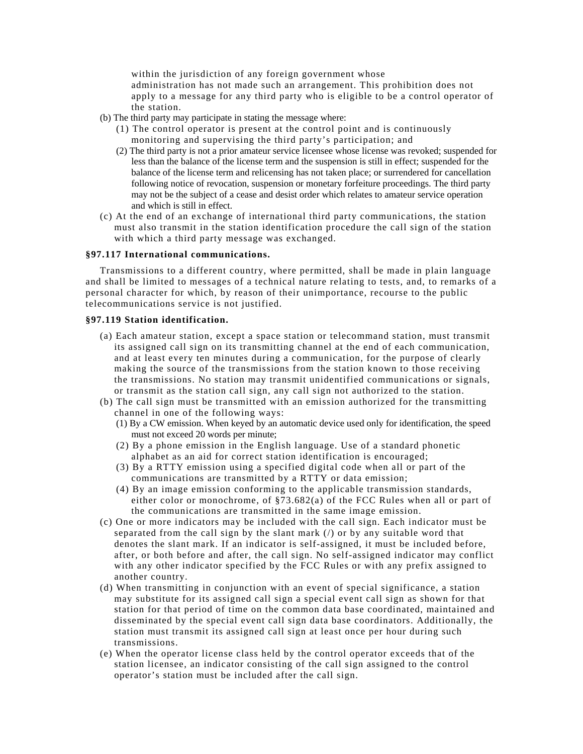within the jurisdiction of any foreign government whose administration has not made such an arrangement. This prohibition does not apply to a message for any third party who is eligible to be a control operator of the station.

(b) The third party may participate in stating the message where:

(1) The control operator is present at the control point and is continuously monitoring and supervising the third party's participation; and

(2) The third party is not a prior amateur service licensee whose license was revoked; suspended for less than the balance of the license term and the suspension is still in effect; suspended for the balance of the license term and relicensing has not taken place; or surrendered for cancellation following notice of revocation, suspension or monetary forfeiture proceedings. The third party may not be the subject of a cease and desist order which relates to amateur service operation and which is still in effect.

(c) At the end of an exchange of international third party communications, the station must also transmit in the station identification procedure the call sign of the station with which a third party message was exchanged.

**§97.117 International communications.**

Transmissions to a different country, where permitted, shall be made in plain language and shall be limited to messages of a technical nature relating to tests, and, to remarks of a personal character for which, by reason of their unimportance, recourse to the public telecommunications service is not justified.

**§97.119 Station identification.**

(a) Each amateur station, except a space station or telecommand station, must transmit its assigned call sign on its transmitting channel at the end of each communication, and at least every ten minutes during a communication, for the purpose of clearly making the source of the transmissions from the station known to those receiving the transmissions. No station may transmit unidentified communications or signals, or transmit as the station call sign, any call sign not authorized to the station.

(b) The call sign must be transmitted with an emission authorized for the transmitting channel in one of the following ways:

(1) By a CW emission. When keyed by an automatic device used only for identification, the speed must not exceed 20 words per minute;

(2) By a phone emission in the English language. Use of a standard phonetic alphabet as an aid for correct station identification is encouraged;

(3) By a RTTY emission using a specified digital code when all or part of the communications are transmitted by a RTTY or data emission;

(4) By an image emission conforming to the applicable transmission standards, either color or monochrome, of §73.682(a) of the FCC Rules when all or part of the communications are transmitted in the same image emission.

(c) One or more indicators may be included with the call sign. Each indicator must be separated from the call sign by the slant mark (/) or by any suitable word that denotes the slant mark. If an indicator is self-assigned, it must be included before, after, or both before and after, the call sign. No self-assigned indicator may conflict with any other indicator specified by the FCC Rules or with any prefix assigned to another country.

(d) When transmitting in conjunction with an event of special significance, a station may substitute for its assigned call sign a special event call sign as shown for that station for that period of time on the common data base coordinated, maintained and disseminated by the special event call sign data base coordinators. Additionally, the station must transmit its assigned call sign at least once per hour during such transmissions.

(e) When the operator license class held by the control operator exceeds that of the station licensee, an indicator consisting of the call sign assigned to the control operator's station must be included after the call sign.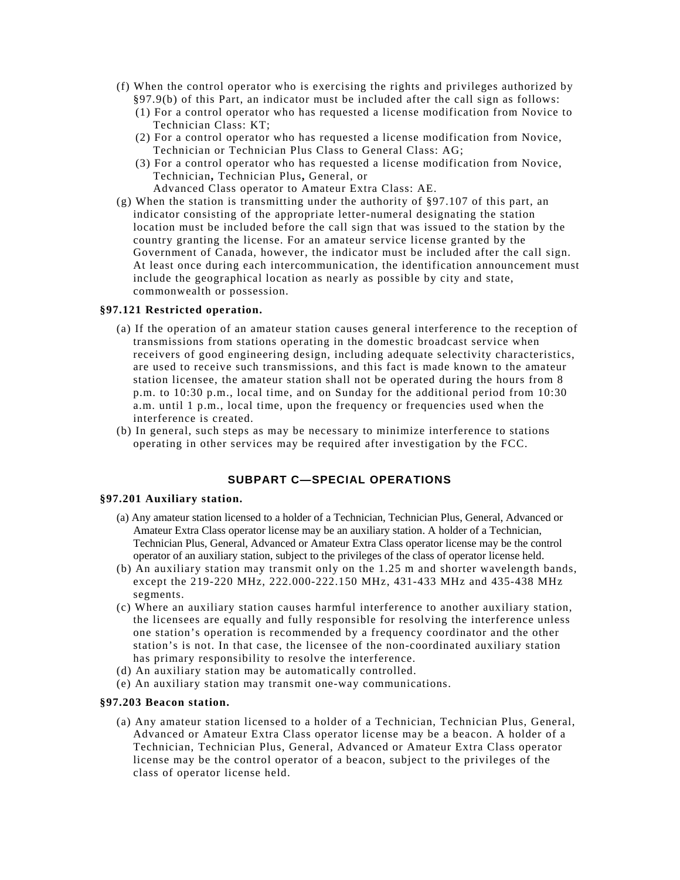- (f) When the control operator who is exercising the rights and privileges authorized by §97.9(b) of this Part, an indicator must be included after the call sign as follows:
  - (1) For a control operator who has requested a license modification from Novice to Technician Class: KT;
  - (2) For a control operator who has requested a license modification from Novice, Technician or Technician Plus Class to General Class: AG;
  - (3) For a control operator who has requested a license modification from Novice, Technician**,** Technician Plus**,** General, or Advanced Class operator to Amateur Extra Class: AE.
- (g) When the station is transmitting under the authority of §97.107 of this part, an indicator consisting of the appropriate letter-numeral designating the station location must be included before the call sign that was issued to the station by the country granting the license. For an amateur service license granted by the Government of Canada, however, the indicator must be included after the call sign. At least once during each intercommunication, the identification announcement must include the geographical location as nearly as possible by city and state, commonwealth or possession.

**§97.121 Restricted operation.**

- (a) If the operation of an amateur station causes general interference to the reception of transmissions from stations operating in the domestic broadcast service when receivers of good engineering design, including adequate selectivity characteristics, are used to receive such transmissions, and this fact is made known to the amateur station licensee, the amateur station shall not be operated during the hours from 8 p.m. to 10:30 p.m., local time, and on Sunday for the additional period from 10:30 a.m. until 1 p.m., local time, upon the frequency or frequencies used when the interference is created.
- (b) In general, such steps as may be necessary to minimize interference to stations operating in other services may be required after investigation by the FCC.

## SUBPART C—SPECIAL OPERATIONS

**§97.201 Auxiliary station.**

- (a) Any amateur station licensed to a holder of a Technician, Technician Plus, General, Advanced or Amateur Extra Class operator license may be an auxiliary station. A holder of a Technician, Technician Plus, General, Advanced or Amateur Extra Class operator license may be the control operator of an auxiliary station, subject to the privileges of the class of operator license held.
- (b) An auxiliary station may transmit only on the 1.25 m and shorter wavelength bands, except the 219-220 MHz, 222.000-222.150 MHz, 431-433 MHz and 435-438 MHz segments.
- (c) Where an auxiliary station causes harmful interference to another auxiliary station, the licensees are equally and fully responsible for resolving the interference unless one station's operation is recommended by a frequency coordinator and the other station's is not. In that case, the licensee of the non-coordinated auxiliary station has primary responsibility to resolve the interference.
- (d) An auxiliary station may be automatically controlled.
- (e) An auxiliary station may transmit one-way communications.

**§97.203 Beacon station.**

- (a) Any amateur station licensed to a holder of a Technician, Technician Plus, General, Advanced or Amateur Extra Class operator license may be a beacon. A holder of a Technician, Technician Plus, General, Advanced or Amateur Extra Class operator license may be the control operator of a beacon, subject to the privileges of the class of operator license held.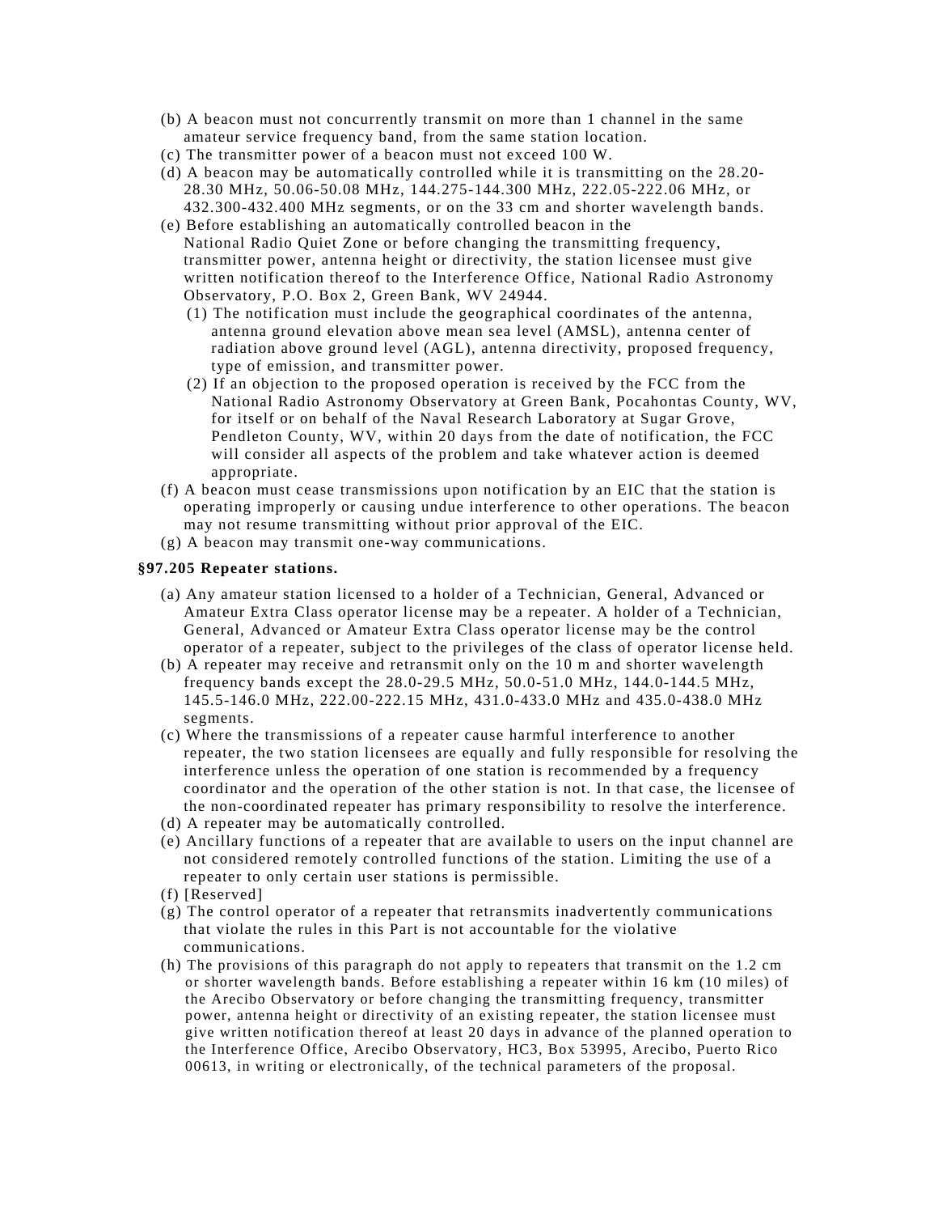(b) A beacon must not concurrently transmit on more than 1 channel in the same amateur service frequency band, from the same station location.

(c) The transmitter power of a beacon must not exceed 100 W.

(d) A beacon may be automatically controlled while it is transmitting on the 28.20-28.30 MHz, 50.06-50.08 MHz, 144.275-144.300 MHz, 222.05-222.06 MHz, or 432.300-432.400 MHz segments, or on the 33 cm and shorter wavelength bands.

(e) Before establishing an automatically controlled beacon in the National Radio Quiet Zone or before changing the transmitting frequency, transmitter power, antenna height or directivity, the station licensee must give written notification thereof to the Interference Office, National Radio Astronomy Observatory, P.O. Box 2, Green Bank, WV 24944.

  (1) The notification must include the geographical coordinates of the antenna, antenna ground elevation above mean sea level (AMSL), antenna center of radiation above ground level (AGL), antenna directivity, proposed frequency, type of emission, and transmitter power.

  (2) If an objection to the proposed operation is received by the FCC from the National Radio Astronomy Observatory at Green Bank, Pocahontas County, WV, for itself or on behalf of the Naval Research Laboratory at Sugar Grove, Pendleton County, WV, within 20 days from the date of notification, the FCC will consider all aspects of the problem and take whatever action is deemed appropriate.

(f) A beacon must cease transmissions upon notification by an EIC that the station is operating improperly or causing undue interference to other operations. The beacon may not resume transmitting without prior approval of the EIC.

(g) A beacon may transmit one-way communications.

**§97.205 Repeater stations.**

(a) Any amateur station licensed to a holder of a Technician, General, Advanced or Amateur Extra Class operator license may be a repeater. A holder of a Technician, General, Advanced or Amateur Extra Class operator license may be the control operator of a repeater, subject to the privileges of the class of operator license held.

(b) A repeater may receive and retransmit only on the 10 m and shorter wavelength frequency bands except the 28.0-29.5 MHz, 50.0-51.0 MHz, 144.0-144.5 MHz, 145.5-146.0 MHz, 222.00-222.15 MHz, 431.0-433.0 MHz and 435.0-438.0 MHz segments.

(c) Where the transmissions of a repeater cause harmful interference to another repeater, the two station licensees are equally and fully responsible for resolving the interference unless the operation of one station is recommended by a frequency coordinator and the operation of the other station is not. In that case, the licensee of the non-coordinated repeater has primary responsibility to resolve the interference.

(d) A repeater may be automatically controlled.

(e) Ancillary functions of a repeater that are available to users on the input channel are not considered remotely controlled functions of the station. Limiting the use of a repeater to only certain user stations is permissible.

(f) [Reserved]

(g) The control operator of a repeater that retransmits inadvertently communications that violate the rules in this Part is not accountable for the violative communications.

(h) The provisions of this paragraph do not apply to repeaters that transmit on the 1.2 cm or shorter wavelength bands. Before establishing a repeater within 16 km (10 miles) of the Arecibo Observatory or before changing the transmitting frequency, transmitter power, antenna height or directivity of an existing repeater, the station licensee must give written notification thereof at least 20 days in advance of the planned operation to the Interference Office, Arecibo Observatory, HC3, Box 53995, Arecibo, Puerto Rico 00613, in writing or electronically, of the technical parameters of the proposal.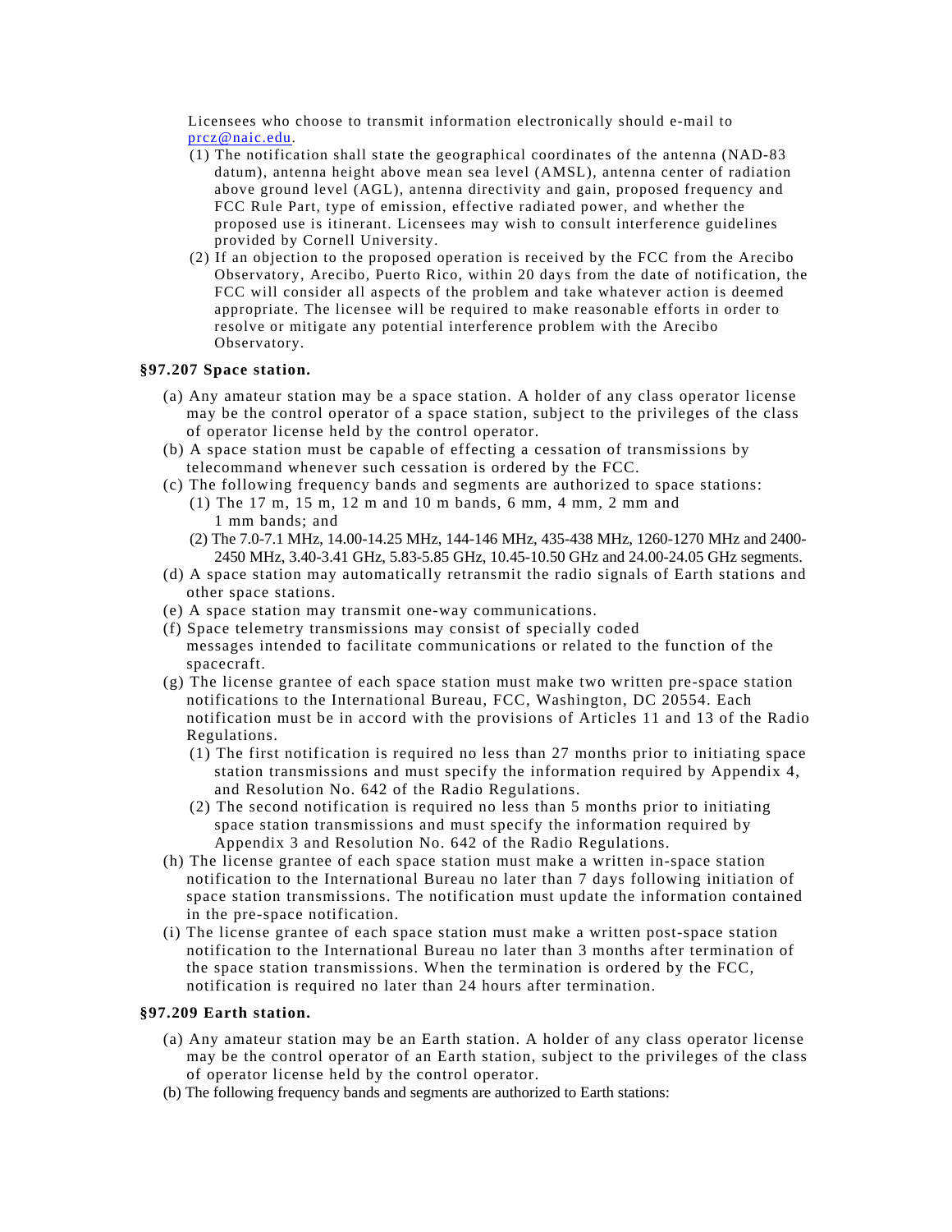Licensees who choose to transmit information electronically should e-mail to prcz@naic.edu.

(1) The notification shall state the geographical coordinates of the antenna (NAD-83 datum), antenna height above mean sea level (AMSL), antenna center of radiation above ground level (AGL), antenna directivity and gain, proposed frequency and FCC Rule Part, type of emission, effective radiated power, and whether the proposed use is itinerant. Licensees may wish to consult interference guidelines provided by Cornell University.

(2) If an objection to the proposed operation is received by the FCC from the Arecibo Observatory, Arecibo, Puerto Rico, within 20 days from the date of notification, the FCC will consider all aspects of the problem and take whatever action is deemed appropriate. The licensee will be required to make reasonable efforts in order to resolve or mitigate any potential interference problem with the Arecibo Observatory.

**§97.207 Space station.**

(a) Any amateur station may be a space station. A holder of any class operator license may be the control operator of a space station, subject to the privileges of the class of operator license held by the control operator.

(b) A space station must be capable of effecting a cessation of transmissions by telecommand whenever such cessation is ordered by the FCC.

(c) The following frequency bands and segments are authorized to space stations:

(1) The 17 m, 15 m, 12 m and 10 m bands, 6 mm, 4 mm, 2 mm and 1 mm bands; and

(2) The 7.0-7.1 MHz, 14.00-14.25 MHz, 144-146 MHz, 435-438 MHz, 1260-1270 MHz and 2400-2450 MHz, 3.40-3.41 GHz, 5.83-5.85 GHz, 10.45-10.50 GHz and 24.00-24.05 GHz segments.

(d) A space station may automatically retransmit the radio signals of Earth stations and other space stations.

(e) A space station may transmit one-way communications.

(f) Space telemetry transmissions may consist of specially coded messages intended to facilitate communications or related to the function of the spacecraft.

(g) The license grantee of each space station must make two written pre-space station notifications to the International Bureau, FCC, Washington, DC 20554. Each notification must be in accord with the provisions of Articles 11 and 13 of the Radio Regulations.

(1) The first notification is required no less than 27 months prior to initiating space station transmissions and must specify the information required by Appendix 4, and Resolution No. 642 of the Radio Regulations.

(2) The second notification is required no less than 5 months prior to initiating space station transmissions and must specify the information required by Appendix 3 and Resolution No. 642 of the Radio Regulations.

(h) The license grantee of each space station must make a written in-space station notification to the International Bureau no later than 7 days following initiation of space station transmissions. The notification must update the information contained in the pre-space notification.

(i) The license grantee of each space station must make a written post-space station notification to the International Bureau no later than 3 months after termination of the space station transmissions. When the termination is ordered by the FCC, notification is required no later than 24 hours after termination.

**§97.209 Earth station.**

(a) Any amateur station may be an Earth station. A holder of any class operator license may be the control operator of an Earth station, subject to the privileges of the class of operator license held by the control operator.

(b) The following frequency bands and segments are authorized to Earth stations: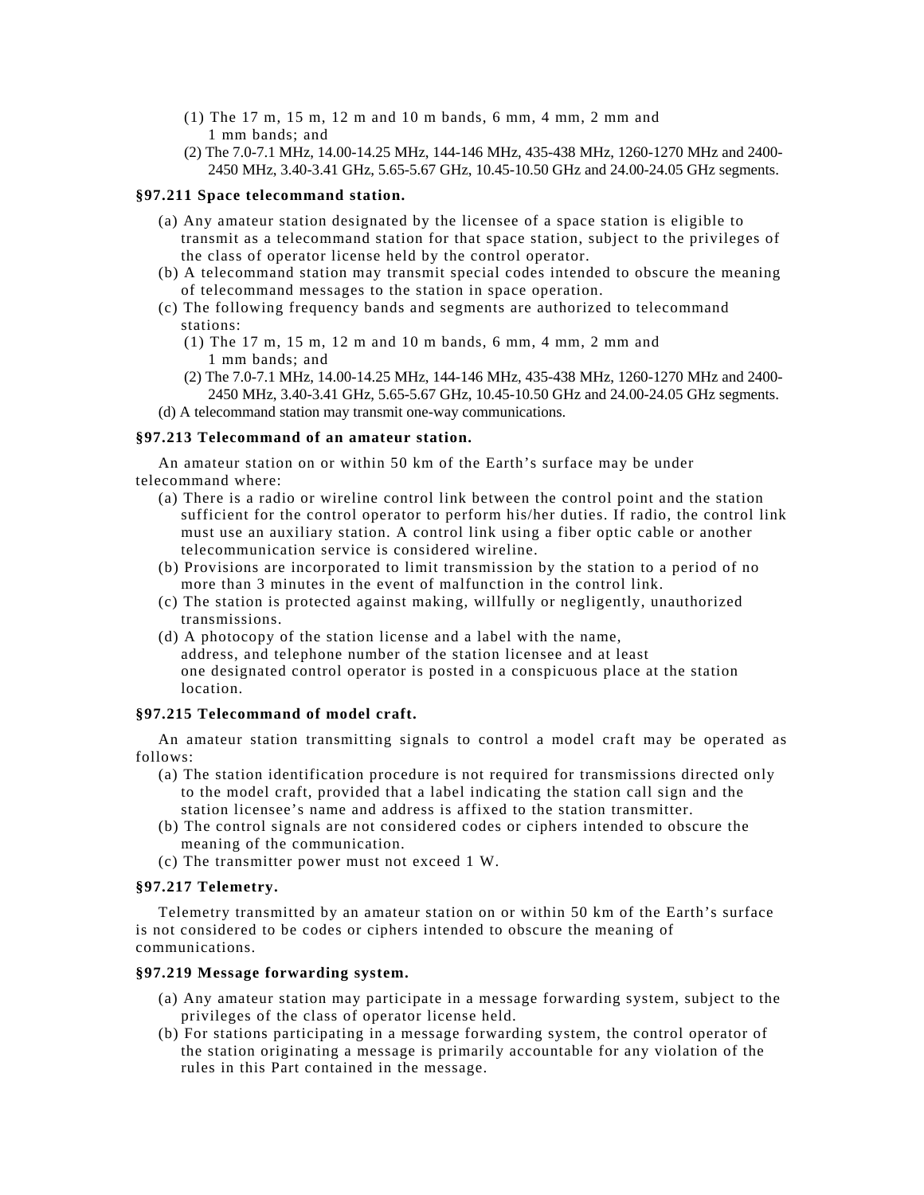(1) The 17 m, 15 m, 12 m and 10 m bands, 6 mm, 4 mm, 2 mm and 1 mm bands; and

(2) The 7.0-7.1 MHz, 14.00-14.25 MHz, 144-146 MHz, 435-438 MHz, 1260-1270 MHz and 2400-2450 MHz, 3.40-3.41 GHz, 5.65-5.67 GHz, 10.45-10.50 GHz and 24.00-24.05 GHz segments.

**§97.211 Space telecommand station.**

(a) Any amateur station designated by the licensee of a space station is eligible to transmit as a telecommand station for that space station, subject to the privileges of the class of operator license held by the control operator.

(b) A telecommand station may transmit special codes intended to obscure the meaning of telecommand messages to the station in space operation.

(c) The following frequency bands and segments are authorized to telecommand stations:

(1) The 17 m, 15 m, 12 m and 10 m bands, 6 mm, 4 mm, 2 mm and 1 mm bands; and

(2) The 7.0-7.1 MHz, 14.00-14.25 MHz, 144-146 MHz, 435-438 MHz, 1260-1270 MHz and 2400-2450 MHz, 3.40-3.41 GHz, 5.65-5.67 GHz, 10.45-10.50 GHz and 24.00-24.05 GHz segments.

(d) A telecommand station may transmit one-way communications.

**§97.213 Telecommand of an amateur station.**

An amateur station on or within 50 km of the Earth's surface may be under telecommand where:

(a) There is a radio or wireline control link between the control point and the station sufficient for the control operator to perform his/her duties. If radio, the control link must use an auxiliary station. A control link using a fiber optic cable or another telecommunication service is considered wireline.

(b) Provisions are incorporated to limit transmission by the station to a period of no more than 3 minutes in the event of malfunction in the control link.

(c) The station is protected against making, willfully or negligently, unauthorized transmissions.

(d) A photocopy of the station license and a label with the name, address, and telephone number of the station licensee and at least one designated control operator is posted in a conspicuous place at the station location.

**§97.215 Telecommand of model craft.**

An amateur station transmitting signals to control a model craft may be operated as follows:

(a) The station identification procedure is not required for transmissions directed only to the model craft, provided that a label indicating the station call sign and the station licensee's name and address is affixed to the station transmitter.

(b) The control signals are not considered codes or ciphers intended to obscure the meaning of the communication.

(c) The transmitter power must not exceed 1 W.

**§97.217 Telemetry.**

Telemetry transmitted by an amateur station on or within 50 km of the Earth's surface is not considered to be codes or ciphers intended to obscure the meaning of communications.

**§97.219 Message forwarding system.**

(a) Any amateur station may participate in a message forwarding system, subject to the privileges of the class of operator license held.

(b) For stations participating in a message forwarding system, the control operator of the station originating a message is primarily accountable for any violation of the rules in this Part contained in the message.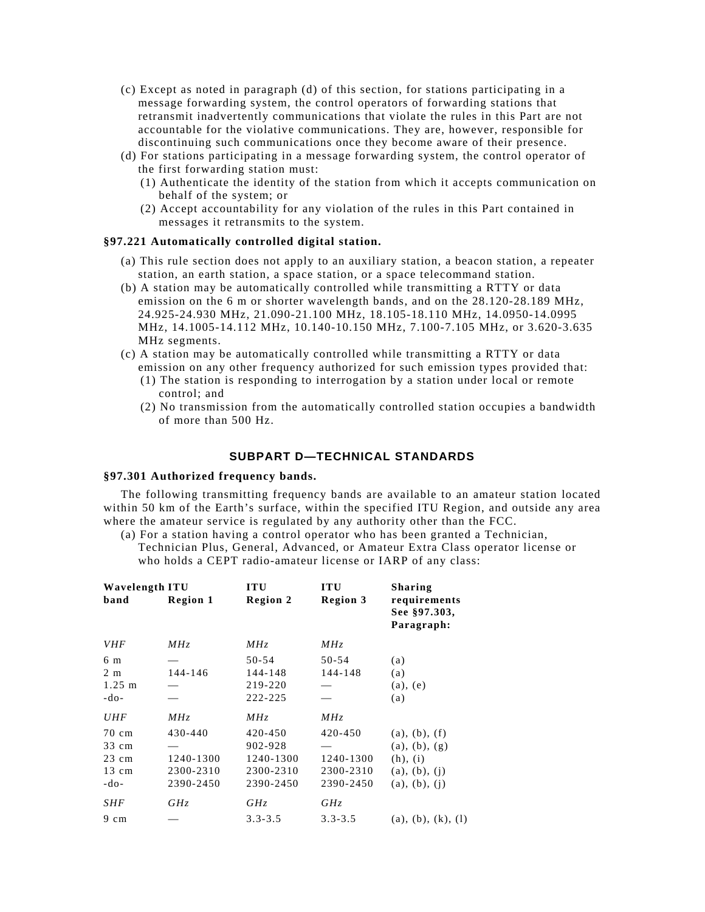(c) Except as noted in paragraph (d) of this section, for stations participating in a message forwarding system, the control operators of forwarding stations that retransmit inadvertently communications that violate the rules in this Part are not accountable for the violative communications. They are, however, responsible for discontinuing such communications once they become aware of their presence.

(d) For stations participating in a message forwarding system, the control operator of the first forwarding station must:

(1) Authenticate the identity of the station from which it accepts communication on behalf of the system; or

(2) Accept accountability for any violation of the rules in this Part contained in messages it retransmits to the system.

**§97.221 Automatically controlled digital station.**

(a) This rule section does not apply to an auxiliary station, a beacon station, a repeater station, an earth station, a space station, or a space telecommand station.

(b) A station may be automatically controlled while transmitting a RTTY or data emission on the 6 m or shorter wavelength bands, and on the 28.120-28.189 MHz, 24.925-24.930 MHz, 21.090-21.100 MHz, 18.105-18.110 MHz, 14.0950-14.0995 MHz, 14.1005-14.112 MHz, 10.140-10.150 MHz, 7.100-7.105 MHz, or 3.620-3.635 MHz segments.

(c) A station may be automatically controlled while transmitting a RTTY or data emission on any other frequency authorized for such emission types provided that:

(1) The station is responding to interrogation by a station under local or remote control; and

(2) No transmission from the automatically controlled station occupies a bandwidth of more than 500 Hz.

## SUBPART D—TECHNICAL STANDARDS

**§97.301 Authorized frequency bands.**

The following transmitting frequency bands are available to an amateur station located within 50 km of the Earth's surface, within the specified ITU Region, and outside any area where the amateur service is regulated by any authority other than the FCC.

(a) For a station having a control operator who has been granted a Technician, Technician Plus, General, Advanced, or Amateur Extra Class operator license or who holds a CEPT radio-amateur license or IARP of any class:

| Wavelength band | ITU Region 1 | ITU Region 2 | ITU Region 3 | Sharing requirements See §97.303, Paragraph: |
|---|---|---|---|---|
| *VHF* | *MHz* | *MHz* | *MHz* | |
| 6 m | — | 50-54 | 50-54 | (a) |
| 2 m | 144-146 | 144-148 | 144-148 | (a) |
| 1.25 m | — | 219-220 | — | (a), (e) |
| -do- | — | 222-225 | — | (a) |
| *UHF* | *MHz* | *MHz* | *MHz* | |
| 70 cm | 430-440 | 420-450 | 420-450 | (a), (b), (f) |
| 33 cm | — | 902-928 | — | (a), (b), (g) |
| 23 cm | 1240-1300 | 1240-1300 | 1240-1300 | (h), (i) |
| 13 cm | 2300-2310 | 2300-2310 | 2300-2310 | (a), (b), (j) |
| -do- | 2390-2450 | 2390-2450 | 2390-2450 | (a), (b), (j) |
| *SHF* | *GHz* | *GHz* | *GHz* | |
| 9 cm | — | 3.3-3.5 | 3.3-3.5 | (a), (b), (k), (l) |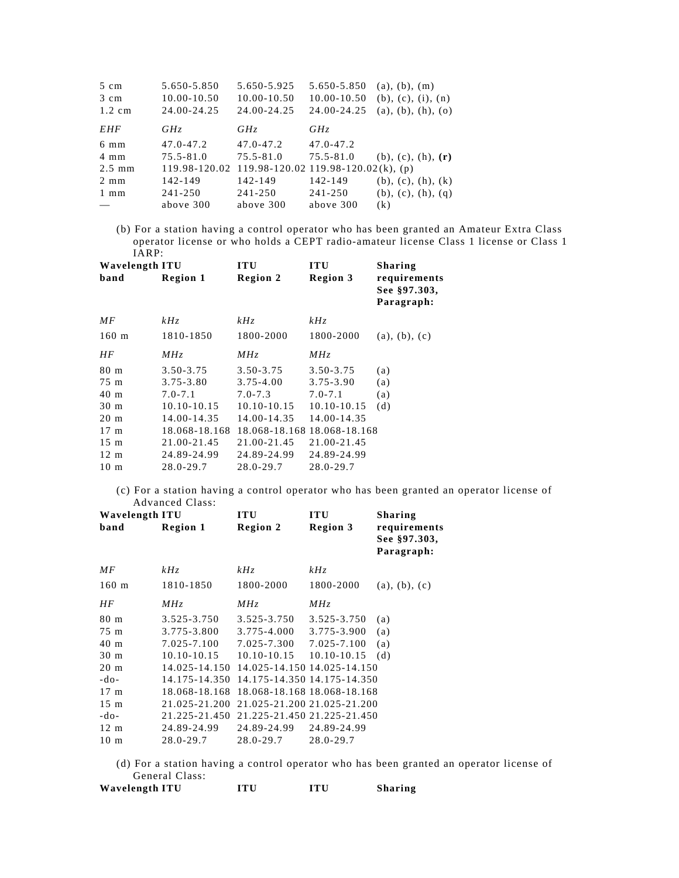| | | | | |
|---|---|---|---|---|
| 5 cm | 5.650-5.850 | 5.650-5.925 | 5.650-5.850 | (a), (b), (m) |
| 3 cm | 10.00-10.50 | 10.00-10.50 | 10.00-10.50 | (b), (c), (i), (n) |
| 1.2 cm | 24.00-24.25 | 24.00-24.25 | 24.00-24.25 | (a), (b), (h), (o) |
| *EHF* | *GHz* | *GHz* | *GHz* | |
| 6 mm | 47.0-47.2 | 47.0-47.2 | 47.0-47.2 | |
| 4 mm | 75.5-81.0 | 75.5-81.0 | 75.5-81.0 | (b), (c), (h), **(r)** |
| 2.5 mm | 119.98-120.02 | 119.98-120.02 | 119.98-120.02 | (k), (p) |
| 2 mm | 142-149 | 142-149 | 142-149 | (b), (c), (h), (k) |
| 1 mm | 241-250 | 241-250 | 241-250 | (b), (c), (h), (q) |
| — | above 300 | above 300 | above 300 | (k) |

(b) For a station having a control operator who has been granted an Amateur Extra Class operator license or who holds a CEPT radio-amateur license Class 1 license or Class 1 IARP:

| Wavelength band | ITU Region 1 | ITU Region 2 | ITU Region 3 | Sharing requirements See §97.303, Paragraph: |
|---|---|---|---|---|
| *MF* | *kHz* | *kHz* | *kHz* | |
| 160 m | 1810-1850 | 1800-2000 | 1800-2000 | (a), (b), (c) |
| *HF* | *MHz* | *MHz* | *MHz* | |
| 80 m | 3.50-3.75 | 3.50-3.75 | 3.50-3.75 | (a) |
| 75 m | 3.75-3.80 | 3.75-4.00 | 3.75-3.90 | (a) |
| 40 m | 7.0-7.1 | 7.0-7.3 | 7.0-7.1 | (a) |
| 30 m | 10.10-10.15 | 10.10-10.15 | 10.10-10.15 | (d) |
| 20 m | 14.00-14.35 | 14.00-14.35 | 14.00-14.35 | |
| 17 m | 18.068-18.168 | 18.068-18.168 | 18.068-18.168 | |
| 15 m | 21.00-21.45 | 21.00-21.45 | 21.00-21.45 | |
| 12 m | 24.89-24.99 | 24.89-24.99 | 24.89-24.99 | |
| 10 m | 28.0-29.7 | 28.0-29.7 | 28.0-29.7 | |

(c) For a station having a control operator who has been granted an operator license of Advanced Class:

| Wavelength band | ITU Region 1 | ITU Region 2 | ITU Region 3 | Sharing requirements See §97.303, Paragraph: |
|---|---|---|---|---|
| *MF* | *kHz* | *kHz* | *kHz* | |
| 160 m | 1810-1850 | 1800-2000 | 1800-2000 | (a), (b), (c) |
| *HF* | *MHz* | *MHz* | *MHz* | |
| 80 m | 3.525-3.750 | 3.525-3.750 | 3.525-3.750 | (a) |
| 75 m | 3.775-3.800 | 3.775-4.000 | 3.775-3.900 | (a) |
| 40 m | 7.025-7.100 | 7.025-7.300 | 7.025-7.100 | (a) |
| 30 m | 10.10-10.15 | 10.10-10.15 | 10.10-10.15 | (d) |
| 20 m | 14.025-14.150 | 14.025-14.150 | 14.025-14.150 | |
| -do- | 14.175-14.350 | 14.175-14.350 | 14.175-14.350 | |
| 17 m | 18.068-18.168 | 18.068-18.168 | 18.068-18.168 | |
| 15 m | 21.025-21.200 | 21.025-21.200 | 21.025-21.200 | |
| -do- | 21.225-21.450 | 21.225-21.450 | 21.225-21.450 | |
| 12 m | 24.89-24.99 | 24.89-24.99 | 24.89-24.99 | |
| 10 m | 28.0-29.7 | 28.0-29.7 | 28.0-29.7 | |

(d) For a station having a control operator who has been granted an operator license of General Class:

| Wavelength | ITU | ITU | ITU | Sharing |
|---|---|---|---|---|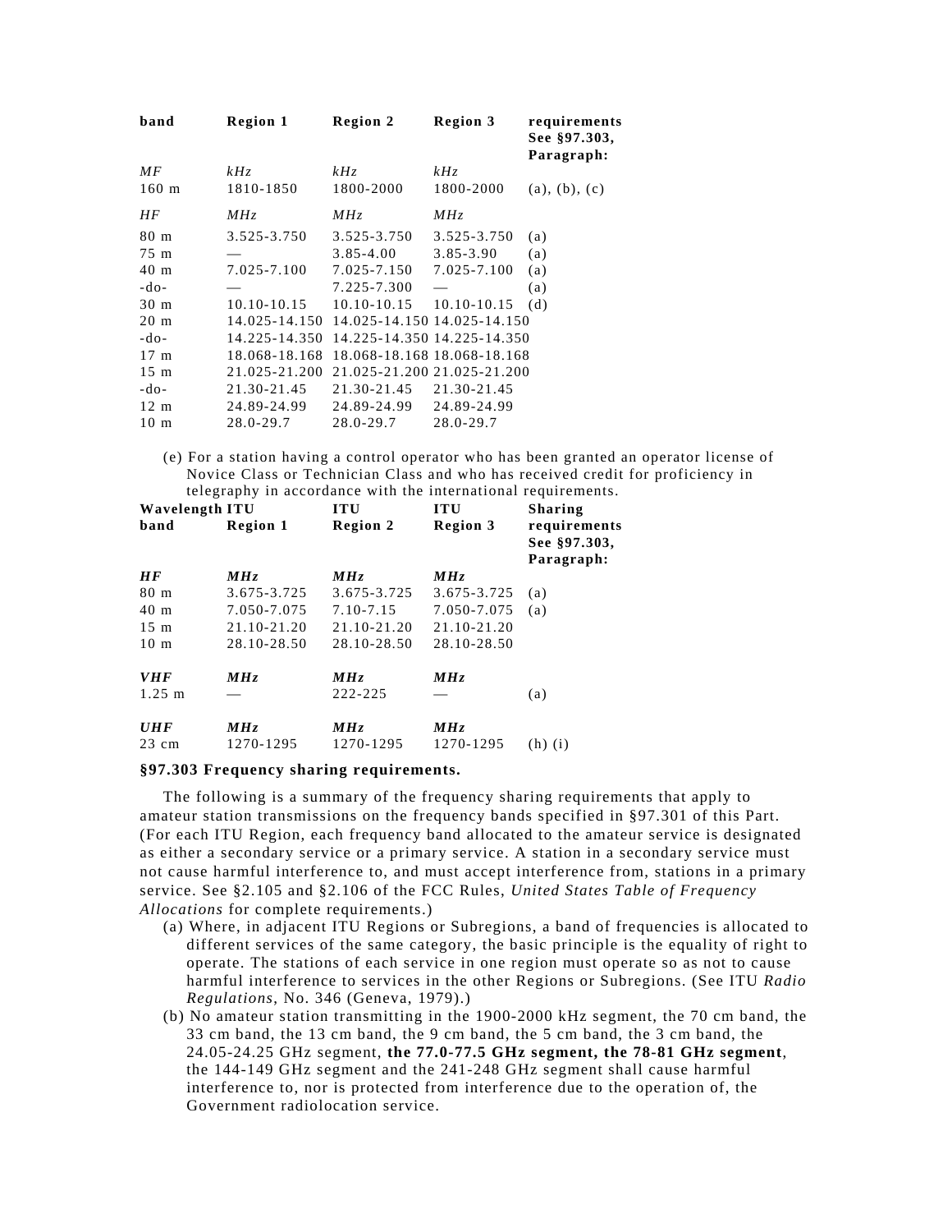| band | Region 1 | Region 2 | Region 3 | requirements See §97.303, Paragraph: |
|---|---|---|---|---|
| *MF* | *kHz* | *kHz* | *kHz* | |
| 160 m | 1810-1850 | 1800-2000 | 1800-2000 | (a), (b), (c) |
| *HF* | *MHz* | *MHz* | *MHz* | |
| 80 m | 3.525-3.750 | 3.525-3.750 | 3.525-3.750 | (a) |
| 75 m | — | 3.85-4.00 | 3.85-3.90 | (a) |
| 40 m | 7.025-7.100 | 7.025-7.150 | 7.025-7.100 | (a) |
| -do- | — | 7.225-7.300 | — | (a) |
| 30 m | 10.10-10.15 | 10.10-10.15 | 10.10-10.15 | (d) |
| 20 m | 14.025-14.150 | 14.025-14.150 | 14.025-14.150 | |
| -do- | 14.225-14.350 | 14.225-14.350 | 14.225-14.350 | |
| 17 m | 18.068-18.168 | 18.068-18.168 | 18.068-18.168 | |
| 15 m | 21.025-21.200 | 21.025-21.200 | 21.025-21.200 | |
| -do- | 21.30-21.45 | 21.30-21.45 | 21.30-21.45 | |
| 12 m | 24.89-24.99 | 24.89-24.99 | 24.89-24.99 | |
| 10 m | 28.0-29.7 | 28.0-29.7 | 28.0-29.7 | |

(e) For a station having a control operator who has been granted an operator license of Novice Class or Technician Class and who has received credit for proficiency in telegraphy in accordance with the international requirements.

| Wavelength band | ITU Region 1 | ITU Region 2 | ITU Region 3 | Sharing requirements See §97.303, Paragraph: |
|---|---|---|---|---|
| ***HF*** | ***MHz*** | ***MHz*** | ***MHz*** | |
| 80 m | 3.675-3.725 | 3.675-3.725 | 3.675-3.725 | (a) |
| 40 m | 7.050-7.075 | 7.10-7.15 | 7.050-7.075 | (a) |
| 15 m | 21.10-21.20 | 21.10-21.20 | 21.10-21.20 | |
| 10 m | 28.10-28.50 | 28.10-28.50 | 28.10-28.50 | |
| ***VHF*** | ***MHz*** | ***MHz*** | ***MHz*** | |
| 1.25 m | — | 222-225 | — | (a) |
| ***UHF*** | ***MHz*** | ***MHz*** | ***MHz*** | |
| 23 cm | 1270-1295 | 1270-1295 | 1270-1295 | (h) (i) |

**§97.303 Frequency sharing requirements.**

The following is a summary of the frequency sharing requirements that apply to amateur station transmissions on the frequency bands specified in §97.301 of this Part. (For each ITU Region, each frequency band allocated to the amateur service is designated as either a secondary service or a primary service. A station in a secondary service must not cause harmful interference to, and must accept interference from, stations in a primary service. See §2.105 and §2.106 of the FCC Rules, *United States Table of Frequency Allocations* for complete requirements.)

(a) Where, in adjacent ITU Regions or Subregions, a band of frequencies is allocated to different services of the same category, the basic principle is the equality of right to operate. The stations of each service in one region must operate so as not to cause harmful interference to services in the other Regions or Subregions. (See ITU *Radio Regulations*, No. 346 (Geneva, 1979).)

(b) No amateur station transmitting in the 1900-2000 kHz segment, the 70 cm band, the 33 cm band, the 13 cm band, the 9 cm band, the 5 cm band, the 3 cm band, the 24.05-24.25 GHz segment, **the 77.0-77.5 GHz segment, the 78-81 GHz segment**, the 144-149 GHz segment and the 241-248 GHz segment shall cause harmful interference to, nor is protected from interference due to the operation of, the Government radiolocation service.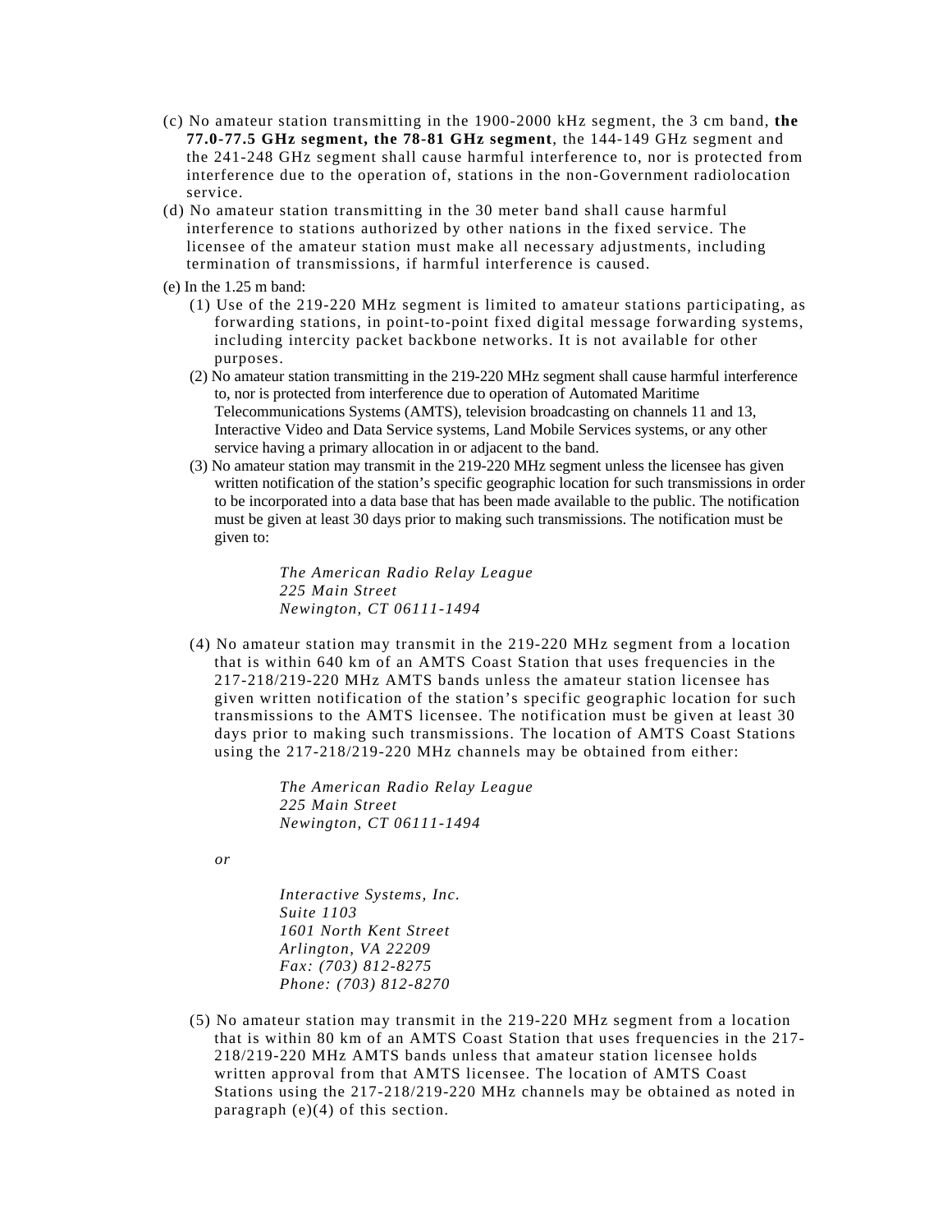(c) No amateur station transmitting in the 1900-2000 kHz segment, the 3 cm band, **the 77.0-77.5 GHz segment, the 78-81 GHz segment**, the 144-149 GHz segment and the 241-248 GHz segment shall cause harmful interference to, nor is protected from interference due to the operation of, stations in the non-Government radiolocation service.

(d) No amateur station transmitting in the 30 meter band shall cause harmful interference to stations authorized by other nations in the fixed service. The licensee of the amateur station must make all necessary adjustments, including termination of transmissions, if harmful interference is caused.

(e) In the 1.25 m band:

(1) Use of the 219-220 MHz segment is limited to amateur stations participating, as forwarding stations, in point-to-point fixed digital message forwarding systems, including intercity packet backbone networks. It is not available for other purposes.

(2) No amateur station transmitting in the 219-220 MHz segment shall cause harmful interference to, nor is protected from interference due to operation of Automated Maritime Telecommunications Systems (AMTS), television broadcasting on channels 11 and 13, Interactive Video and Data Service systems, Land Mobile Services systems, or any other service having a primary allocation in or adjacent to the band.

(3) No amateur station may transmit in the 219-220 MHz segment unless the licensee has given written notification of the station's specific geographic location for such transmissions in order to be incorporated into a data base that has been made available to the public. The notification must be given at least 30 days prior to making such transmissions. The notification must be given to:

*The American Radio Relay League*
*225 Main Street*
*Newington, CT 06111-1494*

(4) No amateur station may transmit in the 219-220 MHz segment from a location that is within 640 km of an AMTS Coast Station that uses frequencies in the 217-218/219-220 MHz AMTS bands unless the amateur station licensee has given written notification of the station's specific geographic location for such transmissions to the AMTS licensee. The notification must be given at least 30 days prior to making such transmissions. The location of AMTS Coast Stations using the 217-218/219-220 MHz channels may be obtained from either:

*The American Radio Relay League*
*225 Main Street*
*Newington, CT 06111-1494*

*or*

*Interactive Systems, Inc.*
*Suite 1103*
*1601 North Kent Street*
*Arlington, VA 22209*
*Fax: (703) 812-8275*
*Phone: (703) 812-8270*

(5) No amateur station may transmit in the 219-220 MHz segment from a location that is within 80 km of an AMTS Coast Station that uses frequencies in the 217-218/219-220 MHz AMTS bands unless that amateur station licensee holds written approval from that AMTS licensee. The location of AMTS Coast Stations using the 217-218/219-220 MHz channels may be obtained as noted in paragraph (e)(4) of this section.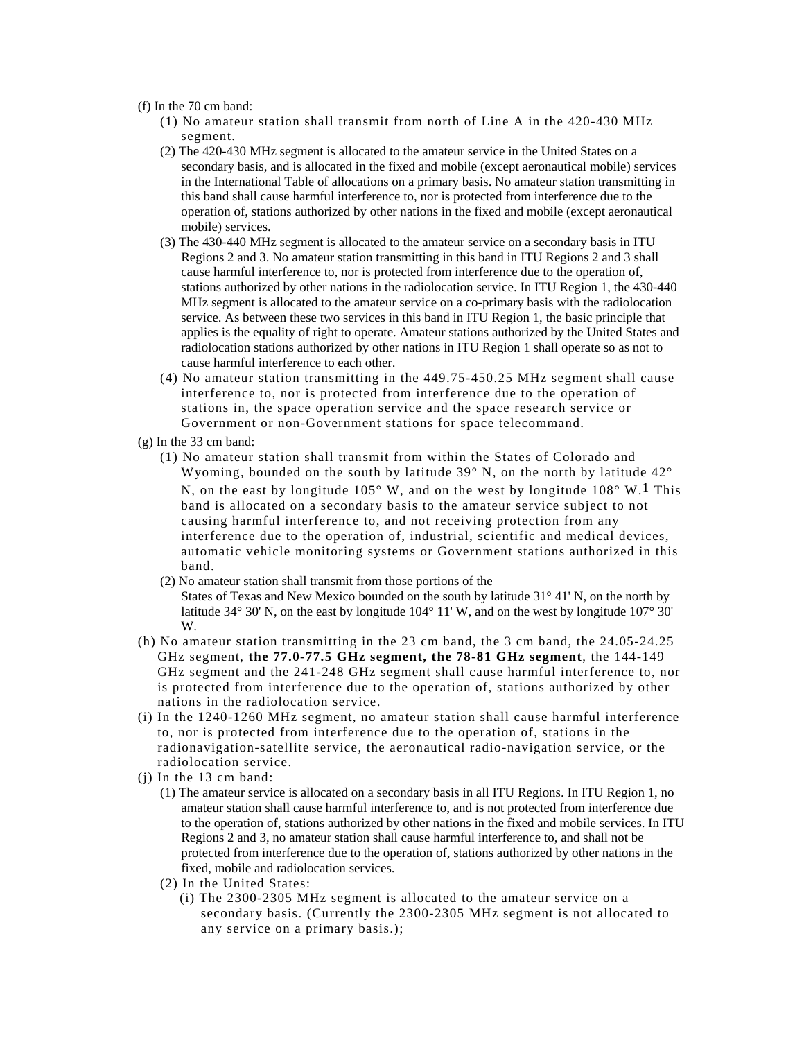(f) In the 70 cm band:

(1) No amateur station shall transmit from north of Line A in the 420-430 MHz segment.

(2) The 420-430 MHz segment is allocated to the amateur service in the United States on a secondary basis, and is allocated in the fixed and mobile (except aeronautical mobile) services in the International Table of allocations on a primary basis. No amateur station transmitting in this band shall cause harmful interference to, nor is protected from interference due to the operation of, stations authorized by other nations in the fixed and mobile (except aeronautical mobile) services.

(3) The 430-440 MHz segment is allocated to the amateur service on a secondary basis in ITU Regions 2 and 3. No amateur station transmitting in this band in ITU Regions 2 and 3 shall cause harmful interference to, nor is protected from interference due to the operation of, stations authorized by other nations in the radiolocation service. In ITU Region 1, the 430-440 MHz segment is allocated to the amateur service on a co-primary basis with the radiolocation service. As between these two services in this band in ITU Region 1, the basic principle that applies is the equality of right to operate. Amateur stations authorized by the United States and radiolocation stations authorized by other nations in ITU Region 1 shall operate so as not to cause harmful interference to each other.

(4) No amateur station transmitting in the 449.75-450.25 MHz segment shall cause interference to, nor is protected from interference due to the operation of stations in, the space operation service and the space research service or Government or non-Government stations for space telecommand.

(g) In the 33 cm band:

(1) No amateur station shall transmit from within the States of Colorado and Wyoming, bounded on the south by latitude 39° N, on the north by latitude 42° N, on the east by longitude 105° W, and on the west by longitude 108° W.[1] This band is allocated on a secondary basis to the amateur service subject to not causing harmful interference to, and not receiving protection from any interference due to the operation of, industrial, scientific and medical devices, automatic vehicle monitoring systems or Government stations authorized in this band.

(2) No amateur station shall transmit from those portions of the States of Texas and New Mexico bounded on the south by latitude 31° 41' N, on the north by latitude 34° 30' N, on the east by longitude 104° 11' W, and on the west by longitude 107° 30' W.

(h) No amateur station transmitting in the 23 cm band, the 3 cm band, the 24.05-24.25 GHz segment, **the 77.0-77.5 GHz segment, the 78-81 GHz segment**, the 144-149 GHz segment and the 241-248 GHz segment shall cause harmful interference to, nor is protected from interference due to the operation of, stations authorized by other nations in the radiolocation service.

(i) In the 1240-1260 MHz segment, no amateur station shall cause harmful interference to, nor is protected from interference due to the operation of, stations in the radionavigation-satellite service, the aeronautical radio-navigation service, or the radiolocation service.

(j) In the 13 cm band:

(1) The amateur service is allocated on a secondary basis in all ITU Regions. In ITU Region 1, no amateur station shall cause harmful interference to, and is not protected from interference due to the operation of, stations authorized by other nations in the fixed and mobile services. In ITU Regions 2 and 3, no amateur station shall cause harmful interference to, and shall not be protected from interference due to the operation of, stations authorized by other nations in the fixed, mobile and radiolocation services.

(2) In the United States:

(i) The 2300-2305 MHz segment is allocated to the amateur service on a secondary basis. (Currently the 2300-2305 MHz segment is not allocated to any service on a primary basis.);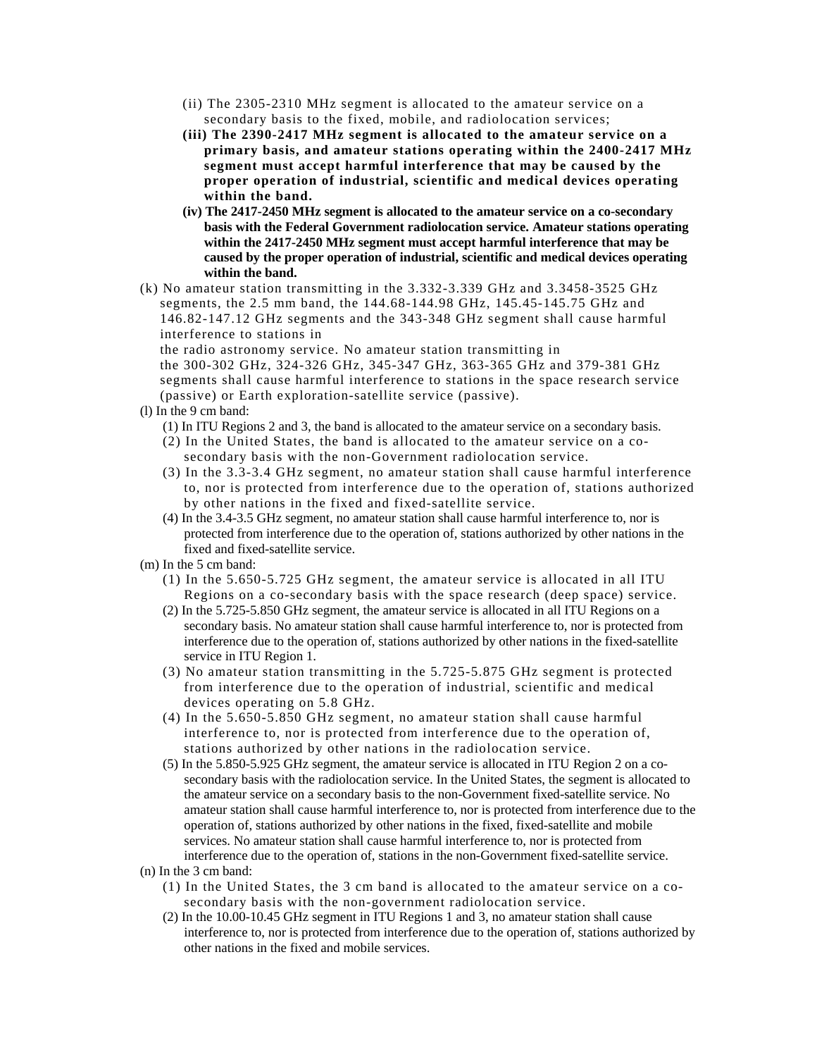(ii) The 2305-2310 MHz segment is allocated to the amateur service on a secondary basis to the fixed, mobile, and radiolocation services;

**(iii) The 2390-2417 MHz segment is allocated to the amateur service on a primary basis, and amateur stations operating within the 2400-2417 MHz segment must accept harmful interference that may be caused by the proper operation of industrial, scientific and medical devices operating within the band.**

**(iv) The 2417-2450 MHz segment is allocated to the amateur service on a co-secondary basis with the Federal Government radiolocation service. Amateur stations operating within the 2417-2450 MHz segment must accept harmful interference that may be caused by the proper operation of industrial, scientific and medical devices operating within the band.**

(k) No amateur station transmitting in the 3.332-3.339 GHz and 3.3458-3525 GHz segments, the 2.5 mm band, the 144.68-144.98 GHz, 145.45-145.75 GHz and 146.82-147.12 GHz segments and the 343-348 GHz segment shall cause harmful interference to stations in the radio astronomy service. No amateur station transmitting in the 300-302 GHz, 324-326 GHz, 345-347 GHz, 363-365 GHz and 379-381 GHz segments shall cause harmful interference to stations in the space research service (passive) or Earth exploration-satellite service (passive).

(l) In the 9 cm band:

(1) In ITU Regions 2 and 3, the band is allocated to the amateur service on a secondary basis.

(2) In the United States, the band is allocated to the amateur service on a co-secondary basis with the non-Government radiolocation service.

(3) In the 3.3-3.4 GHz segment, no amateur station shall cause harmful interference to, nor is protected from interference due to the operation of, stations authorized by other nations in the fixed and fixed-satellite service.

(4) In the 3.4-3.5 GHz segment, no amateur station shall cause harmful interference to, nor is protected from interference due to the operation of, stations authorized by other nations in the fixed and fixed-satellite service.

(m) In the 5 cm band:

(1) In the 5.650-5.725 GHz segment, the amateur service is allocated in all ITU Regions on a co-secondary basis with the space research (deep space) service.

(2) In the 5.725-5.850 GHz segment, the amateur service is allocated in all ITU Regions on a secondary basis. No amateur station shall cause harmful interference to, nor is protected from interference due to the operation of, stations authorized by other nations in the fixed-satellite service in ITU Region 1.

(3) No amateur station transmitting in the 5.725-5.875 GHz segment is protected from interference due to the operation of industrial, scientific and medical devices operating on 5.8 GHz.

(4) In the 5.650-5.850 GHz segment, no amateur station shall cause harmful interference to, nor is protected from interference due to the operation of, stations authorized by other nations in the radiolocation service.

(5) In the 5.850-5.925 GHz segment, the amateur service is allocated in ITU Region 2 on a co-secondary basis with the radiolocation service. In the United States, the segment is allocated to the amateur service on a secondary basis to the non-Government fixed-satellite service. No amateur station shall cause harmful interference to, nor is protected from interference due to the operation of, stations authorized by other nations in the fixed, fixed-satellite and mobile services. No amateur station shall cause harmful interference to, nor is protected from interference due to the operation of, stations in the non-Government fixed-satellite service.

(n) In the 3 cm band:

(1) In the United States, the 3 cm band is allocated to the amateur service on a co-secondary basis with the non-government radiolocation service.

(2) In the 10.00-10.45 GHz segment in ITU Regions 1 and 3, no amateur station shall cause interference to, nor is protected from interference due to the operation of, stations authorized by other nations in the fixed and mobile services.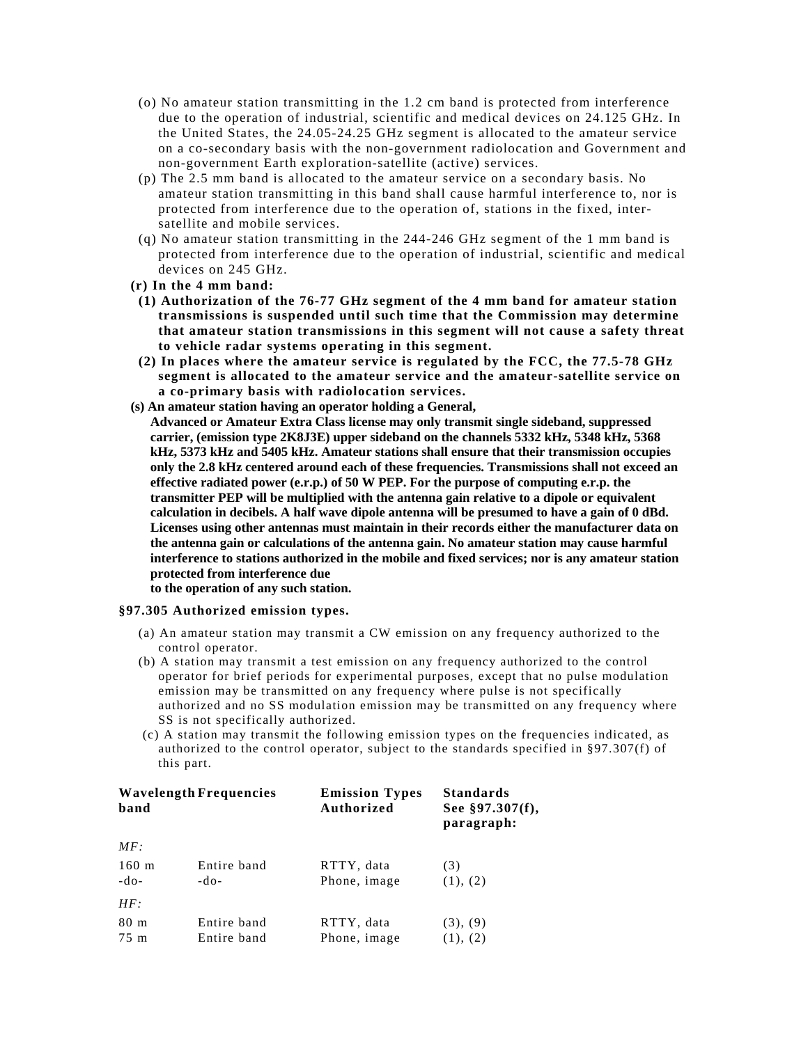(o) No amateur station transmitting in the 1.2 cm band is protected from interference due to the operation of industrial, scientific and medical devices on 24.125 GHz. In the United States, the 24.05-24.25 GHz segment is allocated to the amateur service on a co-secondary basis with the non-government radiolocation and Government and non-government Earth exploration-satellite (active) services.

(p) The 2.5 mm band is allocated to the amateur service on a secondary basis. No amateur station transmitting in this band shall cause harmful interference to, nor is protected from interference due to the operation of, stations in the fixed, inter-satellite and mobile services.

(q) No amateur station transmitting in the 244-246 GHz segment of the 1 mm band is protected from interference due to the operation of industrial, scientific and medical devices on 245 GHz.

**(r) In the 4 mm band:**

**(1) Authorization of the 76-77 GHz segment of the 4 mm band for amateur station transmissions is suspended until such time that the Commission may determine that amateur station transmissions in this segment will not cause a safety threat to vehicle radar systems operating in this segment.**

**(2) In places where the amateur service is regulated by the FCC, the 77.5-78 GHz segment is allocated to the amateur service and the amateur-satellite service on a co-primary basis with radiolocation services.**

**(s) An amateur station having an operator holding a General, Advanced or Amateur Extra Class license may only transmit single sideband, suppressed carrier, (emission type 2K8J3E) upper sideband on the channels 5332 kHz, 5348 kHz, 5368 kHz, 5373 kHz and 5405 kHz. Amateur stations shall ensure that their transmission occupies only the 2.8 kHz centered around each of these frequencies. Transmissions shall not exceed an effective radiated power (e.r.p.) of 50 W PEP. For the purpose of computing e.r.p. the transmitter PEP will be multiplied with the antenna gain relative to a dipole or equivalent calculation in decibels. A half wave dipole antenna will be presumed to have a gain of 0 dBd. Licenses using other antennas must maintain in their records either the manufacturer data on the antenna gain or calculations of the antenna gain. No amateur station may cause harmful interference to stations authorized in the mobile and fixed services; nor is any amateur station protected from interference due to the operation of any such station.**

### §97.305 Authorized emission types.

(a) An amateur station may transmit a CW emission on any frequency authorized to the control operator.

(b) A station may transmit a test emission on any frequency authorized to the control operator for brief periods for experimental purposes, except that no pulse modulation emission may be transmitted on any frequency where pulse is not specifically authorized and no SS modulation emission may be transmitted on any frequency where SS is not specifically authorized.

(c) A station may transmit the following emission types on the frequencies indicated, as authorized to the control operator, subject to the standards specified in §97.307(f) of this part.

| Wavelength band | Frequencies | Emission Types Authorized | Standards See §97.307(f), paragraph: |
|---|---|---|---|
| *MF:* | | | |
| 160 m | Entire band | RTTY, data | (3) |
| -do- | -do- | Phone, image | (1), (2) |
| *HF:* | | | |
| 80 m | Entire band | RTTY, data | (3), (9) |
| 75 m | Entire band | Phone, image | (1), (2) |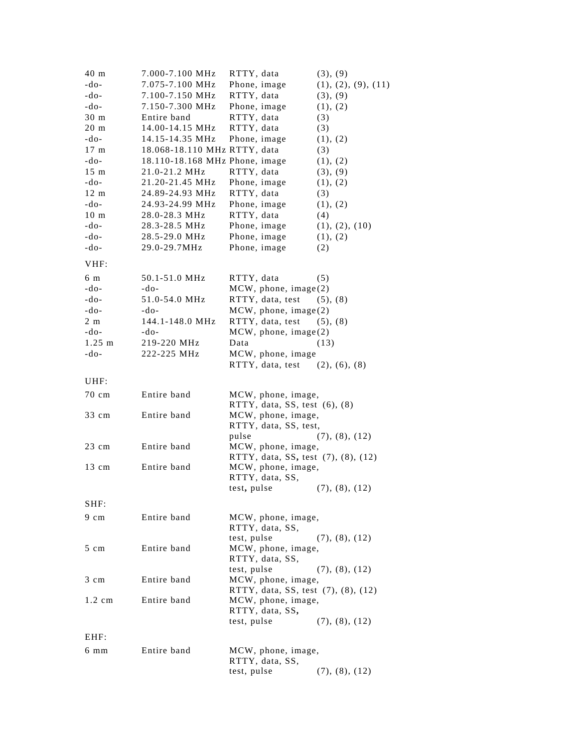| | | | |
|---|---|---|---|
| 40 m | 7.000-7.100 MHz | RTTY, data | (3), (9) |
| -do- | 7.075-7.100 MHz | Phone, image | (1), (2), (9), (11) |
| -do- | 7.100-7.150 MHz | RTTY, data | (3), (9) |
| -do- | 7.150-7.300 MHz | Phone, image | (1), (2) |
| 30 m | Entire band | RTTY, data | (3) |
| 20 m | 14.00-14.15 MHz | RTTY, data | (3) |
| -do- | 14.15-14.35 MHz | Phone, image | (1), (2) |
| 17 m | 18.068-18.110 MHz | RTTY, data | (3) |
| -do- | 18.110-18.168 MHz | Phone, image | (1), (2) |
| 15 m | 21.0-21.2 MHz | RTTY, data | (3), (9) |
| -do- | 21.20-21.45 MHz | Phone, image | (1), (2) |
| 12 m | 24.89-24.93 MHz | RTTY, data | (3) |
| -do- | 24.93-24.99 MHz | Phone, image | (1), (2) |
| 10 m | 28.0-28.3 MHz | RTTY, data | (4) |
| -do- | 28.3-28.5 MHz | Phone, image | (1), (2), (10) |
| -do- | 28.5-29.0 MHz | Phone, image | (1), (2) |
| -do- | 29.0-29.7MHz | Phone, image | (2) |
| VHF: | | | |
| 6 m | 50.1-51.0 MHz | RTTY, data | (5) |
| -do- | -do- | MCW, phone, image | (2) |
| -do- | 51.0-54.0 MHz | RTTY, data, test | (5), (8) |
| -do- | -do- | MCW, phone, image | (2) |
| 2 m | 144.1-148.0 MHz | RTTY, data, test | (5), (8) |
| -do- | -do- | MCW, phone, image | (2) |
| 1.25 m | 219-220 MHz | Data | (13) |
| -do- | 222-225 MHz | MCW, phone, image RTTY, data, test | (2), (6), (8) |
| UHF: | | | |
| 70 cm | Entire band | MCW, phone, image, RTTY, data, SS, test | (6), (8) |
| 33 cm | Entire band | MCW, phone, image, RTTY, data, SS, test, pulse | (7), (8), (12) |
| 23 cm | Entire band | MCW, phone, image, RTTY, data, SS, test | (7), (8), (12) |
| 13 cm | Entire band | MCW, phone, image, RTTY, data, SS, test, pulse | (7), (8), (12) |
| SHF: | | | |
| 9 cm | Entire band | MCW, phone, image, RTTY, data, SS, test, pulse | (7), (8), (12) |
| 5 cm | Entire band | MCW, phone, image, RTTY, data, SS, test, pulse | (7), (8), (12) |
| 3 cm | Entire band | MCW, phone, image, RTTY, data, SS, test | (7), (8), (12) |
| 1.2 cm | Entire band | MCW, phone, image, RTTY, data, SS, test, pulse | (7), (8), (12) |
| EHF: | | | |
| 6 mm | Entire band | MCW, phone, image, RTTY, data, SS, test, pulse | (7), (8), (12) |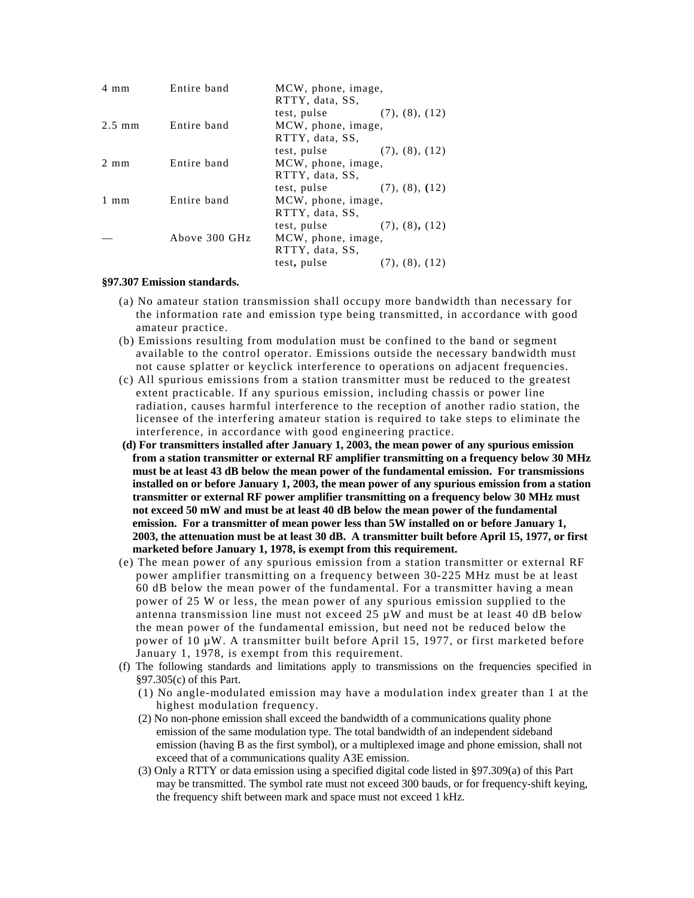| | | | |
|---|---|---|---|
| 4 mm | Entire band | MCW, phone, image, RTTY, data, SS, test, pulse | (7), (8), (12) |
| 2.5 mm | Entire band | MCW, phone, image, RTTY, data, SS, test, pulse | (7), (8), (12) |
| 2 mm | Entire band | MCW, phone, image, RTTY, data, SS, test, pulse | (7), (8), (12) |
| 1 mm | Entire band | MCW, phone, image, RTTY, data, SS, test, pulse | (7), (8), (12) |
| — | Above 300 GHz | MCW, phone, image, RTTY, data, SS, test, pulse | (7), (8), (12) |

**§97.307 Emission standards.**

(a) No amateur station transmission shall occupy more bandwidth than necessary for the information rate and emission type being transmitted, in accordance with good amateur practice.

(b) Emissions resulting from modulation must be confined to the band or segment available to the control operator. Emissions outside the necessary bandwidth must not cause splatter or keyclick interference to operations on adjacent frequencies.

(c) All spurious emissions from a station transmitter must be reduced to the greatest extent practicable. If any spurious emission, including chassis or power line radiation, causes harmful interference to the reception of another radio station, the licensee of the interfering amateur station is required to take steps to eliminate the interference, in accordance with good engineering practice.

**(d) For transmitters installed after January 1, 2003, the mean power of any spurious emission from a station transmitter or external RF amplifier transmitting on a frequency below 30 MHz must be at least 43 dB below the mean power of the fundamental emission. For transmissions installed on or before January 1, 2003, the mean power of any spurious emission from a station transmitter or external RF power amplifier transmitting on a frequency below 30 MHz must not exceed 50 mW and must be at least 40 dB below the mean power of the fundamental emission. For a transmitter of mean power less than 5W installed on or before January 1, 2003, the attenuation must be at least 30 dB. A transmitter built before April 15, 1977, or first marketed before January 1, 1978, is exempt from this requirement.**

(e) The mean power of any spurious emission from a station transmitter or external RF power amplifier transmitting on a frequency between 30-225 MHz must be at least 60 dB below the mean power of the fundamental. For a transmitter having a mean power of 25 W or less, the mean power of any spurious emission supplied to the antenna transmission line must not exceed 25 µW and must be at least 40 dB below the mean power of the fundamental emission, but need not be reduced below the power of 10 µW. A transmitter built before April 15, 1977, or first marketed before January 1, 1978, is exempt from this requirement.

(f) The following standards and limitations apply to transmissions on the frequencies specified in §97.305(c) of this Part.

(1) No angle-modulated emission may have a modulation index greater than 1 at the highest modulation frequency.

(2) No non-phone emission shall exceed the bandwidth of a communications quality phone emission of the same modulation type. The total bandwidth of an independent sideband emission (having B as the first symbol), or a multiplexed image and phone emission, shall not exceed that of a communications quality A3E emission.

(3) Only a RTTY or data emission using a specified digital code listed in §97.309(a) of this Part may be transmitted. The symbol rate must not exceed 300 bauds, or for frequency-shift keying, the frequency shift between mark and space must not exceed 1 kHz.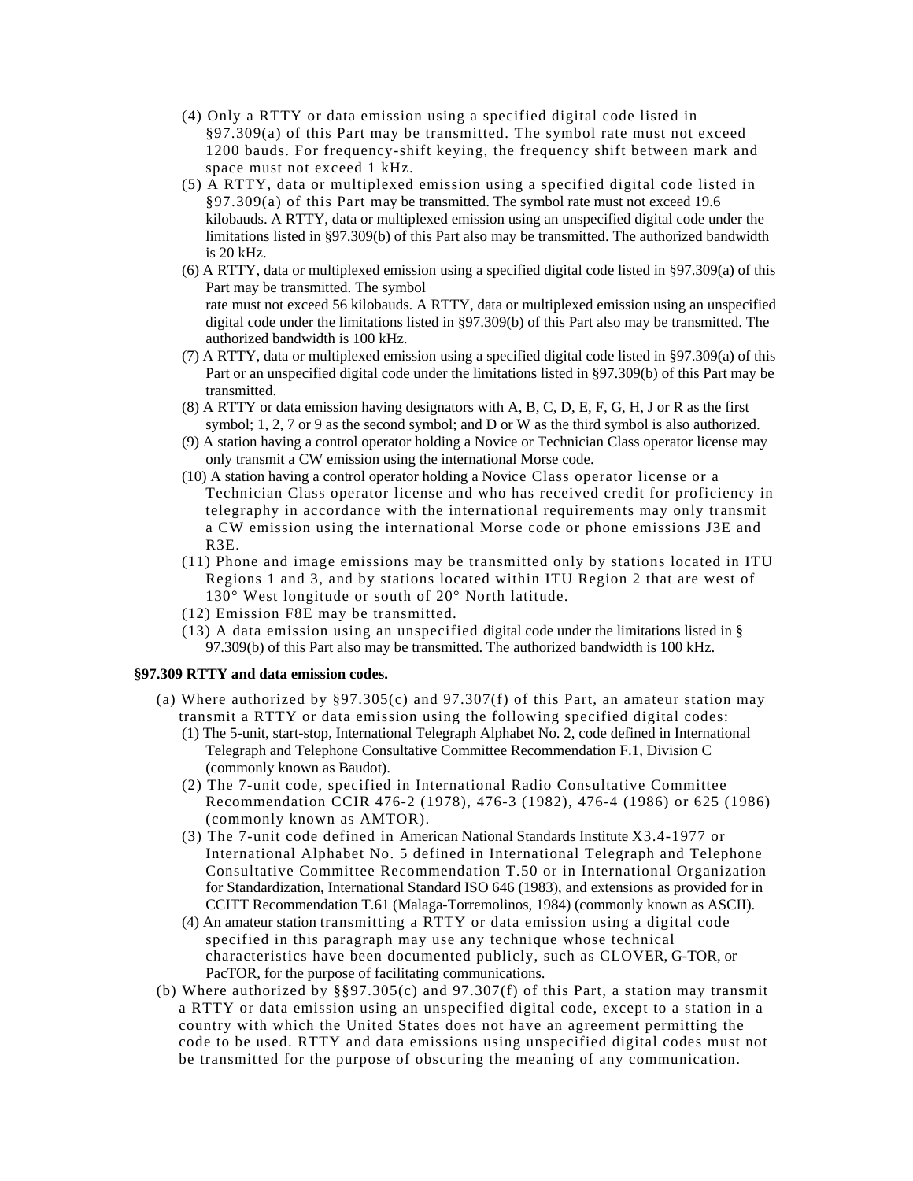(4) Only a RTTY or data emission using a specified digital code listed in §97.309(a) of this Part may be transmitted. The symbol rate must not exceed 1200 bauds. For frequency-shift keying, the frequency shift between mark and space must not exceed 1 kHz.

(5) A RTTY, data or multiplexed emission using a specified digital code listed in §97.309(a) of this Part may be transmitted. The symbol rate must not exceed 19.6 kilobauds. A RTTY, data or multiplexed emission using an unspecified digital code under the limitations listed in §97.309(b) of this Part also may be transmitted. The authorized bandwidth is 20 kHz.

(6) A RTTY, data or multiplexed emission using a specified digital code listed in §97.309(a) of this Part may be transmitted. The symbol rate must not exceed 56 kilobauds. A RTTY, data or multiplexed emission using an unspecified digital code under the limitations listed in §97.309(b) of this Part also may be transmitted. The authorized bandwidth is 100 kHz.

(7) A RTTY, data or multiplexed emission using a specified digital code listed in §97.309(a) of this Part or an unspecified digital code under the limitations listed in §97.309(b) of this Part may be transmitted.

(8) A RTTY or data emission having designators with A, B, C, D, E, F, G, H, J or R as the first symbol; 1, 2, 7 or 9 as the second symbol; and D or W as the third symbol is also authorized.

(9) A station having a control operator holding a Novice or Technician Class operator license may only transmit a CW emission using the international Morse code.

(10) A station having a control operator holding a Novice Class operator license or a Technician Class operator license and who has received credit for proficiency in telegraphy in accordance with the international requirements may only transmit a CW emission using the international Morse code or phone emissions J3E and R3E.

(11) Phone and image emissions may be transmitted only by stations located in ITU Regions 1 and 3, and by stations located within ITU Region 2 that are west of 130° West longitude or south of 20° North latitude.

(12) Emission F8E may be transmitted.

(13) A data emission using an unspecified digital code under the limitations listed in § 97.309(b) of this Part also may be transmitted. The authorized bandwidth is 100 kHz.

**§97.309 RTTY and data emission codes.**

(a) Where authorized by §97.305(c) and 97.307(f) of this Part, an amateur station may transmit a RTTY or data emission using the following specified digital codes:

(1) The 5-unit, start-stop, International Telegraph Alphabet No. 2, code defined in International Telegraph and Telephone Consultative Committee Recommendation F.1, Division C (commonly known as Baudot).

(2) The 7-unit code, specified in International Radio Consultative Committee Recommendation CCIR 476-2 (1978), 476-3 (1982), 476-4 (1986) or 625 (1986) (commonly known as AMTOR).

(3) The 7-unit code defined in American National Standards Institute X3.4-1977 or International Alphabet No. 5 defined in International Telegraph and Telephone Consultative Committee Recommendation T.50 or in International Organization for Standardization, International Standard ISO 646 (1983), and extensions as provided for in CCITT Recommendation T.61 (Malaga-Torremolinos, 1984) (commonly known as ASCII).

(4) An amateur station transmitting a RTTY or data emission using a digital code specified in this paragraph may use any technique whose technical characteristics have been documented publicly, such as CLOVER, G-TOR, or PacTOR, for the purpose of facilitating communications.

(b) Where authorized by §§97.305(c) and 97.307(f) of this Part, a station may transmit a RTTY or data emission using an unspecified digital code, except to a station in a country with which the United States does not have an agreement permitting the code to be used. RTTY and data emissions using unspecified digital codes must not be transmitted for the purpose of obscuring the meaning of any communication.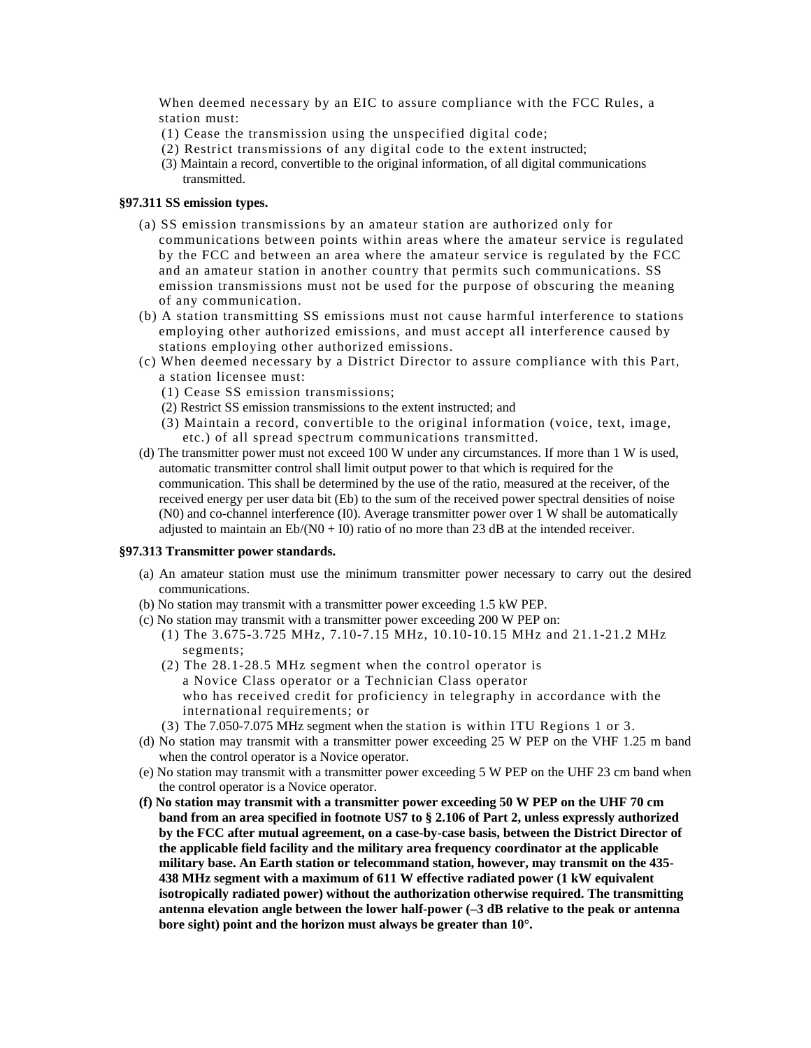When deemed necessary by an EIC to assure compliance with the FCC Rules, a station must:

(1) Cease the transmission using the unspecified digital code;
(2) Restrict transmissions of any digital code to the extent instructed;
(3) Maintain a record, convertible to the original information, of all digital communications transmitted.

**§97.311 SS emission types.**

(a) SS emission transmissions by an amateur station are authorized only for communications between points within areas where the amateur service is regulated by the FCC and between an area where the amateur service is regulated by the FCC and an amateur station in another country that permits such communications. SS emission transmissions must not be used for the purpose of obscuring the meaning of any communication.

(b) A station transmitting SS emissions must not cause harmful interference to stations employing other authorized emissions, and must accept all interference caused by stations employing other authorized emissions.

(c) When deemed necessary by a District Director to assure compliance with this Part, a station licensee must:

(1) Cease SS emission transmissions;
(2) Restrict SS emission transmissions to the extent instructed; and
(3) Maintain a record, convertible to the original information (voice, text, image, etc.) of all spread spectrum communications transmitted.

(d) The transmitter power must not exceed 100 W under any circumstances. If more than 1 W is used, automatic transmitter control shall limit output power to that which is required for the communication. This shall be determined by the use of the ratio, measured at the receiver, of the received energy per user data bit ($E_b$) to the sum of the received power spectral densities of noise ($N_0$) and co-channel interference ($I_0$). Average transmitter power over 1 W shall be automatically adjusted to maintain an $E_b/(N_0 + I_0)$ ratio of no more than 23 dB at the intended receiver.

**§97.313 Transmitter power standards.**

(a) An amateur station must use the minimum transmitter power necessary to carry out the desired communications.

(b) No station may transmit with a transmitter power exceeding 1.5 kW PEP.

(c) No station may transmit with a transmitter power exceeding 200 W PEP on:

(1) The 3.675-3.725 MHz, 7.10-7.15 MHz, 10.10-10.15 MHz and 21.1-21.2 MHz segments;
(2) The 28.1-28.5 MHz segment when the control operator is a Novice Class operator or a Technician Class operator who has received credit for proficiency in telegraphy in accordance with the international requirements; or
(3) The 7.050-7.075 MHz segment when the station is within ITU Regions 1 or 3.

(d) No station may transmit with a transmitter power exceeding 25 W PEP on the VHF 1.25 m band when the control operator is a Novice operator.

(e) No station may transmit with a transmitter power exceeding 5 W PEP on the UHF 23 cm band when the control operator is a Novice operator.

**(f) No station may transmit with a transmitter power exceeding 50 W PEP on the UHF 70 cm band from an area specified in footnote US7 to § 2.106 of Part 2, unless expressly authorized by the FCC after mutual agreement, on a case-by-case basis, between the District Director of the applicable field facility and the military area frequency coordinator at the applicable military base. An Earth station or telecommand station, however, may transmit on the 435-438 MHz segment with a maximum of 611 W effective radiated power (1 kW equivalent isotropically radiated power) without the authorization otherwise required. The transmitting antenna elevation angle between the lower half-power (–3 dB relative to the peak or antenna bore sight) point and the horizon must always be greater than 10°.**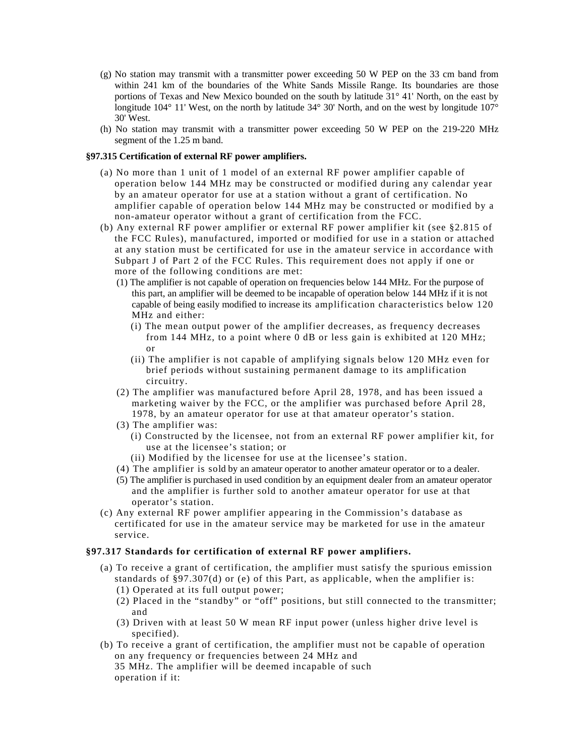(g) No station may transmit with a transmitter power exceeding 50 W PEP on the 33 cm band from within 241 km of the boundaries of the White Sands Missile Range. Its boundaries are those portions of Texas and New Mexico bounded on the south by latitude 31° 41' North, on the east by longitude 104° 11' West, on the north by latitude 34° 30' North, and on the west by longitude 107° 30' West.

(h) No station may transmit with a transmitter power exceeding 50 W PEP on the 219-220 MHz segment of the 1.25 m band.

**§97.315 Certification of external RF power amplifiers.**

(a) No more than 1 unit of 1 model of an external RF power amplifier capable of operation below 144 MHz may be constructed or modified during any calendar year by an amateur operator for use at a station without a grant of certification. No amplifier capable of operation below 144 MHz may be constructed or modified by a non-amateur operator without a grant of certification from the FCC.

(b) Any external RF power amplifier or external RF power amplifier kit (see §2.815 of the FCC Rules), manufactured, imported or modified for use in a station or attached at any station must be certificated for use in the amateur service in accordance with Subpart J of Part 2 of the FCC Rules. This requirement does not apply if one or more of the following conditions are met:

  (1) The amplifier is not capable of operation on frequencies below 144 MHz. For the purpose of this part, an amplifier will be deemed to be incapable of operation below 144 MHz if it is not capable of being easily modified to increase its amplification characteristics below 120 MHz and either:

    (i) The mean output power of the amplifier decreases, as frequency decreases from 144 MHz, to a point where 0 dB or less gain is exhibited at 120 MHz; or

    (ii) The amplifier is not capable of amplifying signals below 120 MHz even for brief periods without sustaining permanent damage to its amplification circuitry.

  (2) The amplifier was manufactured before April 28, 1978, and has been issued a marketing waiver by the FCC, or the amplifier was purchased before April 28, 1978, by an amateur operator for use at that amateur operator's station.

  (3) The amplifier was:

    (i) Constructed by the licensee, not from an external RF power amplifier kit, for use at the licensee's station; or

    (ii) Modified by the licensee for use at the licensee's station.

  (4) The amplifier is sold by an amateur operator to another amateur operator or to a dealer.

  (5) The amplifier is purchased in used condition by an equipment dealer from an amateur operator and the amplifier is further sold to another amateur operator for use at that operator's station.

(c) Any external RF power amplifier appearing in the Commission's database as certificated for use in the amateur service may be marketed for use in the amateur service.

**§97.317 Standards for certification of external RF power amplifiers.**

(a) To receive a grant of certification, the amplifier must satisfy the spurious emission standards of §97.307(d) or (e) of this Part, as applicable, when the amplifier is:

  (1) Operated at its full output power;

  (2) Placed in the "standby" or "off" positions, but still connected to the transmitter; and

  (3) Driven with at least 50 W mean RF input power (unless higher drive level is specified).

(b) To receive a grant of certification, the amplifier must not be capable of operation on any frequency or frequencies between 24 MHz and 35 MHz. The amplifier will be deemed incapable of such operation if it: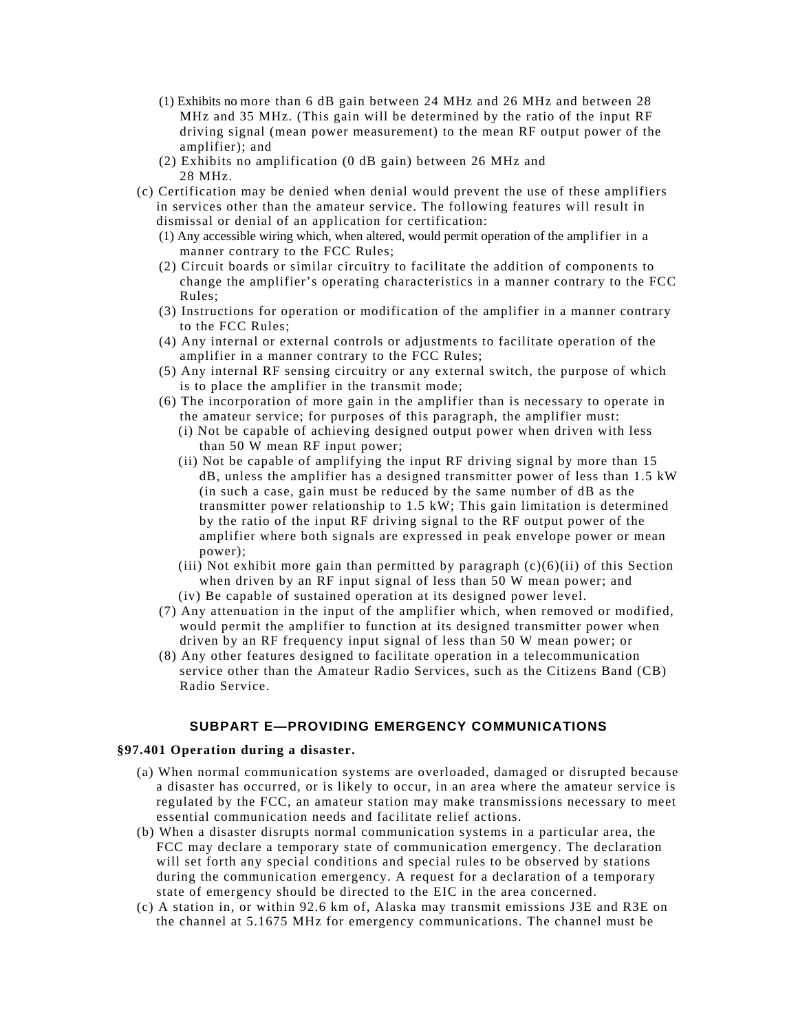(1) Exhibits no more than 6 dB gain between 24 MHz and 26 MHz and between 28 MHz and 35 MHz. (This gain will be determined by the ratio of the input RF driving signal (mean power measurement) to the mean RF output power of the amplifier); and

(2) Exhibits no amplification (0 dB gain) between 26 MHz and 28 MHz.

(c) Certification may be denied when denial would prevent the use of these amplifiers in services other than the amateur service. The following features will result in dismissal or denial of an application for certification:

(1) Any accessible wiring which, when altered, would permit operation of the amplifier in a manner contrary to the FCC Rules;

(2) Circuit boards or similar circuitry to facilitate the addition of components to change the amplifier's operating characteristics in a manner contrary to the FCC Rules;

(3) Instructions for operation or modification of the amplifier in a manner contrary to the FCC Rules;

(4) Any internal or external controls or adjustments to facilitate operation of the amplifier in a manner contrary to the FCC Rules;

(5) Any internal RF sensing circuitry or any external switch, the purpose of which is to place the amplifier in the transmit mode;

(6) The incorporation of more gain in the amplifier than is necessary to operate in the amateur service; for purposes of this paragraph, the amplifier must:

(i) Not be capable of achieving designed output power when driven with less than 50 W mean RF input power;

(ii) Not be capable of amplifying the input RF driving signal by more than 15 dB, unless the amplifier has a designed transmitter power of less than 1.5 kW (in such a case, gain must be reduced by the same number of dB as the transmitter power relationship to 1.5 kW; This gain limitation is determined by the ratio of the input RF driving signal to the RF output power of the amplifier where both signals are expressed in peak envelope power or mean power);

(iii) Not exhibit more gain than permitted by paragraph (c)(6)(ii) of this Section when driven by an RF input signal of less than 50 W mean power; and

(iv) Be capable of sustained operation at its designed power level.

(7) Any attenuation in the input of the amplifier which, when removed or modified, would permit the amplifier to function at its designed transmitter power when driven by an RF frequency input signal of less than 50 W mean power; or

(8) Any other features designed to facilitate operation in a telecommunication service other than the Amateur Radio Services, such as the Citizens Band (CB) Radio Service.

## SUBPART E—PROVIDING EMERGENCY COMMUNICATIONS

### §97.401 Operation during a disaster.

(a) When normal communication systems are overloaded, damaged or disrupted because a disaster has occurred, or is likely to occur, in an area where the amateur service is regulated by the FCC, an amateur station may make transmissions necessary to meet essential communication needs and facilitate relief actions.

(b) When a disaster disrupts normal communication systems in a particular area, the FCC may declare a temporary state of communication emergency. The declaration will set forth any special conditions and special rules to be observed by stations during the communication emergency. A request for a declaration of a temporary state of emergency should be directed to the EIC in the area concerned.

(c) A station in, or within 92.6 km of, Alaska may transmit emissions J3E and R3E on the channel at 5.1675 MHz for emergency communications. The channel must be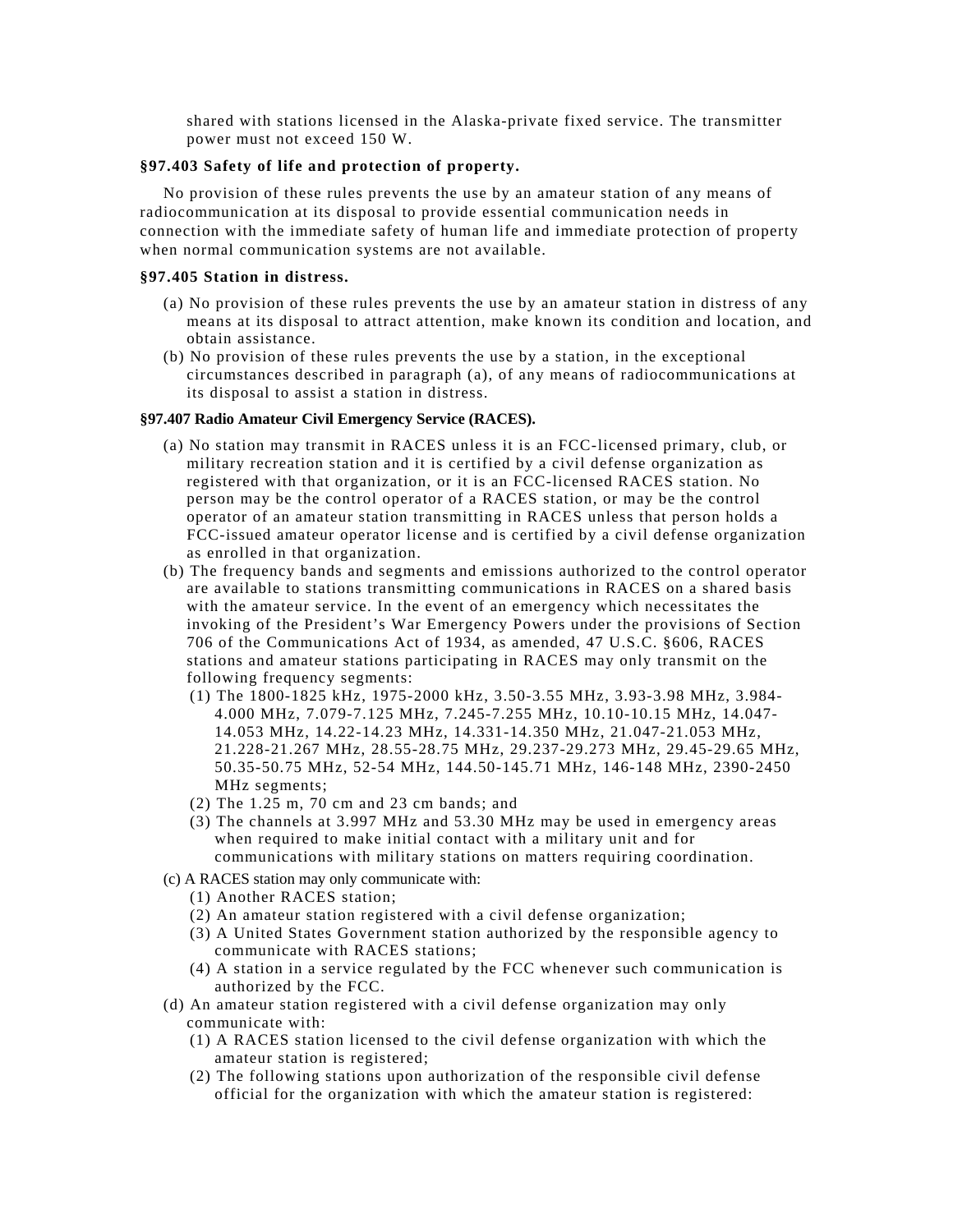shared with stations licensed in the Alaska-private fixed service. The transmitter power must not exceed 150 W.

**§97.403 Safety of life and protection of property.**

No provision of these rules prevents the use by an amateur station of any means of radiocommunication at its disposal to provide essential communication needs in connection with the immediate safety of human life and immediate protection of property when normal communication systems are not available.

**§97.405 Station in distress.**

(a) No provision of these rules prevents the use by an amateur station in distress of any means at its disposal to attract attention, make known its condition and location, and obtain assistance.

(b) No provision of these rules prevents the use by a station, in the exceptional circumstances described in paragraph (a), of any means of radiocommunications at its disposal to assist a station in distress.

**§97.407 Radio Amateur Civil Emergency Service (RACES).**

(a) No station may transmit in RACES unless it is an FCC-licensed primary, club, or military recreation station and it is certified by a civil defense organization as registered with that organization, or it is an FCC-licensed RACES station. No person may be the control operator of a RACES station, or may be the control operator of an amateur station transmitting in RACES unless that person holds a FCC-issued amateur operator license and is certified by a civil defense organization as enrolled in that organization.

(b) The frequency bands and segments and emissions authorized to the control operator are available to stations transmitting communications in RACES on a shared basis with the amateur service. In the event of an emergency which necessitates the invoking of the President's War Emergency Powers under the provisions of Section 706 of the Communications Act of 1934, as amended, 47 U.S.C. §606, RACES stations and amateur stations participating in RACES may only transmit on the following frequency segments:

   (1) The 1800-1825 kHz, 1975-2000 kHz, 3.50-3.55 MHz, 3.93-3.98 MHz, 3.984-4.000 MHz, 7.079-7.125 MHz, 7.245-7.255 MHz, 10.10-10.15 MHz, 14.047-14.053 MHz, 14.22-14.23 MHz, 14.331-14.350 MHz, 21.047-21.053 MHz, 21.228-21.267 MHz, 28.55-28.75 MHz, 29.237-29.273 MHz, 29.45-29.65 MHz, 50.35-50.75 MHz, 52-54 MHz, 144.50-145.71 MHz, 146-148 MHz, 2390-2450 MHz segments;

   (2) The 1.25 m, 70 cm and 23 cm bands; and

   (3) The channels at 3.997 MHz and 53.30 MHz may be used in emergency areas when required to make initial contact with a military unit and for communications with military stations on matters requiring coordination.

(c) A RACES station may only communicate with:

   (1) Another RACES station;

   (2) An amateur station registered with a civil defense organization;

   (3) A United States Government station authorized by the responsible agency to communicate with RACES stations;

   (4) A station in a service regulated by the FCC whenever such communication is authorized by the FCC.

(d) An amateur station registered with a civil defense organization may only communicate with:

   (1) A RACES station licensed to the civil defense organization with which the amateur station is registered;

   (2) The following stations upon authorization of the responsible civil defense official for the organization with which the amateur station is registered: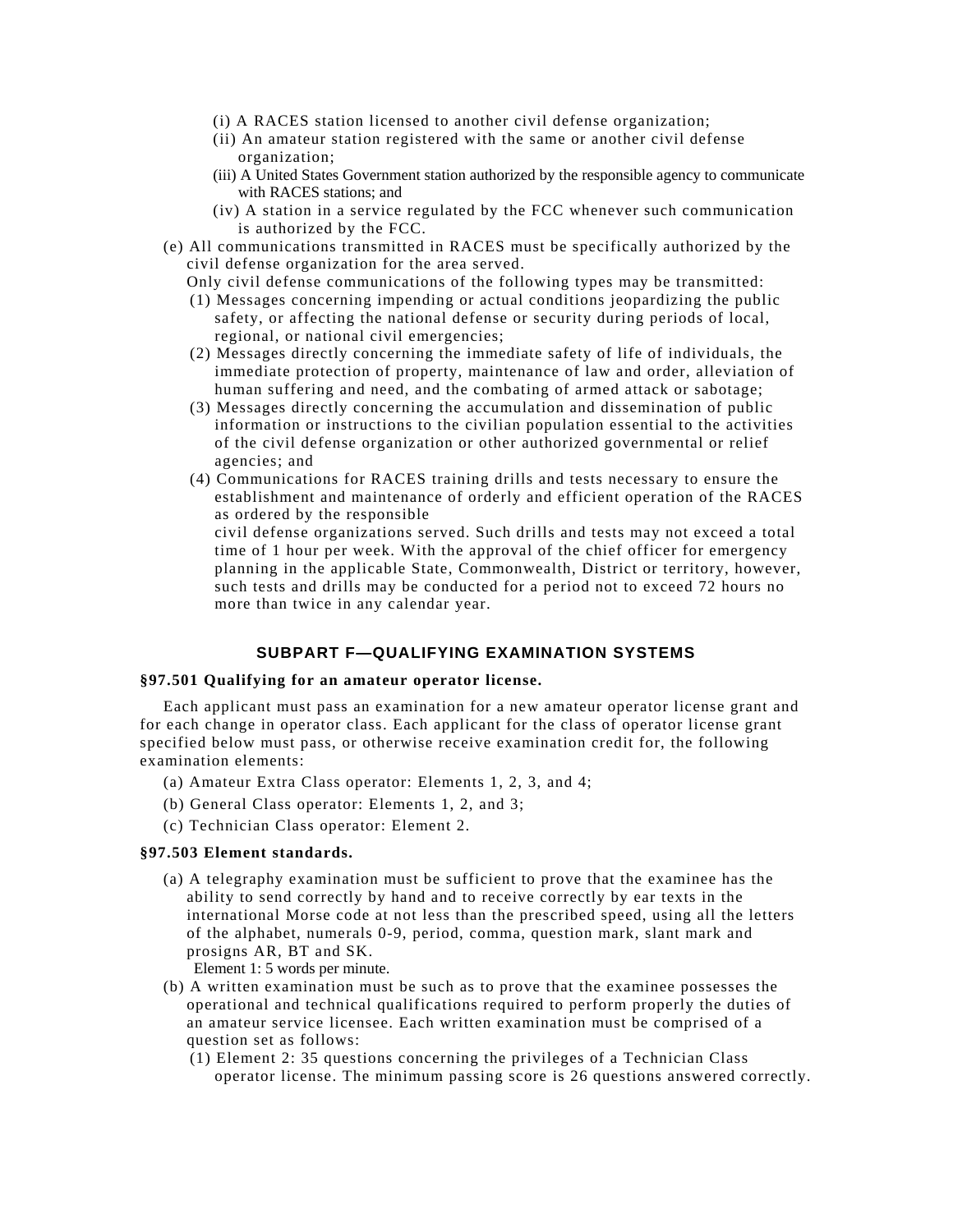(i) A RACES station licensed to another civil defense organization;

(ii) An amateur station registered with the same or another civil defense organization;

(iii) A United States Government station authorized by the responsible agency to communicate with RACES stations; and

(iv) A station in a service regulated by the FCC whenever such communication is authorized by the FCC.

(e) All communications transmitted in RACES must be specifically authorized by the civil defense organization for the area served.

Only civil defense communications of the following types may be transmitted:

(1) Messages concerning impending or actual conditions jeopardizing the public safety, or affecting the national defense or security during periods of local, regional, or national civil emergencies;

(2) Messages directly concerning the immediate safety of life of individuals, the immediate protection of property, maintenance of law and order, alleviation of human suffering and need, and the combating of armed attack or sabotage;

(3) Messages directly concerning the accumulation and dissemination of public information or instructions to the civilian population essential to the activities of the civil defense organization or other authorized governmental or relief agencies; and

(4) Communications for RACES training drills and tests necessary to ensure the establishment and maintenance of orderly and efficient operation of the RACES as ordered by the responsible civil defense organizations served. Such drills and tests may not exceed a total time of 1 hour per week. With the approval of the chief officer for emergency planning in the applicable State, Commonwealth, District or territory, however, such tests and drills may be conducted for a period not to exceed 72 hours no more than twice in any calendar year.

## SUBPART F—QUALIFYING EXAMINATION SYSTEMS

**§97.501 Qualifying for an amateur operator license.**

Each applicant must pass an examination for a new amateur operator license grant and for each change in operator class. Each applicant for the class of operator license grant specified below must pass, or otherwise receive examination credit for, the following examination elements:

(a) Amateur Extra Class operator: Elements 1, 2, 3, and 4;

(b) General Class operator: Elements 1, 2, and 3;

(c) Technician Class operator: Element 2.

**§97.503 Element standards.**

(a) A telegraphy examination must be sufficient to prove that the examinee has the ability to send correctly by hand and to receive correctly by ear texts in the international Morse code at not less than the prescribed speed, using all the letters of the alphabet, numerals 0-9, period, comma, question mark, slant mark and prosigns AR, BT and SK.

Element 1: 5 words per minute.

(b) A written examination must be such as to prove that the examinee possesses the operational and technical qualifications required to perform properly the duties of an amateur service licensee. Each written examination must be comprised of a question set as follows:

(1) Element 2: 35 questions concerning the privileges of a Technician Class operator license. The minimum passing score is 26 questions answered correctly.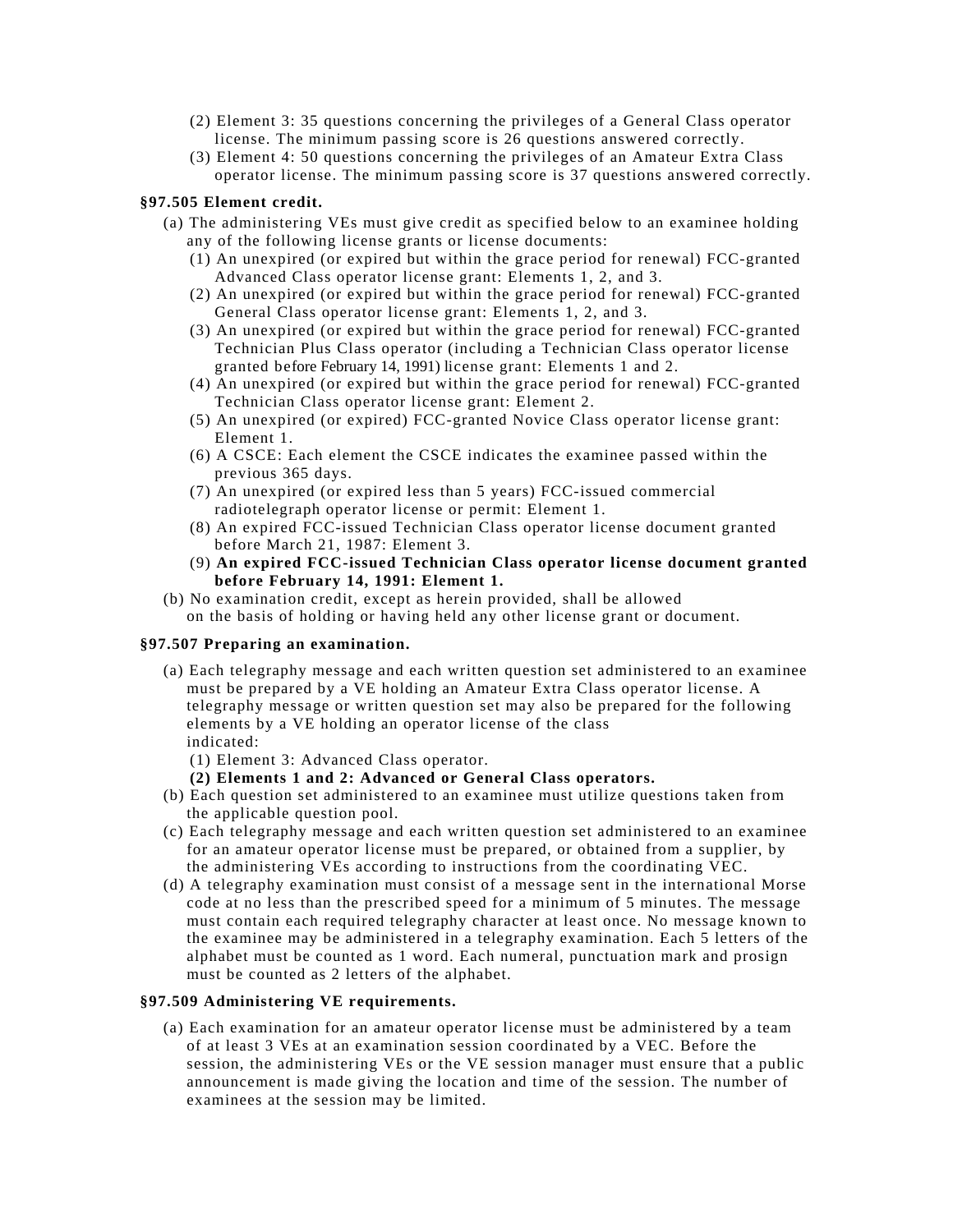(2) Element 3: 35 questions concerning the privileges of a General Class operator license. The minimum passing score is 26 questions answered correctly.

(3) Element 4: 50 questions concerning the privileges of an Amateur Extra Class operator license. The minimum passing score is 37 questions answered correctly.

**§97.505 Element credit.**

(a) The administering VEs must give credit as specified below to an examinee holding any of the following license grants or license documents:

(1) An unexpired (or expired but within the grace period for renewal) FCC-granted Advanced Class operator license grant: Elements 1, 2, and 3.

(2) An unexpired (or expired but within the grace period for renewal) FCC-granted General Class operator license grant: Elements 1, 2, and 3.

(3) An unexpired (or expired but within the grace period for renewal) FCC-granted Technician Plus Class operator (including a Technician Class operator license granted before February 14, 1991) license grant: Elements 1 and 2.

(4) An unexpired (or expired but within the grace period for renewal) FCC-granted Technician Class operator license grant: Element 2.

(5) An unexpired (or expired) FCC-granted Novice Class operator license grant: Element 1.

(6) A CSCE: Each element the CSCE indicates the examinee passed within the previous 365 days.

(7) An unexpired (or expired less than 5 years) FCC-issued commercial radiotelegraph operator license or permit: Element 1.

(8) An expired FCC-issued Technician Class operator license document granted before March 21, 1987: Element 3.

(9) **An expired FCC-issued Technician Class operator license document granted before February 14, 1991: Element 1.**

(b) No examination credit, except as herein provided, shall be allowed on the basis of holding or having held any other license grant or document.

**§97.507 Preparing an examination.**

(a) Each telegraphy message and each written question set administered to an examinee must be prepared by a VE holding an Amateur Extra Class operator license. A telegraphy message or written question set may also be prepared for the following elements by a VE holding an operator license of the class indicated:

(1) Element 3: Advanced Class operator.

**(2) Elements 1 and 2: Advanced or General Class operators.**

(b) Each question set administered to an examinee must utilize questions taken from the applicable question pool.

(c) Each telegraphy message and each written question set administered to an examinee for an amateur operator license must be prepared, or obtained from a supplier, by the administering VEs according to instructions from the coordinating VEC.

(d) A telegraphy examination must consist of a message sent in the international Morse code at no less than the prescribed speed for a minimum of 5 minutes. The message must contain each required telegraphy character at least once. No message known to the examinee may be administered in a telegraphy examination. Each 5 letters of the alphabet must be counted as 1 word. Each numeral, punctuation mark and prosign must be counted as 2 letters of the alphabet.

**§97.509 Administering VE requirements.**

(a) Each examination for an amateur operator license must be administered by a team of at least 3 VEs at an examination session coordinated by a VEC. Before the session, the administering VEs or the VE session manager must ensure that a public announcement is made giving the location and time of the session. The number of examinees at the session may be limited.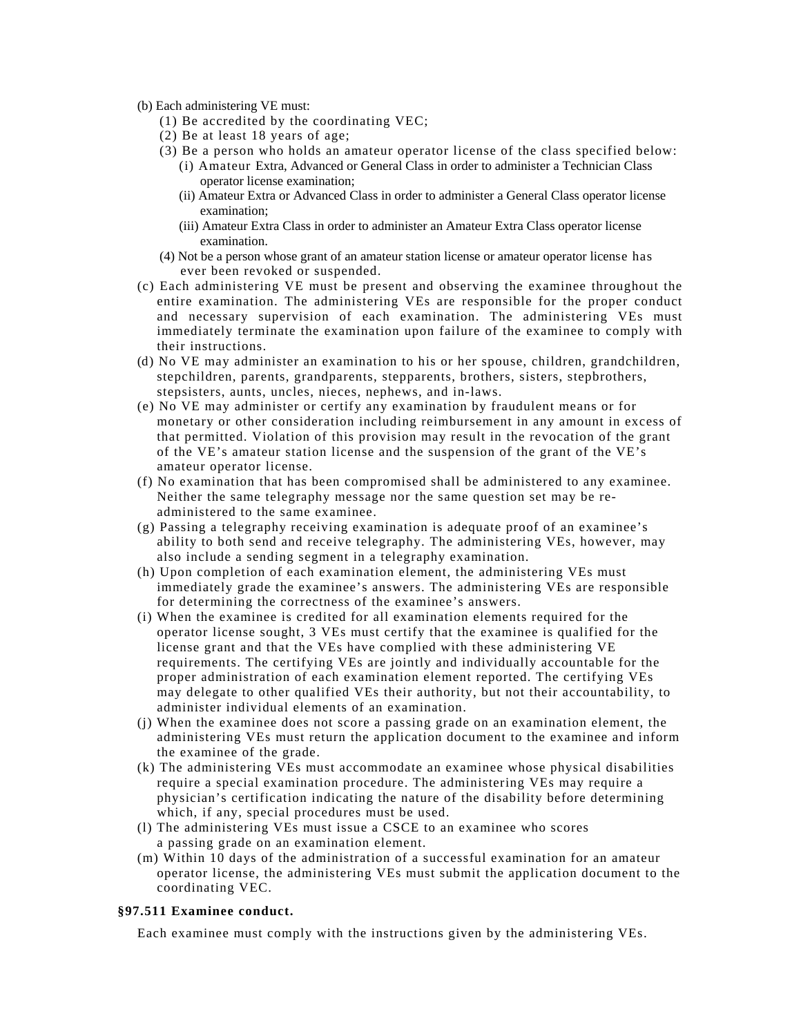(b) Each administering VE must:

(1) Be accredited by the coordinating VEC;

(2) Be at least 18 years of age;

(3) Be a person who holds an amateur operator license of the class specified below:

(i) Amateur Extra, Advanced or General Class in order to administer a Technician Class operator license examination;

(ii) Amateur Extra or Advanced Class in order to administer a General Class operator license examination;

(iii) Amateur Extra Class in order to administer an Amateur Extra Class operator license examination.

(4) Not be a person whose grant of an amateur station license or amateur operator license has ever been revoked or suspended.

(c) Each administering VE must be present and observing the examinee throughout the entire examination. The administering VEs are responsible for the proper conduct and necessary supervision of each examination. The administering VEs must immediately terminate the examination upon failure of the examinee to comply with their instructions.

(d) No VE may administer an examination to his or her spouse, children, grandchildren, stepchildren, parents, grandparents, stepparents, brothers, sisters, stepbrothers, stepsisters, aunts, uncles, nieces, nephews, and in-laws.

(e) No VE may administer or certify any examination by fraudulent means or for monetary or other consideration including reimbursement in any amount in excess of that permitted. Violation of this provision may result in the revocation of the grant of the VE's amateur station license and the suspension of the grant of the VE's amateur operator license.

(f) No examination that has been compromised shall be administered to any examinee. Neither the same telegraphy message nor the same question set may be re-administered to the same examinee.

(g) Passing a telegraphy receiving examination is adequate proof of an examinee's ability to both send and receive telegraphy. The administering VEs, however, may also include a sending segment in a telegraphy examination.

(h) Upon completion of each examination element, the administering VEs must immediately grade the examinee's answers. The administering VEs are responsible for determining the correctness of the examinee's answers.

(i) When the examinee is credited for all examination elements required for the operator license sought, 3 VEs must certify that the examinee is qualified for the license grant and that the VEs have complied with these administering VE requirements. The certifying VEs are jointly and individually accountable for the proper administration of each examination element reported. The certifying VEs may delegate to other qualified VEs their authority, but not their accountability, to administer individual elements of an examination.

(j) When the examinee does not score a passing grade on an examination element, the administering VEs must return the application document to the examinee and inform the examinee of the grade.

(k) The administering VEs must accommodate an examinee whose physical disabilities require a special examination procedure. The administering VEs may require a physician's certification indicating the nature of the disability before determining which, if any, special procedures must be used.

(l) The administering VEs must issue a CSCE to an examinee who scores a passing grade on an examination element.

(m) Within 10 days of the administration of a successful examination for an amateur operator license, the administering VEs must submit the application document to the coordinating VEC.

**§97.511 Examinee conduct.**

Each examinee must comply with the instructions given by the administering VEs.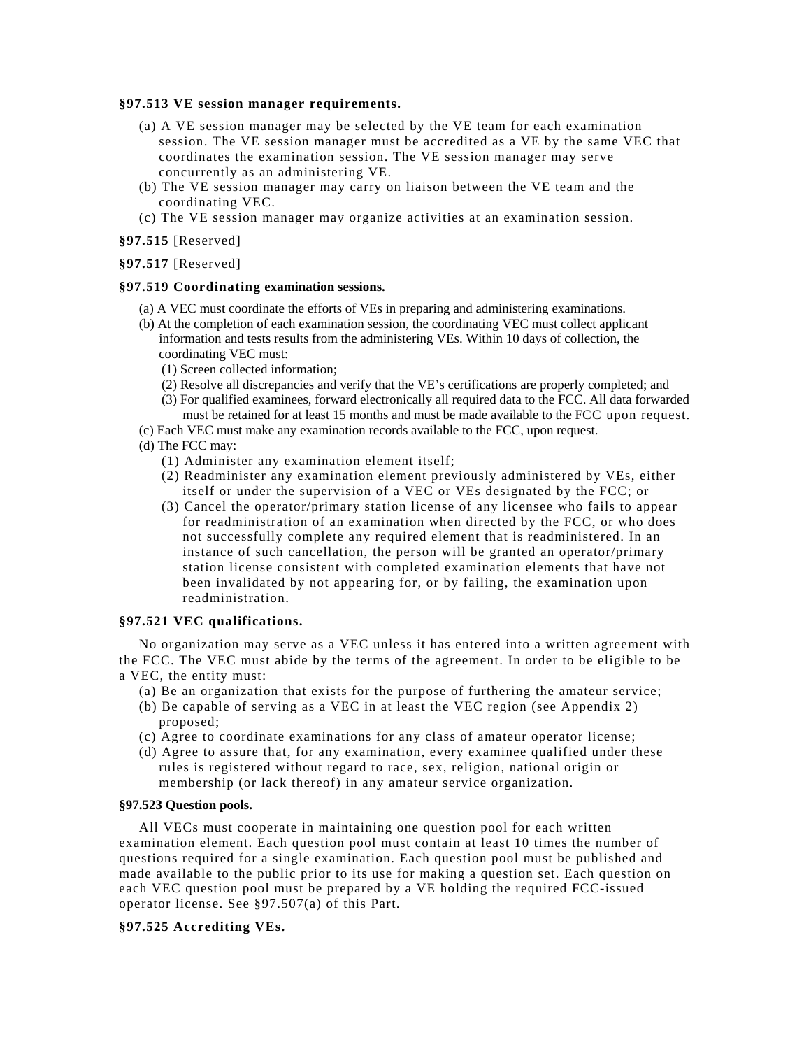**§97.513 VE session manager requirements.**

(a) A VE session manager may be selected by the VE team for each examination session. The VE session manager must be accredited as a VE by the same VEC that coordinates the examination session. The VE session manager may serve concurrently as an administering VE.

(b) The VE session manager may carry on liaison between the VE team and the coordinating VEC.

(c) The VE session manager may organize activities at an examination session.

**§97.515** [Reserved]

**§97.517** [Reserved]

**§97.519 Coordinating examination sessions.**

(a) A VEC must coordinate the efforts of VEs in preparing and administering examinations.

(b) At the completion of each examination session, the coordinating VEC must collect applicant information and tests results from the administering VEs. Within 10 days of collection, the coordinating VEC must:

(1) Screen collected information;

(2) Resolve all discrepancies and verify that the VE's certifications are properly completed; and

(3) For qualified examinees, forward electronically all required data to the FCC. All data forwarded must be retained for at least 15 months and must be made available to the FCC upon request.

(c) Each VEC must make any examination records available to the FCC, upon request.

(d) The FCC may:

(1) Administer any examination element itself;

(2) Readminister any examination element previously administered by VEs, either itself or under the supervision of a VEC or VEs designated by the FCC; or

(3) Cancel the operator/primary station license of any licensee who fails to appear for readministration of an examination when directed by the FCC, or who does not successfully complete any required element that is readministered. In an instance of such cancellation, the person will be granted an operator/primary station license consistent with completed examination elements that have not been invalidated by not appearing for, or by failing, the examination upon readministration.

**§97.521 VEC qualifications.**

No organization may serve as a VEC unless it has entered into a written agreement with the FCC. The VEC must abide by the terms of the agreement. In order to be eligible to be a VEC, the entity must:

(a) Be an organization that exists for the purpose of furthering the amateur service;

(b) Be capable of serving as a VEC in at least the VEC region (see Appendix 2) proposed;

(c) Agree to coordinate examinations for any class of amateur operator license;

(d) Agree to assure that, for any examination, every examinee qualified under these rules is registered without regard to race, sex, religion, national origin or membership (or lack thereof) in any amateur service organization.

**§97.523 Question pools.**

All VECs must cooperate in maintaining one question pool for each written examination element. Each question pool must contain at least 10 times the number of questions required for a single examination. Each question pool must be published and made available to the public prior to its use for making a question set. Each question on each VEC question pool must be prepared by a VE holding the required FCC-issued operator license. See §97.507(a) of this Part.

**§97.525 Accrediting VEs.**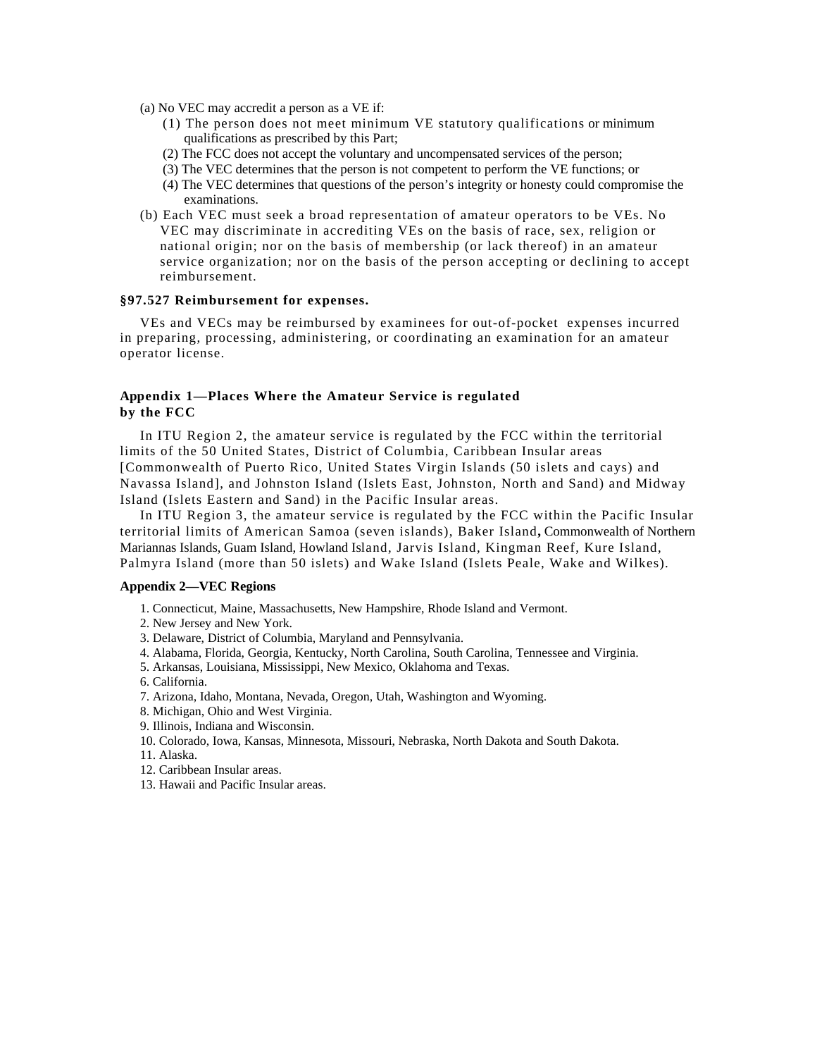(a) No VEC may accredit a person as a VE if:

(1) The person does not meet minimum VE statutory qualifications or minimum qualifications as prescribed by this Part;

(2) The FCC does not accept the voluntary and uncompensated services of the person;

(3) The VEC determines that the person is not competent to perform the VE functions; or

(4) The VEC determines that questions of the person's integrity or honesty could compromise the examinations.

(b) Each VEC must seek a broad representation of amateur operators to be VEs. No VEC may discriminate in accrediting VEs on the basis of race, sex, religion or national origin; nor on the basis of membership (or lack thereof) in an amateur service organization; nor on the basis of the person accepting or declining to accept reimbursement.

### §97.527 Reimbursement for expenses.

VEs and VECs may be reimbursed by examinees for out-of-pocket expenses incurred in preparing, processing, administering, or coordinating an examination for an amateur operator license.

### Appendix 1—Places Where the Amateur Service is regulated by the FCC

In ITU Region 2, the amateur service is regulated by the FCC within the territorial limits of the 50 United States, District of Columbia, Caribbean Insular areas [Commonwealth of Puerto Rico, United States Virgin Islands (50 islets and cays) and Navassa Island], and Johnston Island (Islets East, Johnston, North and Sand) and Midway Island (Islets Eastern and Sand) in the Pacific Insular areas.

In ITU Region 3, the amateur service is regulated by the FCC within the Pacific Insular territorial limits of American Samoa (seven islands), Baker Island**,** Commonwealth of Northern Mariannas Islands, Guam Island, Howland Island, Jarvis Island, Kingman Reef, Kure Island, Palmyra Island (more than 50 islets) and Wake Island (Islets Peale, Wake and Wilkes).

### Appendix 2—VEC Regions

1. Connecticut, Maine, Massachusetts, New Hampshire, Rhode Island and Vermont.
2. New Jersey and New York.
3. Delaware, District of Columbia, Maryland and Pennsylvania.
4. Alabama, Florida, Georgia, Kentucky, North Carolina, South Carolina, Tennessee and Virginia.
5. Arkansas, Louisiana, Mississippi, New Mexico, Oklahoma and Texas.
6. California.
7. Arizona, Idaho, Montana, Nevada, Oregon, Utah, Washington and Wyoming.
8. Michigan, Ohio and West Virginia.
9. Illinois, Indiana and Wisconsin.
10. Colorado, Iowa, Kansas, Minnesota, Missouri, Nebraska, North Dakota and South Dakota.
11. Alaska.
12. Caribbean Insular areas.
13. Hawaii and Pacific Insular areas.